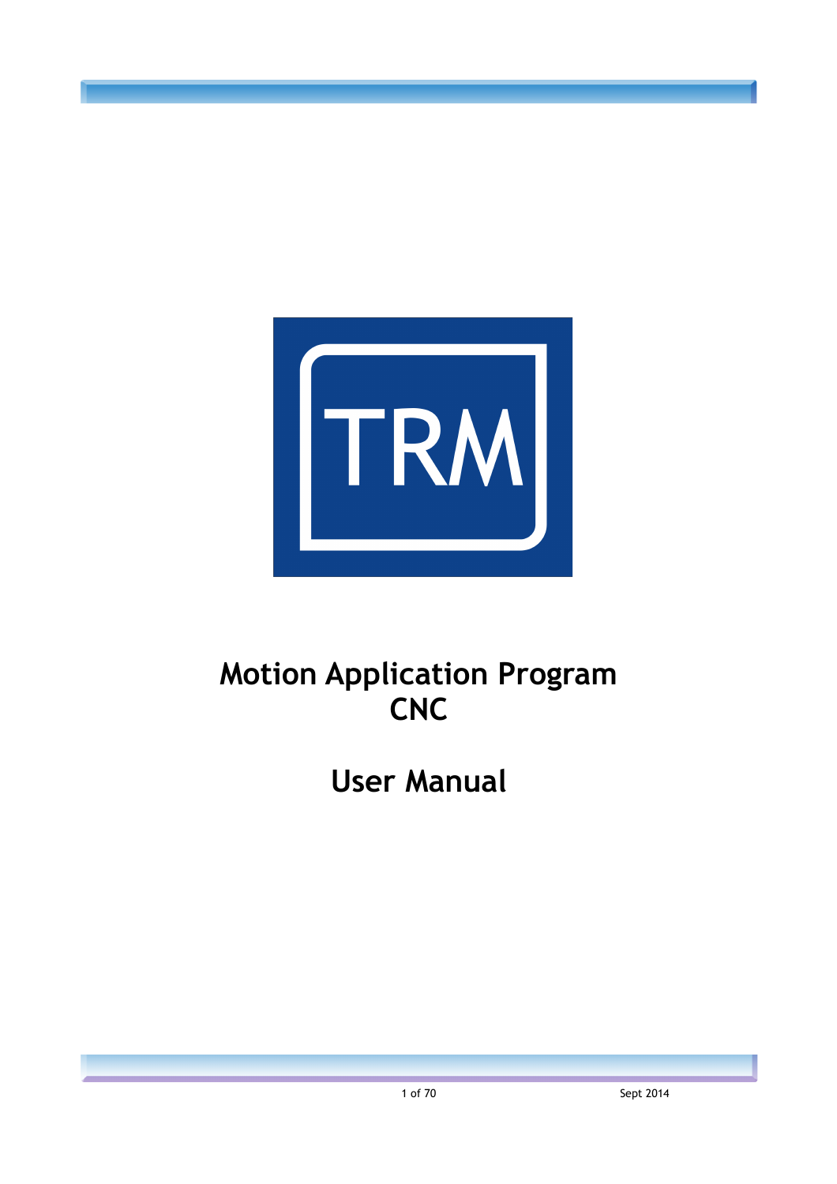TRM

# Motion Application Program CNC

# User Manual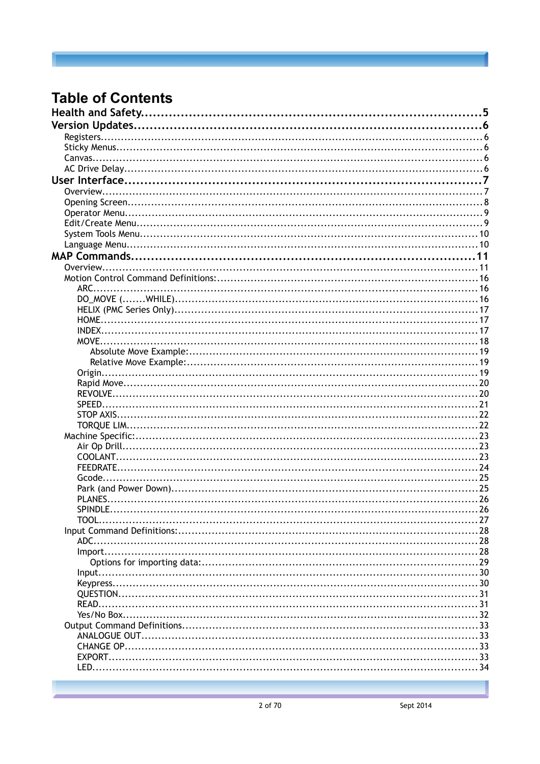# Table of Contents

**Health and Safety....................................................................................5**

**Version Updates.......................................................................................6**

- Registers.......................................................................................6
- Sticky Menus...................................................................................6
- Canvas..........................................................................................6
- AC Drive Delay................................................................................6

**User Interface..........................................................................................7**

- Overview.......................................................................................7
- Opening Screen...............................................................................8
- Operator Menu.................................................................................9
- Edit/Create Menu.............................................................................9
- System Tools Menu..........................................................................10
- Language Menu...............................................................................10

**MAP Commands........................................................................................11**

- Overview.......................................................................................11
- Motion Control Command Definitions:..................................................16
  - ARC.......................................................................................16
  - DO_MOVE (.......WHILE)................................................................16
  - HELIX (PMC Series Only)...............................................................17
  - HOME.....................................................................................17
  - INDEX....................................................................................17
  - MOVE.....................................................................................18
    - Absolute Move Example:............................................................19
    - Relative Move Example:.............................................................19
  - Origin.....................................................................................19
  - Rapid Move..............................................................................20
  - REVOLVE.................................................................................20
  - SPEED....................................................................................21
  - STOP AXIS...............................................................................22
  - TORQUE LIM............................................................................22
- Machine Specific:............................................................................23
  - Air Op Drill...............................................................................23
  - COOLANT.................................................................................23
  - FEEDRATE................................................................................24
  - Gcode.....................................................................................25
  - Park (and Power Down)................................................................25
  - PLANES...................................................................................26
  - SPINDLE..................................................................................26
  - TOOL......................................................................................27
- Input Command Definitions:...............................................................28
  - ADC.......................................................................................28
  - Import.....................................................................................28
    - Options for importing data:.........................................................29
  - Input......................................................................................30
  - Keypress..................................................................................30
  - QUESTION................................................................................31
  - READ......................................................................................31
  - Yes/No Box...............................................................................32
- Output Command Definitions..............................................................33
  - ANALOGUE OUT.........................................................................33
  - CHANGE OP..............................................................................33
  - EXPORT...................................................................................33
  - LED........................................................................................34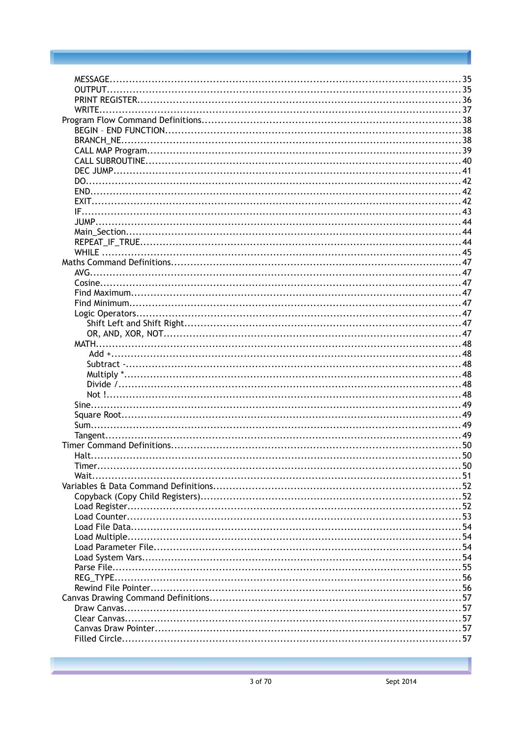- MESSAGE....35
- OUTPUT....35
- PRINT REGISTER....36
- WRITE....37

Program Flow Command Definitions....38

- BEGIN – END FUNCTION....38
- BRANCH_NE....38
- CALL MAP Program....39
- CALL SUBROUTINE....40
- DEC JUMP....41
- DO....42
- END....42
- EXIT....42
- IF....43
- JUMP....44
- Main_Section....44
- REPEAT_IF_TRUE....44
- WHILE....45

Maths Command Definitions....47

- AVG....47
- Cosine....47
- Find Maximum....47
- Find Minimum....47
- Logic Operators....47
  - Shift Left and Shift Right....47
  - OR, AND, XOR, NOT....47
- MATH....48
  - Add +....48
  - Subtract -....48
  - Multiply *....48
  - Divide /....48
  - Not !....48
- Sine....49
- Square Root....49
- Sum....49
- Tangent....49

Timer Command Definitions....50

- Halt....50
- Timer....50
- Wait....51

Variables & Data Command Definitions....52

- Copyback (Copy Child Registers)....52
- Load Register....52
- Load Counter....53
- Load File Data....54
- Load Multiple....54
- Load Parameter File....54
- Load System Vars....54
- Parse File....55
- REG_TYPE....56
- Rewind File Pointer....56

Canvas Drawing Command Definitions....57

- Draw Canvas....57
- Clear Canvas....57
- Canvas Draw Pointer....57
- Filled Circle....57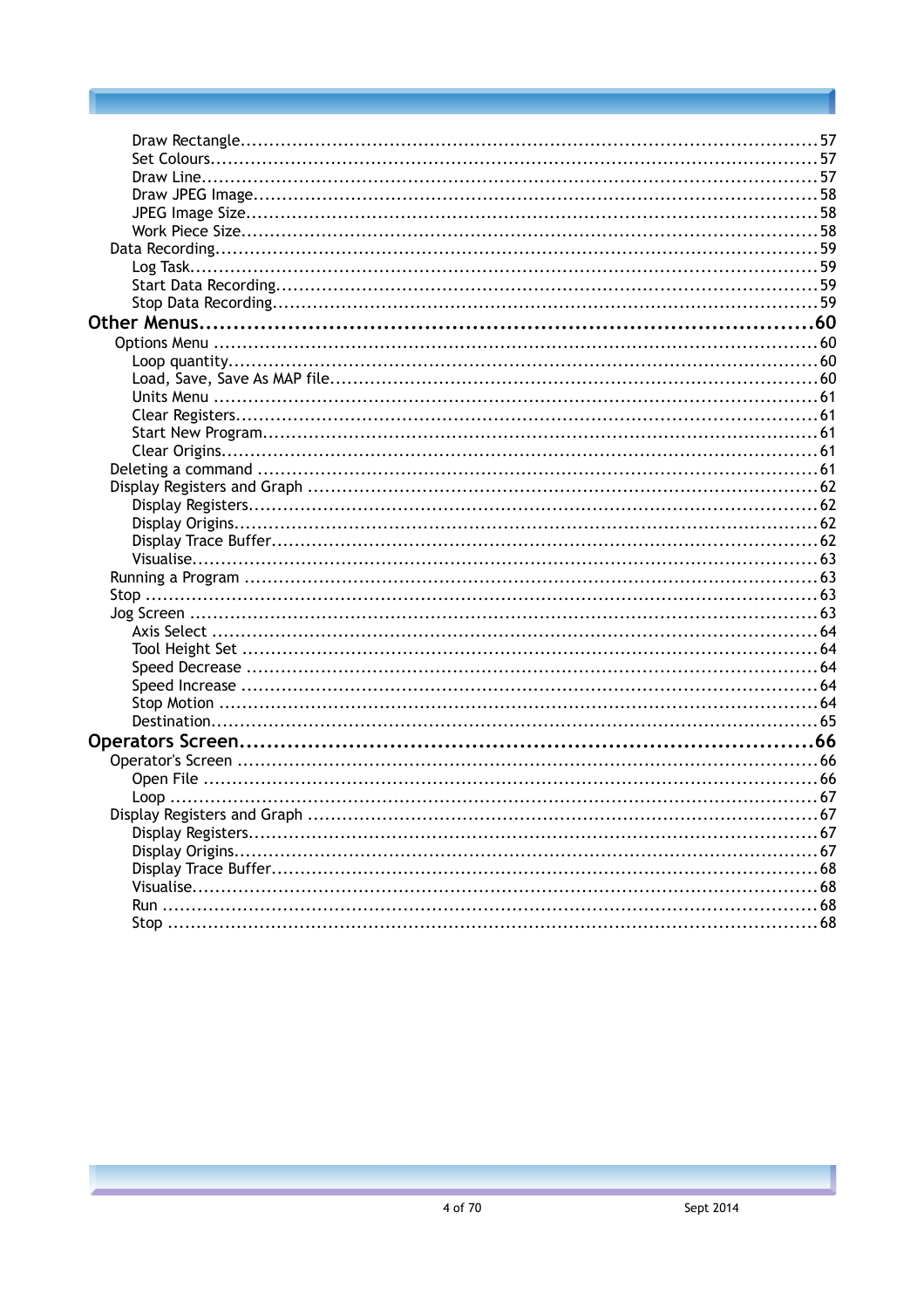Draw Rectangle .......... 57
Set Colours .......... 57
Draw Line .......... 57
Draw JPEG Image .......... 58
JPEG Image Size .......... 58
Work Piece Size .......... 58
Data Recording .......... 59
Log Task .......... 59
Start Data Recording .......... 59
Stop Data Recording .......... 59

**Other Menus .......... 60**

Options Menu .......... 60
Loop quantity .......... 60
Load, Save, Save As MAP file .......... 60
Units Menu .......... 61
Clear Registers .......... 61
Start New Program .......... 61
Clear Origins .......... 61
Deleting a command .......... 61
Display Registers and Graph .......... 62
Display Registers .......... 62
Display Origins .......... 62
Display Trace Buffer .......... 62
Visualise .......... 63
Running a Program .......... 63
Stop .......... 63
Jog Screen .......... 63
Axis Select .......... 64
Tool Height Set .......... 64
Speed Decrease .......... 64
Speed Increase .......... 64
Stop Motion .......... 64
Destination .......... 65

**Operators Screen .......... 66**

Operator's Screen .......... 66
Open File .......... 66
Loop .......... 67
Display Registers and Graph .......... 67
Display Registers .......... 67
Display Origins .......... 67
Display Trace Buffer .......... 68
Visualise .......... 68
Run .......... 68
Stop .......... 68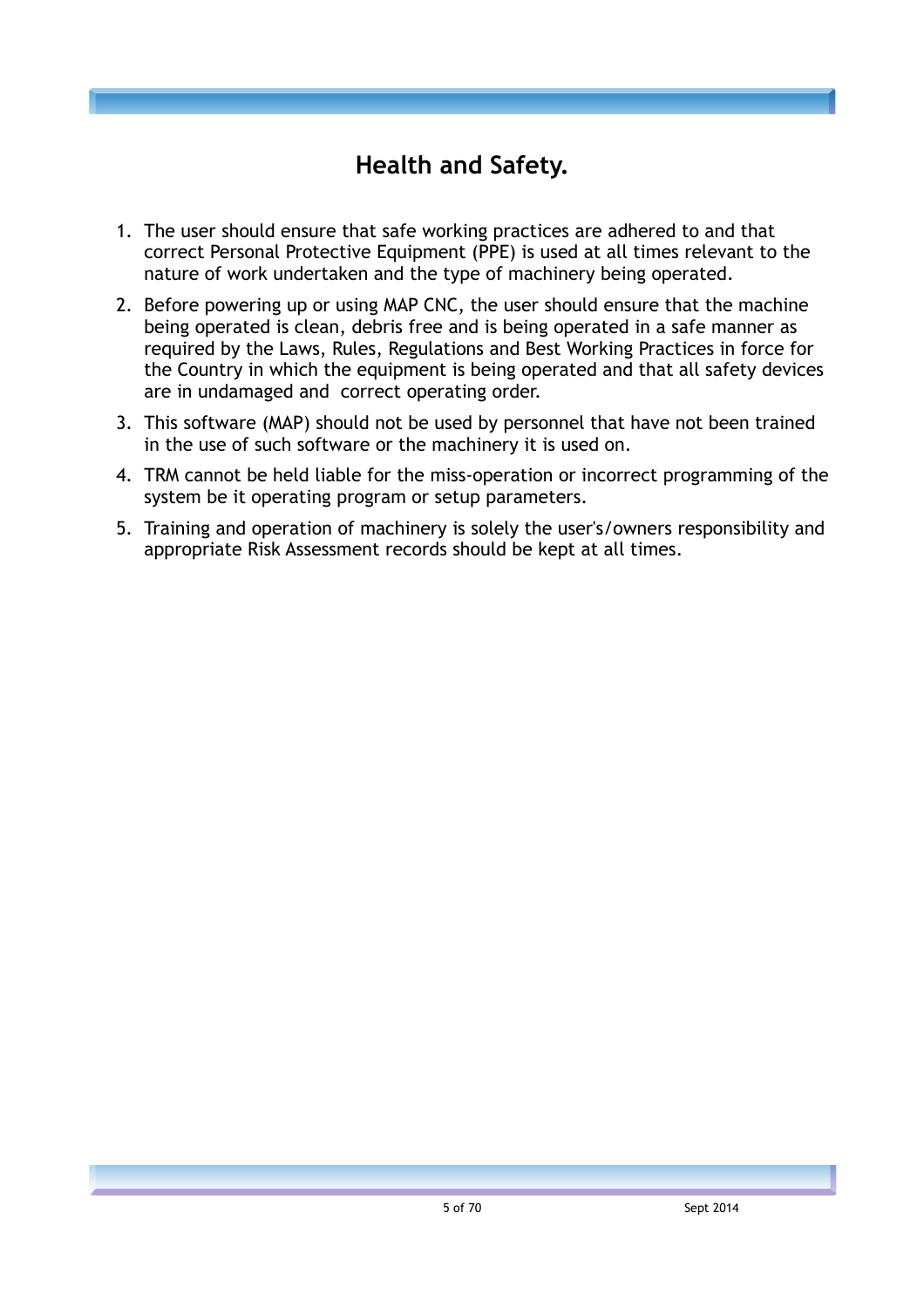# Health and Safety.

1. The user should ensure that safe working practices are adhered to and that correct Personal Protective Equipment (PPE) is used at all times relevant to the nature of work undertaken and the type of machinery being operated.
2. Before powering up or using MAP CNC, the user should ensure that the machine being operated is clean, debris free and is being operated in a safe manner as required by the Laws, Rules, Regulations and Best Working Practices in force for the Country in which the equipment is being operated and that all safety devices are in undamaged and correct operating order.
3. This software (MAP) should not be used by personnel that have not been trained in the use of such software or the machinery it is used on.
4. TRM cannot be held liable for the miss-operation or incorrect programming of the system be it operating program or setup parameters.
5. Training and operation of machinery is solely the user's/owners responsibility and appropriate Risk Assessment records should be kept at all times.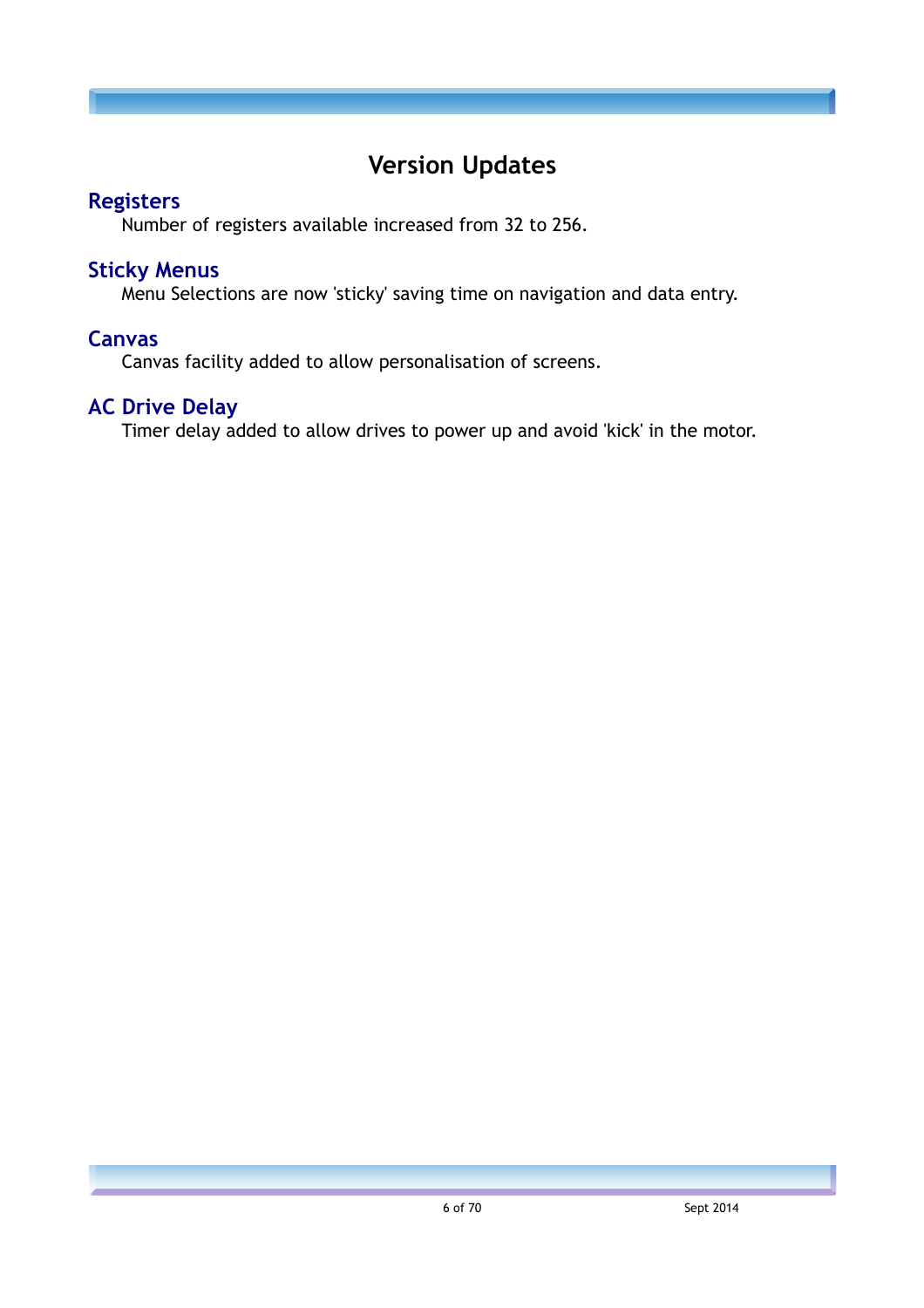# Version Updates

## Registers

Number of registers available increased from 32 to 256.

## Sticky Menus

Menu Selections are now 'sticky' saving time on navigation and data entry.

## Canvas

Canvas facility added to allow personalisation of screens.

## AC Drive Delay

Timer delay added to allow drives to power up and avoid 'kick' in the motor.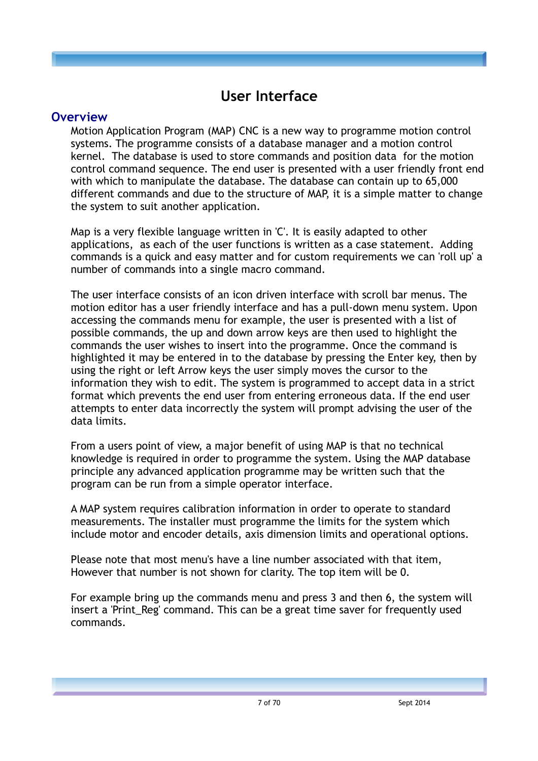# User Interface

## Overview

Motion Application Program (MAP) CNC is a new way to programme motion control systems. The programme consists of a database manager and a motion control kernel. The database is used to store commands and position data for the motion control command sequence. The end user is presented with a user friendly front end with which to manipulate the database. The database can contain up to 65,000 different commands and due to the structure of MAP, it is a simple matter to change the system to suit another application.

Map is a very flexible language written in 'C'. It is easily adapted to other applications, as each of the user functions is written as a case statement. Adding commands is a quick and easy matter and for custom requirements we can 'roll up' a number of commands into a single macro command.

The user interface consists of an icon driven interface with scroll bar menus. The motion editor has a user friendly interface and has a pull-down menu system. Upon accessing the commands menu for example, the user is presented with a list of possible commands, the up and down arrow keys are then used to highlight the commands the user wishes to insert into the programme. Once the command is highlighted it may be entered in to the database by pressing the Enter key, then by using the right or left Arrow keys the user simply moves the cursor to the information they wish to edit. The system is programmed to accept data in a strict format which prevents the end user from entering erroneous data. If the end user attempts to enter data incorrectly the system will prompt advising the user of the data limits.

From a users point of view, a major benefit of using MAP is that no technical knowledge is required in order to programme the system. Using the MAP database principle any advanced application programme may be written such that the program can be run from a simple operator interface.

A MAP system requires calibration information in order to operate to standard measurements. The installer must programme the limits for the system which include motor and encoder details, axis dimension limits and operational options.

Please note that most menu's have a line number associated with that item, However that number is not shown for clarity. The top item will be 0.

For example bring up the commands menu and press 3 and then 6, the system will insert a 'Print_Reg' command. This can be a great time saver for frequently used commands.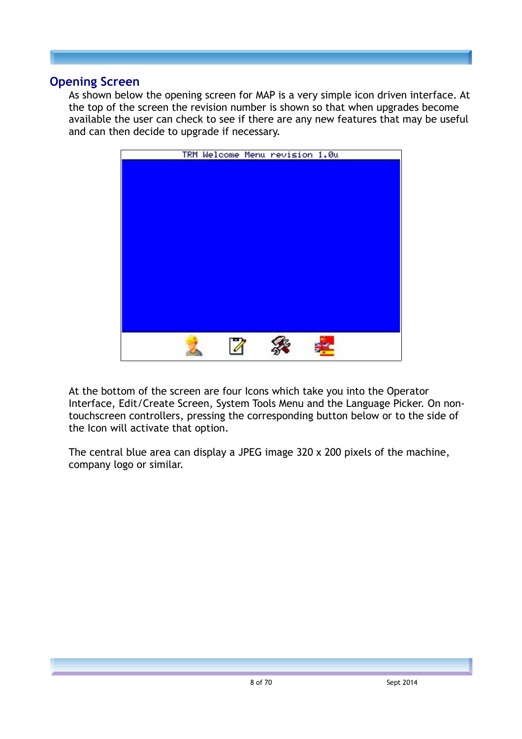## Opening Screen

As shown below the opening screen for MAP is a very simple icon driven interface. At the top of the screen the revision number is shown so that when upgrades become available the user can check to see if there are any new features that may be useful and can then decide to upgrade if necessary.

TRM Welcome Menu revision 1.0u

At the bottom of the screen are four Icons which take you into the Operator Interface, Edit/Create Screen, System Tools Menu and the Language Picker. On non-touchscreen controllers, pressing the corresponding button below or to the side of the Icon will activate that option.

The central blue area can display a JPEG image 320 x 200 pixels of the machine, company logo or similar.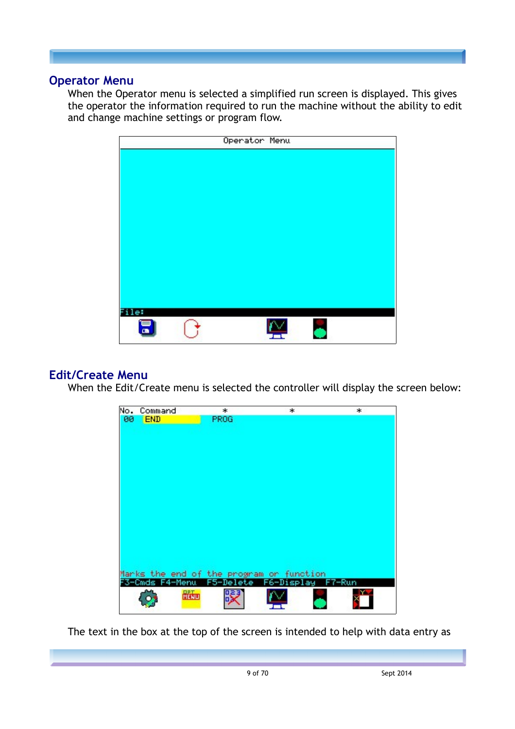## Operator Menu

When the Operator menu is selected a simplified run screen is displayed. This gives the operator the information required to run the machine without the ability to edit and change machine settings or program flow.

## Edit/Create Menu

When the Edit/Create menu is selected the controller will display the screen below:

The text in the box at the top of the screen is intended to help with data entry as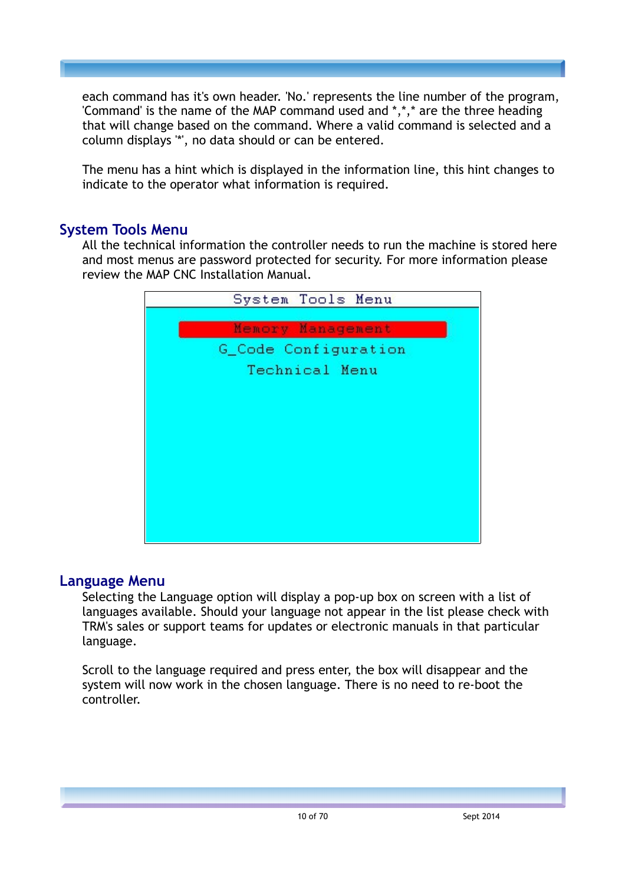each command has it's own header. 'No.' represents the line number of the program, 'Command' is the name of the MAP command used and *,*,* are the three heading that will change based on the command. Where a valid command is selected and a column displays '*', no data should or can be entered.

The menu has a hint which is displayed in the information line, this hint changes to indicate to the operator what information is required.

## System Tools Menu

All the technical information the controller needs to run the machine is stored here and most menus are password protected for security. For more information please review the MAP CNC Installation Manual.

System Tools Menu

Memory Management

G_Code Configuration

Technical Menu

## Language Menu

Selecting the Language option will display a pop-up box on screen with a list of languages available. Should your language not appear in the list please check with TRM's sales or support teams for updates or electronic manuals in that particular language.

Scroll to the language required and press enter, the box will disappear and the system will now work in the chosen language. There is no need to re-boot the controller.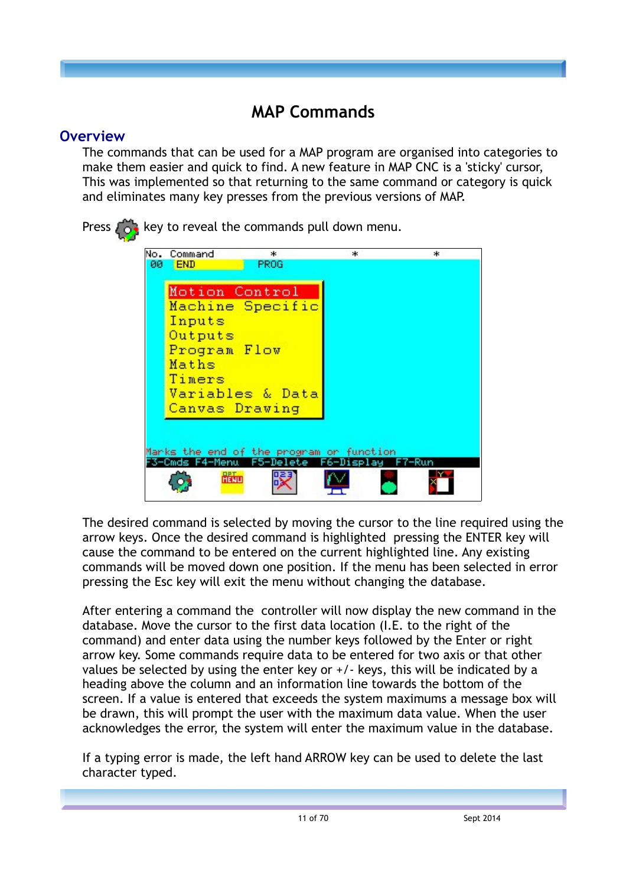# MAP Commands

## Overview

The commands that can be used for a MAP program are organised into categories to make them easier and quick to find. A new feature in MAP CNC is a 'sticky' cursor, This was implemented so that returning to the same command or category is quick and eliminates many key presses from the previous versions of MAP.

Press key to reveal the commands pull down menu.

The desired command is selected by moving the cursor to the line required using the arrow keys. Once the desired command is highlighted pressing the ENTER key will cause the command to be entered on the current highlighted line. Any existing commands will be moved down one position. If the menu has been selected in error pressing the Esc key will exit the menu without changing the database.

After entering a command the controller will now display the new command in the database. Move the cursor to the first data location (I.E. to the right of the command) and enter data using the number keys followed by the Enter or right arrow key. Some commands require data to be entered for two axis or that other values be selected by using the enter key or +/- keys, this will be indicated by a heading above the column and an information line towards the bottom of the screen. If a value is entered that exceeds the system maximums a message box will be drawn, this will prompt the user with the maximum data value. When the user acknowledges the error, the system will enter the maximum value in the database.

If a typing error is made, the left hand ARROW key can be used to delete the last character typed.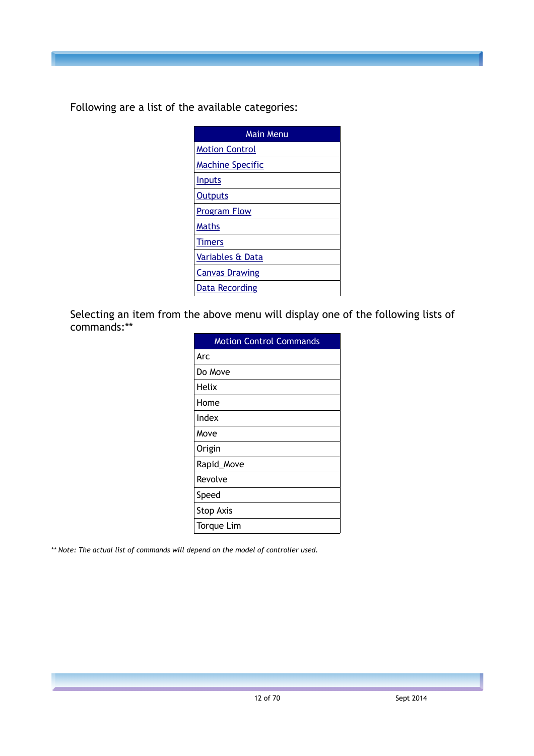Following are a list of the available categories:

| Main Menu |
|---|
| Motion Control |
| Machine Specific |
| Inputs |
| Outputs |
| Program Flow |
| Maths |
| Timers |
| Variables & Data |
| Canvas Drawing |
| Data Recording |

Selecting an item from the above menu will display one of the following lists of commands:**

| Motion Control Commands |
|---|
| Arc |
| Do Move |
| Helix |
| Home |
| Index |
| Move |
| Origin |
| Rapid_Move |
| Revolve |
| Speed |
| Stop Axis |
| Torque Lim |

*** Note: The actual list of commands will depend on the model of controller used.*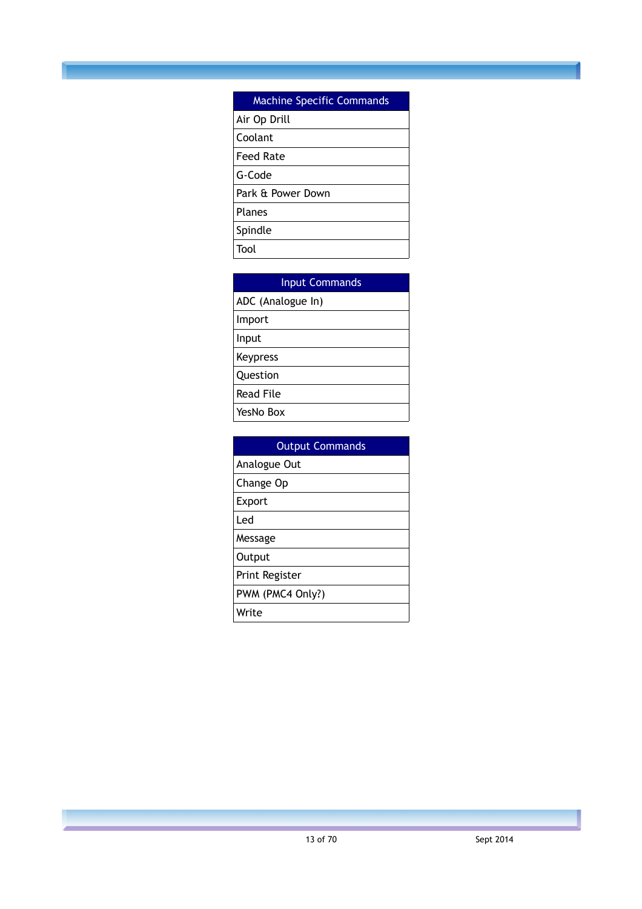| Machine Specific Commands |
| --- |
| Air Op Drill |
| Coolant |
| Feed Rate |
| G-Code |
| Park & Power Down |
| Planes |
| Spindle |
| Tool |

| Input Commands |
| --- |
| ADC (Analogue In) |
| Import |
| Input |
| Keypress |
| Question |
| Read File |
| YesNo Box |

| Output Commands |
| --- |
| Analogue Out |
| Change Op |
| Export |
| Led |
| Message |
| Output |
| Print Register |
| PWM (PMC4 Only?) |
| Write |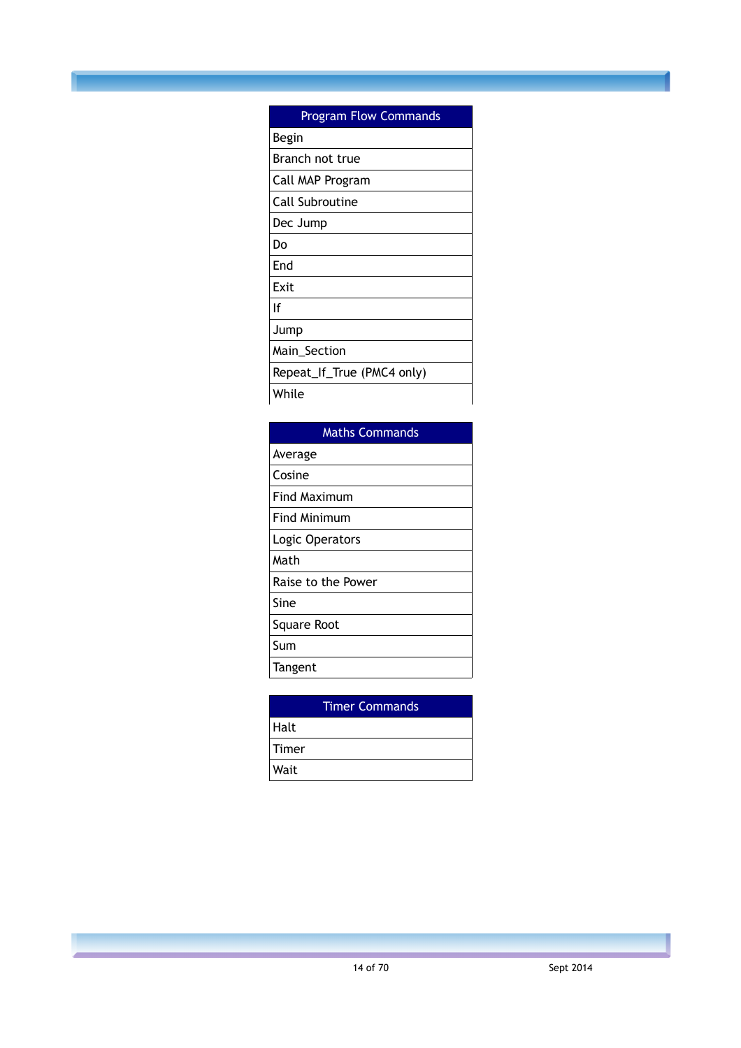| Program Flow Commands |
| --- |
| Begin |
| Branch not true |
| Call MAP Program |
| Call Subroutine |
| Dec Jump |
| Do |
| End |
| Exit |
| If |
| Jump |
| Main_Section |
| Repeat_If_True (PMC4 only) |
| While |

| Maths Commands |
| --- |
| Average |
| Cosine |
| Find Maximum |
| Find Minimum |
| Logic Operators |
| Math |
| Raise to the Power |
| Sine |
| Square Root |
| Sum |
| Tangent |

| Timer Commands |
| --- |
| Halt |
| Timer |
| Wait |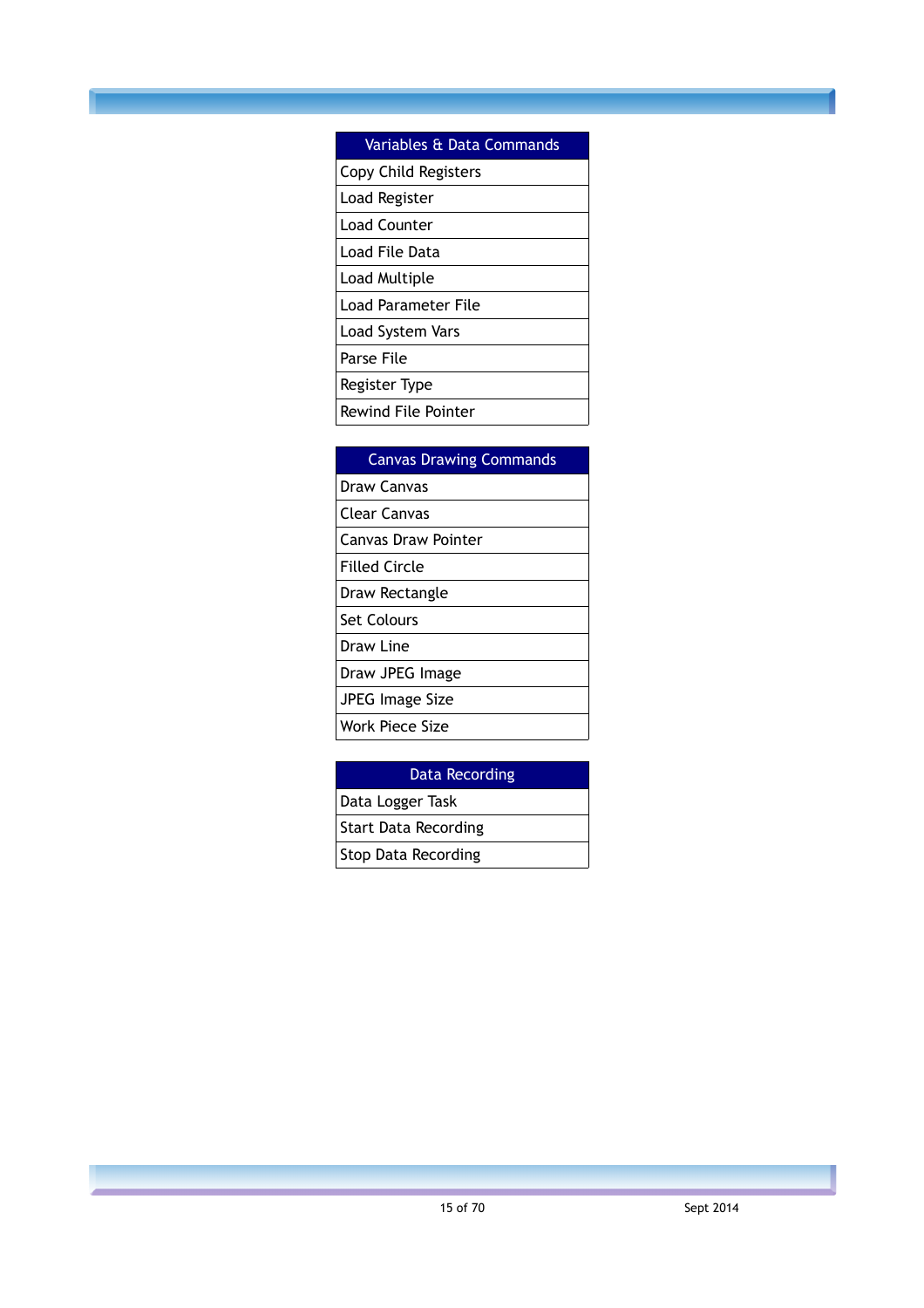| Variables & Data Commands |
| --- |
| Copy Child Registers |
| Load Register |
| Load Counter |
| Load File Data |
| Load Multiple |
| Load Parameter File |
| Load System Vars |
| Parse File |
| Register Type |
| Rewind File Pointer |

| Canvas Drawing Commands |
| --- |
| Draw Canvas |
| Clear Canvas |
| Canvas Draw Pointer |
| Filled Circle |
| Draw Rectangle |
| Set Colours |
| Draw Line |
| Draw JPEG Image |
| JPEG Image Size |
| Work Piece Size |

| Data Recording |
| --- |
| Data Logger Task |
| Start Data Recording |
| Stop Data Recording |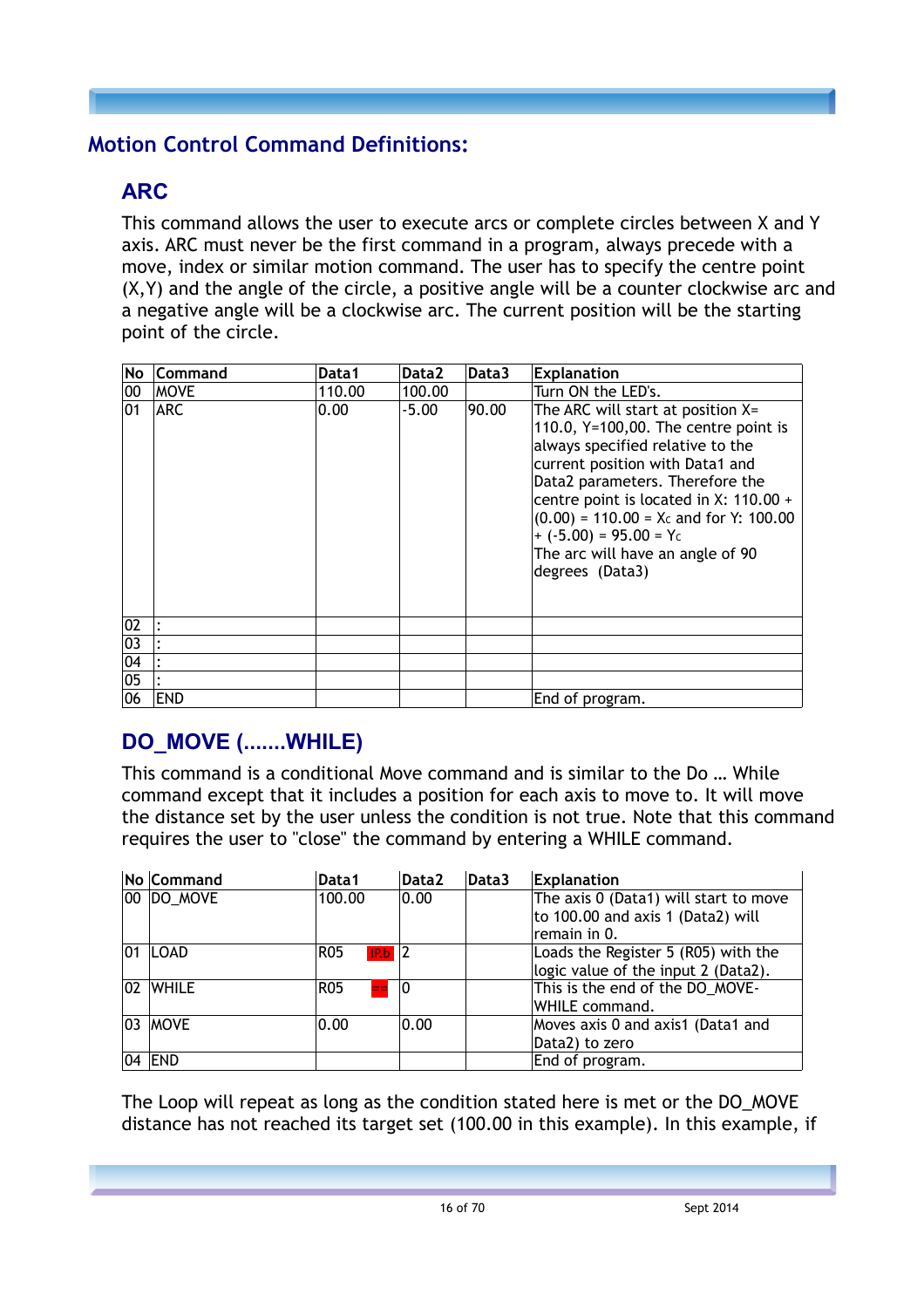## Motion Control Command Definitions:

### ARC

This command allows the user to execute arcs or complete circles between X and Y axis. ARC must never be the first command in a program, always precede with a move, index or similar motion command. The user has to specify the centre point (X,Y) and the angle of the circle, a positive angle will be a counter clockwise arc and a negative angle will be a clockwise arc. The current position will be the starting point of the circle.

| No | Command | Data1 | Data2 | Data3 | Explanation |
|---|---|---|---|---|---|
| 00 | MOVE | 110.00 | 100.00 | | Turn ON the LED's. |
| 01 | ARC | 0.00 | -5.00 | 90.00 | The ARC will start at position X= 110.0, Y=100,00. The centre point is always specified relative to the current position with Data1 and Data2 parameters. Therefore the centre point is located in X: 110.00 + (0.00) = 110.00 = $X_C$ and for Y: 100.00 + (-5.00) = 95.00 = $Y_C$ The arc will have an angle of 90 degrees (Data3) |
| 02 | : | | | | |
| 03 | : | | | | |
| 04 | : | | | | |
| 05 | : | | | | |
| 06 | END | | | | End of program. |

### DO_MOVE (.......WHILE)

This command is a conditional Move command and is similar to the Do … While command except that it includes a position for each axis to move to. It will move the distance set by the user unless the condition is not true. Note that this command requires the user to "close" the command by entering a WHILE command.

| No | Command | Data1 | Data2 | Data3 | Explanation |
|---|---|---|---|---|---|
| 00 | DO_MOVE | 100.00 | 0.00 | | The axis 0 (Data1) will start to move to 100.00 and axis 1 (Data2) will remain in 0. |
| 01 | LOAD | R05 IP.b | 2 | | Loads the Register 5 (R05) with the logic value of the input 2 (Data2). |
| 02 | WHILE | R05 == | 0 | | This is the end of the DO_MOVE-WHILE command. |
| 03 | MOVE | 0.00 | 0.00 | | Moves axis 0 and axis1 (Data1 and Data2) to zero |
| 04 | END | | | | End of program. |

The Loop will repeat as long as the condition stated here is met or the DO_MOVE distance has not reached its target set (100.00 in this example). In this example, if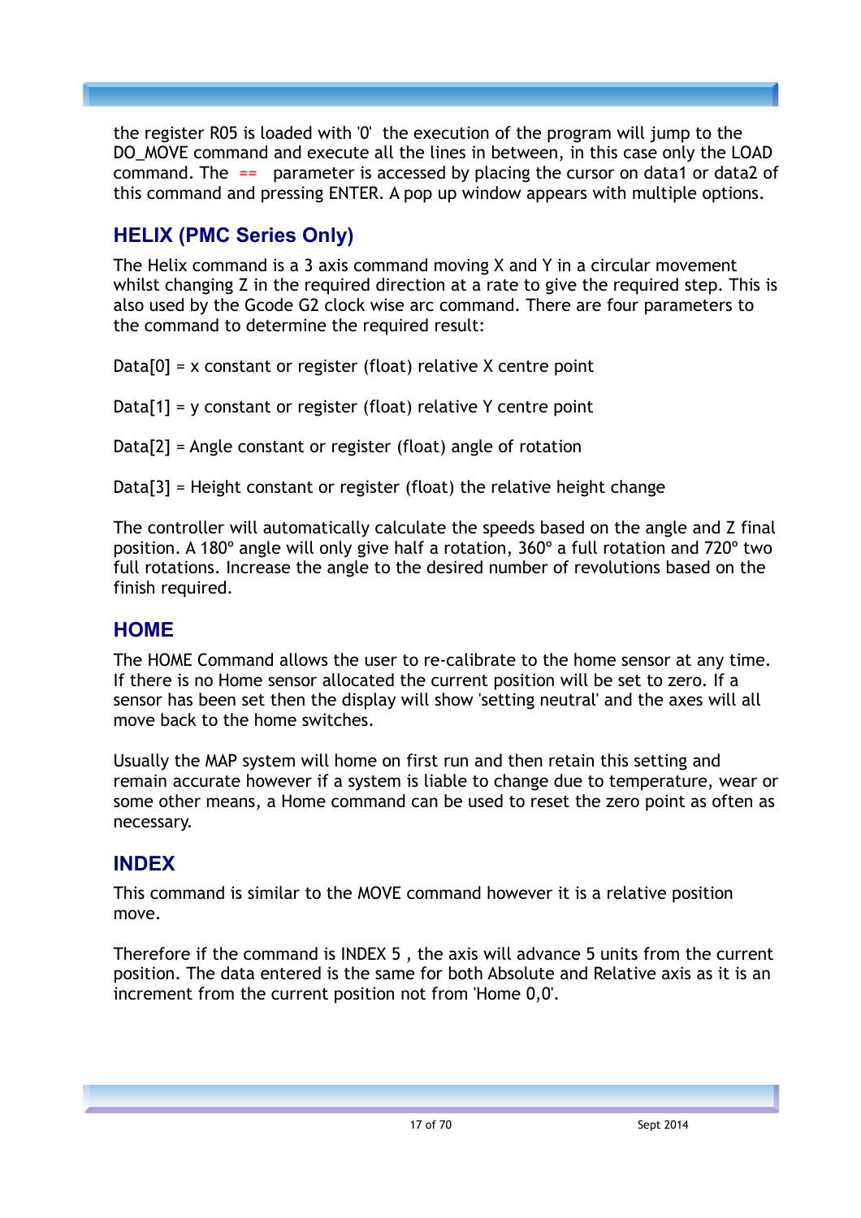the register R05 is loaded with '0' the execution of the program will jump to the DO_MOVE command and execute all the lines in between, in this case only the LOAD command. The == parameter is accessed by placing the cursor on data1 or data2 of this command and pressing ENTER. A pop up window appears with multiple options.

## HELIX (PMC Series Only)

The Helix command is a 3 axis command moving X and Y in a circular movement whilst changing Z in the required direction at a rate to give the required step. This is also used by the Gcode G2 clock wise arc command. There are four parameters to the command to determine the required result:

Data[0] = x constant or register (float) relative X centre point

Data[1] = y constant or register (float) relative Y centre point

Data[2] = Angle constant or register (float) angle of rotation

Data[3] = Height constant or register (float) the relative height change

The controller will automatically calculate the speeds based on the angle and Z final position. A 180º angle will only give half a rotation, 360º a full rotation and 720º two full rotations. Increase the angle to the desired number of revolutions based on the finish required.

## HOME

The HOME Command allows the user to re-calibrate to the home sensor at any time. If there is no Home sensor allocated the current position will be set to zero. If a sensor has been set then the display will show 'setting neutral' and the axes will all move back to the home switches.

Usually the MAP system will home on first run and then retain this setting and remain accurate however if a system is liable to change due to temperature, wear or some other means, a Home command can be used to reset the zero point as often as necessary.

## INDEX

This command is similar to the MOVE command however it is a relative position move.

Therefore if the command is INDEX 5 , the axis will advance 5 units from the current position. The data entered is the same for both Absolute and Relative axis as it is an increment from the current position not from 'Home 0,0'.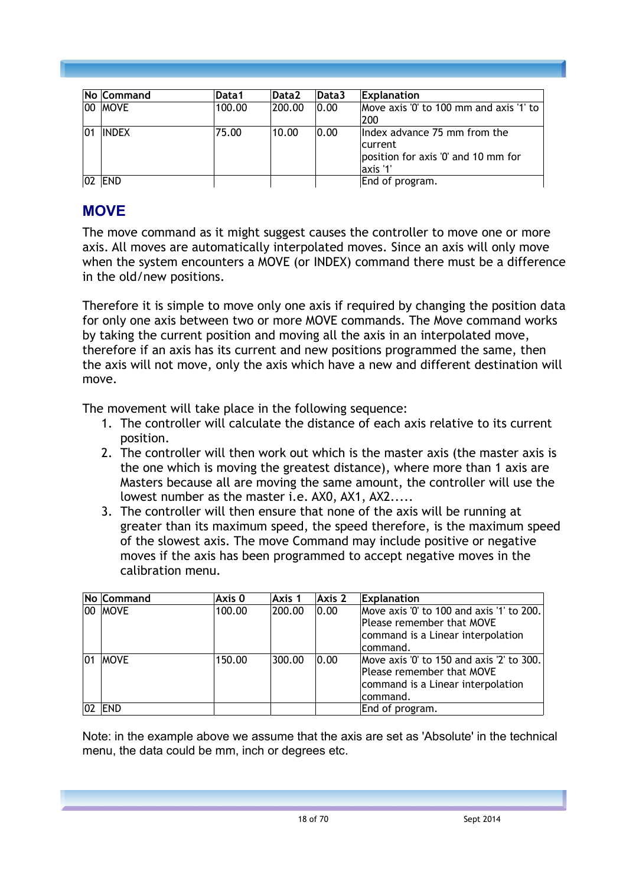| No | Command | Data1 | Data2 | Data3 | Explanation |
|---|---|---|---|---|---|
| 00 | MOVE | 100.00 | 200.00 | 0.00 | Move axis '0' to 100 mm and axis '1' to 200 |
| 01 | INDEX | 75.00 | 10.00 | 0.00 | Index advance 75 mm from the current position for axis '0' and 10 mm for axis '1' |
| 02 | END | | | | End of program. |

## MOVE

The move command as it might suggest causes the controller to move one or more axis. All moves are automatically interpolated moves. Since an axis will only move when the system encounters a MOVE (or INDEX) command there must be a difference in the old/new positions.

Therefore it is simple to move only one axis if required by changing the position data for only one axis between two or more MOVE commands. The Move command works by taking the current position and moving all the axis in an interpolated move, therefore if an axis has its current and new positions programmed the same, then the axis will not move, only the axis which have a new and different destination will move.

The movement will take place in the following sequence:

1. The controller will calculate the distance of each axis relative to its current position.
2. The controller will then work out which is the master axis (the master axis is the one which is moving the greatest distance), where more than 1 axis are Masters because all are moving the same amount, the controller will use the lowest number as the master i.e. AX0, AX1, AX2.....
3. The controller will then ensure that none of the axis will be running at greater than its maximum speed, the speed therefore, is the maximum speed of the slowest axis. The move Command may include positive or negative moves if the axis has been programmed to accept negative moves in the calibration menu.

| No | Command | Axis 0 | Axis 1 | Axis 2 | Explanation |
|---|---|---|---|---|---|
| 00 | MOVE | 100.00 | 200.00 | 0.00 | Move axis '0' to 100 and axis '1' to 200. Please remember that MOVE command is a Linear interpolation command. |
| 01 | MOVE | 150.00 | 300.00 | 0.00 | Move axis '0' to 150 and axis '2' to 300. Please remember that MOVE command is a Linear interpolation command. |
| 02 | END | | | | End of program. |

Note: in the example above we assume that the axis are set as 'Absolute' in the technical menu, the data could be mm, inch or degrees etc.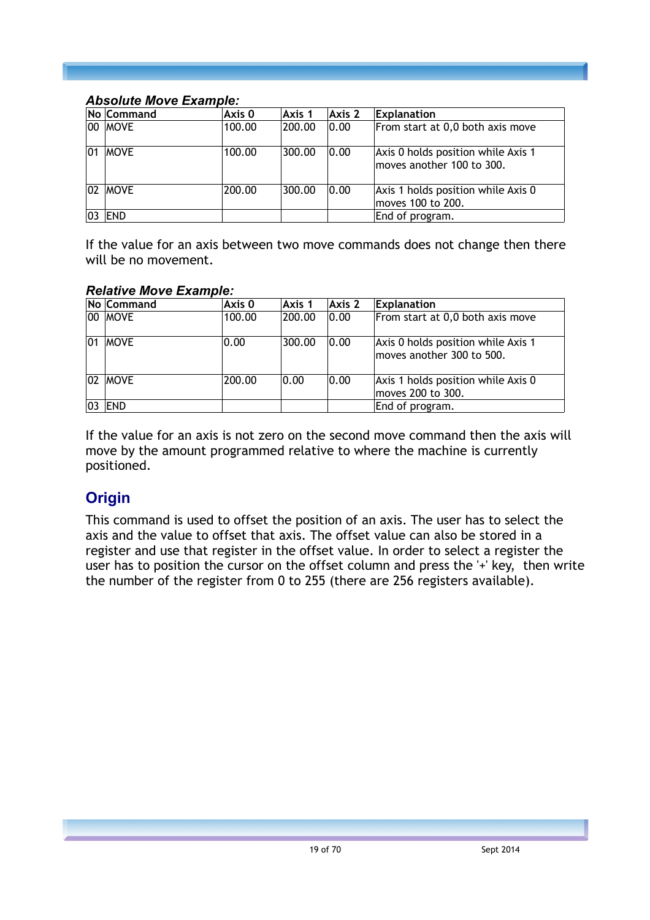***Absolute Move Example:***

| No | Command | Axis 0 | Axis 1 | Axis 2 | Explanation |
|---|---|---|---|---|---|
| 00 | MOVE | 100.00 | 200.00 | 0.00 | From start at 0,0 both axis move |
| 01 | MOVE | 100.00 | 300.00 | 0.00 | Axis 0 holds position while Axis 1 moves another 100 to 300. |
| 02 | MOVE | 200.00 | 300.00 | 0.00 | Axis 1 holds position while Axis 0 moves 100 to 200. |
| 03 | END | | | | End of program. |

If the value for an axis between two move commands does not change then there will be no movement.

***Relative Move Example:***

| No | Command | Axis 0 | Axis 1 | Axis 2 | Explanation |
|---|---|---|---|---|---|
| 00 | MOVE | 100.00 | 200.00 | 0.00 | From start at 0,0 both axis move |
| 01 | MOVE | 0.00 | 300.00 | 0.00 | Axis 0 holds position while Axis 1 moves another 300 to 500. |
| 02 | MOVE | 200.00 | 0.00 | 0.00 | Axis 1 holds position while Axis 0 moves 200 to 300. |
| 03 | END | | | | End of program. |

If the value for an axis is not zero on the second move command then the axis will move by the amount programmed relative to where the machine is currently positioned.

## Origin

This command is used to offset the position of an axis. The user has to select the axis and the value to offset that axis. The offset value can also be stored in a register and use that register in the offset value. In order to select a register the user has to position the cursor on the offset column and press the '+' key, then write the number of the register from 0 to 255 (there are 256 registers available).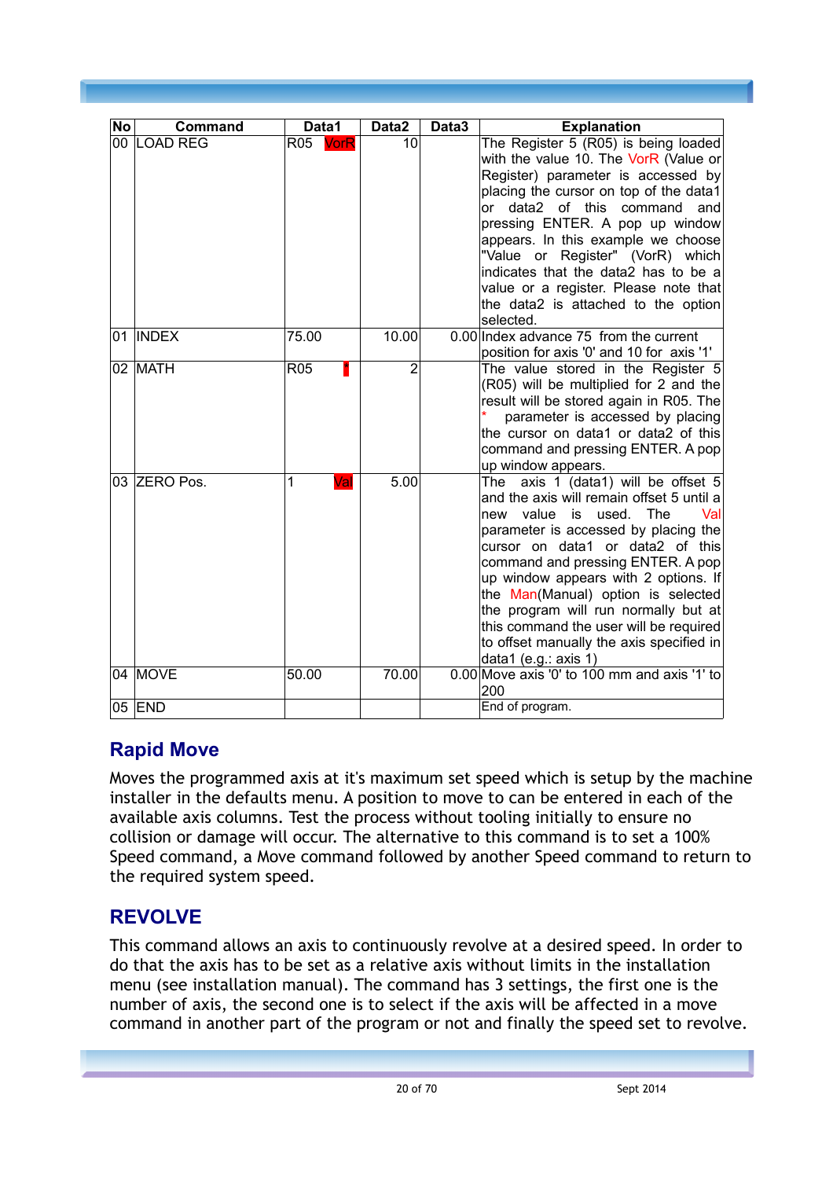| No | Command | Data1 | Data2 | Data3 | Explanation |
|---|---|---|---|---|---|
| 00 | LOAD REG | R05 VorR | 10 | | The Register 5 (R05) is being loaded with the value 10. The VorR (Value or Register) parameter is accessed by placing the cursor on top of the data1 or data2 of this command and pressing ENTER. A pop up window appears. In this example we choose "Value or Register" (VorR) which indicates that the data2 has to be a value or a register. Please note that the data2 is attached to the option selected. |
| 01 | INDEX | 75.00 | 10.00 | 0.00 | Index advance 75 from the current position for axis '0' and 10 for axis '1' |
| 02 | MATH | R05 * | 2 | | The value stored in the Register 5 (R05) will be multiplied for 2 and the result will be stored again in R05. The * parameter is accessed by placing the cursor on data1 or data2 of this command and pressing ENTER. A pop up window appears. |
| 03 | ZERO Pos. | 1 Val | 5.00 | | The axis 1 (data1) will be offset 5 and the axis will remain offset 5 until a new value is used. The Val parameter is accessed by placing the cursor on data1 or data2 of this command and pressing ENTER. A pop up window appears with 2 options. If the Man(Manual) option is selected the program will run normally but at this command the user will be required to offset manually the axis specified in data1 (e.g.: axis 1) |
| 04 | MOVE | 50.00 | 70.00 | 0.00 | Move axis '0' to 100 mm and axis '1' to 200 |
| 05 | END | | | | End of program. |

## Rapid Move

Moves the programmed axis at it's maximum set speed which is setup by the machine installer in the defaults menu. A position to move to can be entered in each of the available axis columns. Test the process without tooling initially to ensure no collision or damage will occur. The alternative to this command is to set a 100% Speed command, a Move command followed by another Speed command to return to the required system speed.

## REVOLVE

This command allows an axis to continuously revolve at a desired speed. In order to do that the axis has to be set as a relative axis without limits in the installation menu (see installation manual). The command has 3 settings, the first one is the number of axis, the second one is to select if the axis will be affected in a move command in another part of the program or not and finally the speed set to revolve.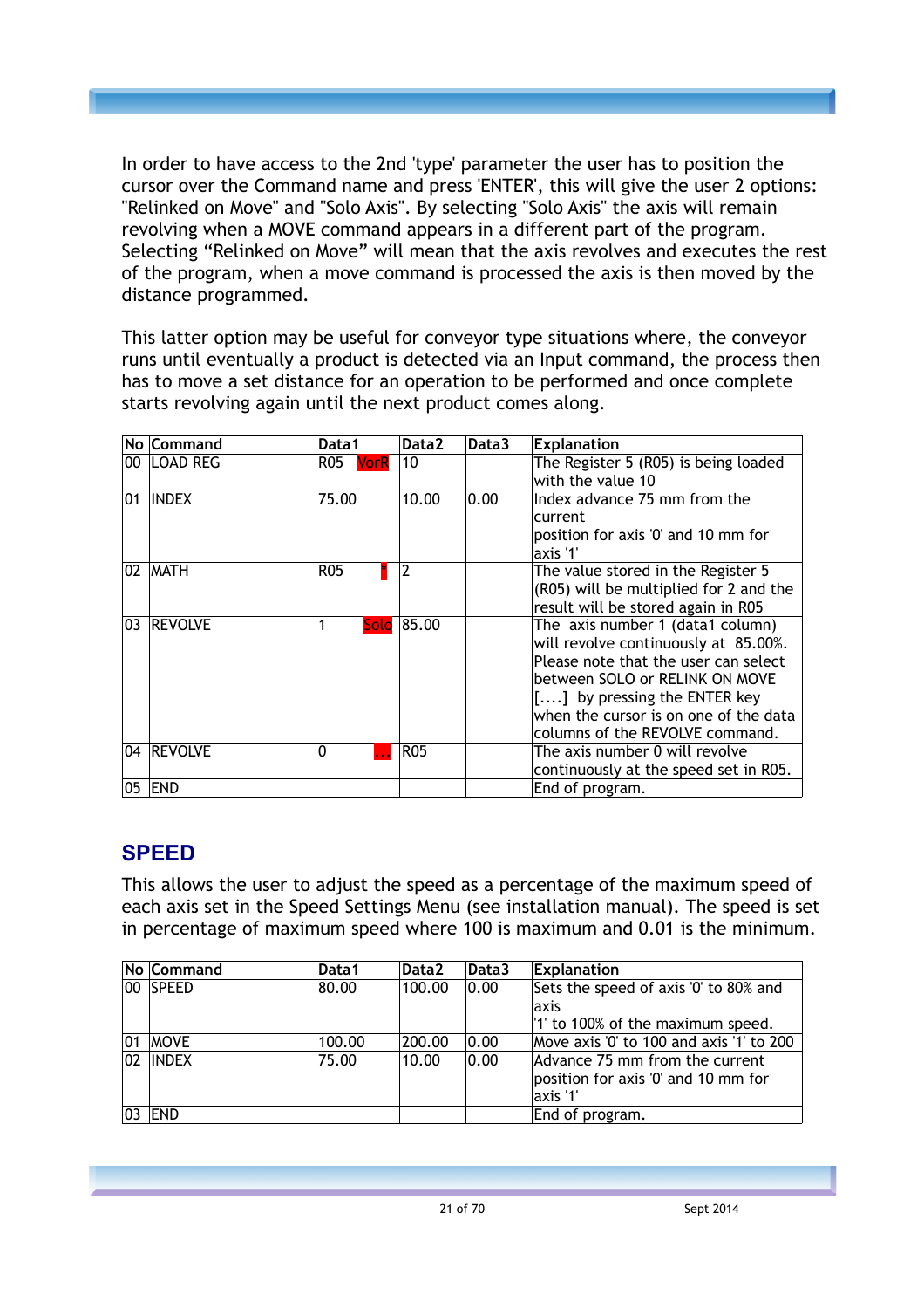In order to have access to the 2nd 'type' parameter the user has to position the cursor over the Command name and press 'ENTER', this will give the user 2 options: "Relinked on Move" and "Solo Axis". By selecting "Solo Axis" the axis will remain revolving when a MOVE command appears in a different part of the program. Selecting “Relinked on Move” will mean that the axis revolves and executes the rest of the program, when a move command is processed the axis is then moved by the distance programmed.

This latter option may be useful for conveyor type situations where, the conveyor runs until eventually a product is detected via an Input command, the process then has to move a set distance for an operation to be performed and once complete starts revolving again until the next product comes along.

| No | Command | Data1 | Data2 | Data3 | Explanation |
|---|---|---|---|---|---|
| 00 | LOAD REG | R05 VorR | 10 | | The Register 5 (R05) is being loaded with the value 10 |
| 01 | INDEX | 75.00 | 10.00 | 0.00 | Index advance 75 mm from the current position for axis '0' and 10 mm for axis '1' |
| 02 | MATH | R05 * | 2 | | The value stored in the Register 5 (R05) will be multiplied for 2 and the result will be stored again in R05 |
| 03 | REVOLVE | 1 Solo | 85.00 | | The axis number 1 (data1 column) will revolve continuously at 85.00%. Please note that the user can select between SOLO or RELINK ON MOVE [....] by pressing the ENTER key when the cursor is on one of the data columns of the REVOLVE command. |
| 04 | REVOLVE | 0 ... | R05 | | The axis number 0 will revolve continuously at the speed set in R05. |
| 05 | END | | | | End of program. |

## SPEED

This allows the user to adjust the speed as a percentage of the maximum speed of each axis set in the Speed Settings Menu (see installation manual). The speed is set in percentage of maximum speed where 100 is maximum and 0.01 is the minimum.

| No | Command | Data1 | Data2 | Data3 | Explanation |
|---|---|---|---|---|---|
| 00 | SPEED | 80.00 | 100.00 | 0.00 | Sets the speed of axis '0' to 80% and axis '1' to 100% of the maximum speed. |
| 01 | MOVE | 100.00 | 200.00 | 0.00 | Move axis '0' to 100 and axis '1' to 200 |
| 02 | INDEX | 75.00 | 10.00 | 0.00 | Advance 75 mm from the current position for axis '0' and 10 mm for axis '1' |
| 03 | END | | | | End of program. |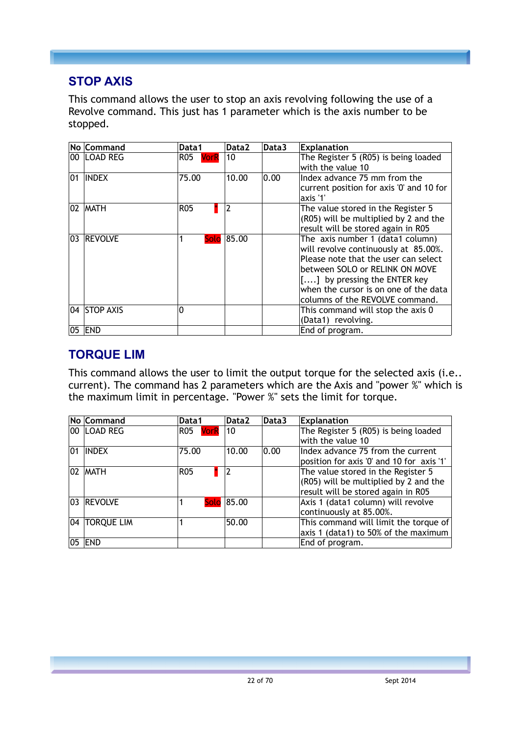## STOP AXIS

This command allows the user to stop an axis revolving following the use of a Revolve command. This just has 1 parameter which is the axis number to be stopped.

| No | Command | Data1 | Data2 | Data3 | Explanation |
|---|---|---|---|---|---|
| 00 | LOAD REG | R05 VorR | 10 | | The Register 5 (R05) is being loaded with the value 10 |
| 01 | INDEX | 75.00 | 10.00 | 0.00 | Index advance 75 mm from the current position for axis '0' and 10 for axis '1' |
| 02 | MATH | R05 * | 2 | | The value stored in the Register 5 (R05) will be multiplied by 2 and the result will be stored again in R05 |
| 03 | REVOLVE | 1 Solo | 85.00 | | The axis number 1 (data1 column) will revolve continuously at 85.00%. Please note that the user can select between SOLO or RELINK ON MOVE [....] by pressing the ENTER key when the cursor is on one of the data columns of the REVOLVE command. |
| 04 | STOP AXIS | 0 | | | This command will stop the axis 0 (Data1) revolving. |
| 05 | END | | | | End of program. |

## TORQUE LIM

This command allows the user to limit the output torque for the selected axis (i.e.. current). The command has 2 parameters which are the Axis and "power %" which is the maximum limit in percentage. "Power %" sets the limit for torque.

| No | Command | Data1 | Data2 | Data3 | Explanation |
|---|---|---|---|---|---|
| 00 | LOAD REG | R05 VorR | 10 | | The Register 5 (R05) is being loaded with the value 10 |
| 01 | INDEX | 75.00 | 10.00 | 0.00 | Index advance 75 mm from the current position for axis '0' and 10 for axis '1' |
| 02 | MATH | R05 * | 2 | | The value stored in the Register 5 (R05) will be multiplied by 2 and the result will be stored again in R05 |
| 03 | REVOLVE | 1 Solo | 85.00 | | Axis 1 (data1 column) will revolve continuously at 85.00%. |
| 04 | TORQUE LIM | 1 | 50.00 | | This command will limit the torque of axis 1 (data1) to 50% of the maximum |
| 05 | END | | | | End of program. |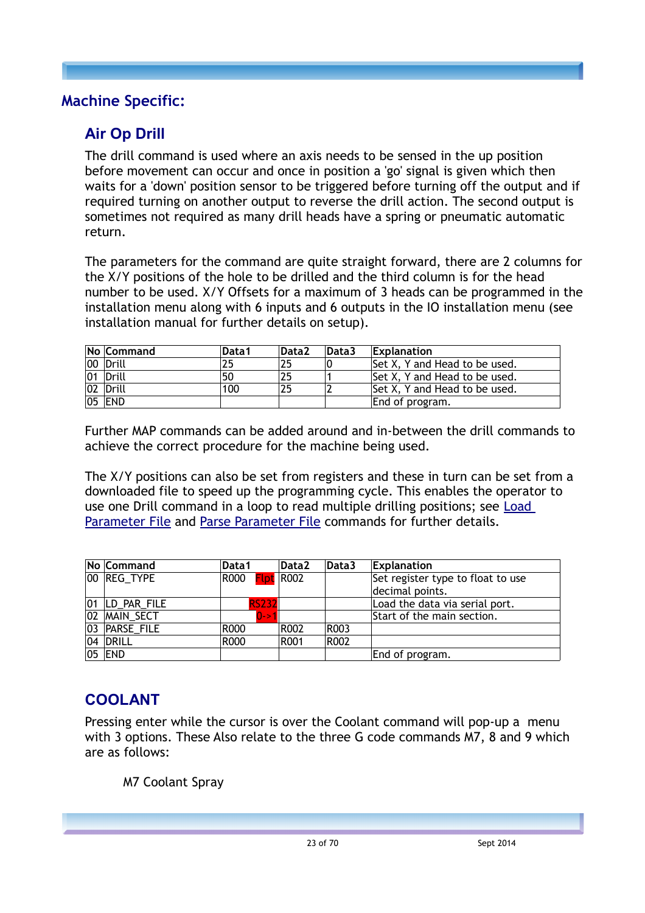# Machine Specific:

## Air Op Drill

The drill command is used where an axis needs to be sensed in the up position before movement can occur and once in position a 'go' signal is given which then waits for a 'down' position sensor to be triggered before turning off the output and if required turning on another output to reverse the drill action. The second output is sometimes not required as many drill heads have a spring or pneumatic automatic return.

The parameters for the command are quite straight forward, there are 2 columns for the X/Y positions of the hole to be drilled and the third column is for the head number to be used. X/Y Offsets for a maximum of 3 heads can be programmed in the installation menu along with 6 inputs and 6 outputs in the IO installation menu (see installation manual for further details on setup).

| No | Command | Data1 | Data2 | Data3 | Explanation |
|---|---|---|---|---|---|
| 00 | Drill | 25 | 25 | 0 | Set X, Y and Head to be used. |
| 01 | Drill | 50 | 25 | 1 | Set X, Y and Head to be used. |
| 02 | Drill | 100 | 25 | 2 | Set X, Y and Head to be used. |
| 05 | END | | | | End of program. |

Further MAP commands can be added around and in-between the drill commands to achieve the correct procedure for the machine being used.

The X/Y positions can also be set from registers and these in turn can be set from a downloaded file to speed up the programming cycle. This enables the operator to use one Drill command in a loop to read multiple drilling positions; see Load Parameter File and Parse Parameter File commands for further details.

| No | Command | Data1 | Data2 | Data3 | Explanation |
|---|---|---|---|---|---|
| 00 | REG_TYPE | R000 Flpt | R002 | | Set register type to float to use decimal points. |
| 01 | LD_PAR_FILE | RS232 | | | Load the data via serial port. |
| 02 | MAIN_SECT | 0->1 | | | Start of the main section. |
| 03 | PARSE_FILE | R000 | R002 | R003 | |
| 04 | DRILL | R000 | R001 | R002 | |
| 05 | END | | | | End of program. |

## COOLANT

Pressing enter while the cursor is over the Coolant command will pop-up a menu with 3 options. These Also relate to the three G code commands M7, 8 and 9 which are as follows:

M7 Coolant Spray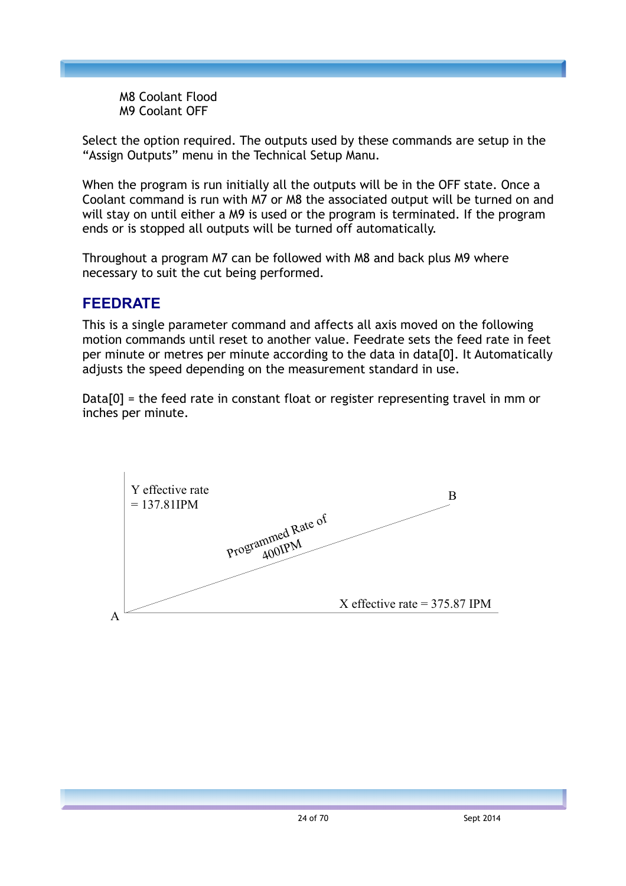M8 Coolant Flood
M9 Coolant OFF

Select the option required. The outputs used by these commands are setup in the "Assign Outputs" menu in the Technical Setup Manu.

When the program is run initially all the outputs will be in the OFF state. Once a Coolant command is run with M7 or M8 the associated output will be turned on and will stay on until either a M9 is used or the program is terminated. If the program ends or is stopped all outputs will be turned off automatically.

Throughout a program M7 can be followed with M8 and back plus M9 where necessary to suit the cut being performed.

## FEEDRATE

This is a single parameter command and affects all axis moved on the following motion commands until reset to another value. Feedrate sets the feed rate in feet per minute or metres per minute according to the data in data[0]. It Automatically adjusts the speed depending on the measurement standard in use.

Data[0] = the feed rate in constant float or register representing travel in mm or inches per minute.

Y effective rate = 137.81IPM

B

Programmed Rate of 400IPM

A

X effective rate = 375.87 IPM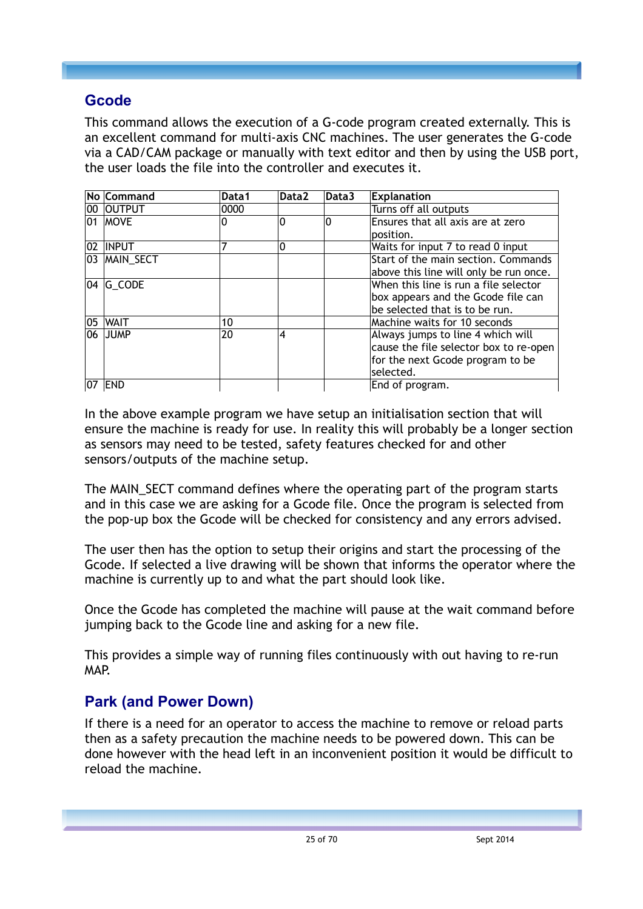## Gcode

This command allows the execution of a G-code program created externally. This is an excellent command for multi-axis CNC machines. The user generates the G-code via a CAD/CAM package or manually with text editor and then by using the USB port, the user loads the file into the controller and executes it.

| No | Command | Data1 | Data2 | Data3 | Explanation |
|---|---|---|---|---|---|
| 00 | OUTPUT | 0000 | | | Turns off all outputs |
| 01 | MOVE | 0 | 0 | 0 | Ensures that all axis are at zero position. |
| 02 | INPUT | 7 | 0 | | Waits for input 7 to read 0 input |
| 03 | MAIN_SECT | | | | Start of the main section. Commands above this line will only be run once. |
| 04 | G_CODE | | | | When this line is run a file selector box appears and the Gcode file can be selected that is to be run. |
| 05 | WAIT | 10 | | | Machine waits for 10 seconds |
| 06 | JUMP | 20 | 4 | | Always jumps to line 4 which will cause the file selector box to re-open for the next Gcode program to be selected. |
| 07 | END | | | | End of program. |

In the above example program we have setup an initialisation section that will ensure the machine is ready for use. In reality this will probably be a longer section as sensors may need to be tested, safety features checked for and other sensors/outputs of the machine setup.

The MAIN_SECT command defines where the operating part of the program starts and in this case we are asking for a Gcode file. Once the program is selected from the pop-up box the Gcode will be checked for consistency and any errors advised.

The user then has the option to setup their origins and start the processing of the Gcode. If selected a live drawing will be shown that informs the operator where the machine is currently up to and what the part should look like.

Once the Gcode has completed the machine will pause at the wait command before jumping back to the Gcode line and asking for a new file.

This provides a simple way of running files continuously with out having to re-run MAP.

## Park (and Power Down)

If there is a need for an operator to access the machine to remove or reload parts then as a safety precaution the machine needs to be powered down. This can be done however with the head left in an inconvenient position it would be difficult to reload the machine.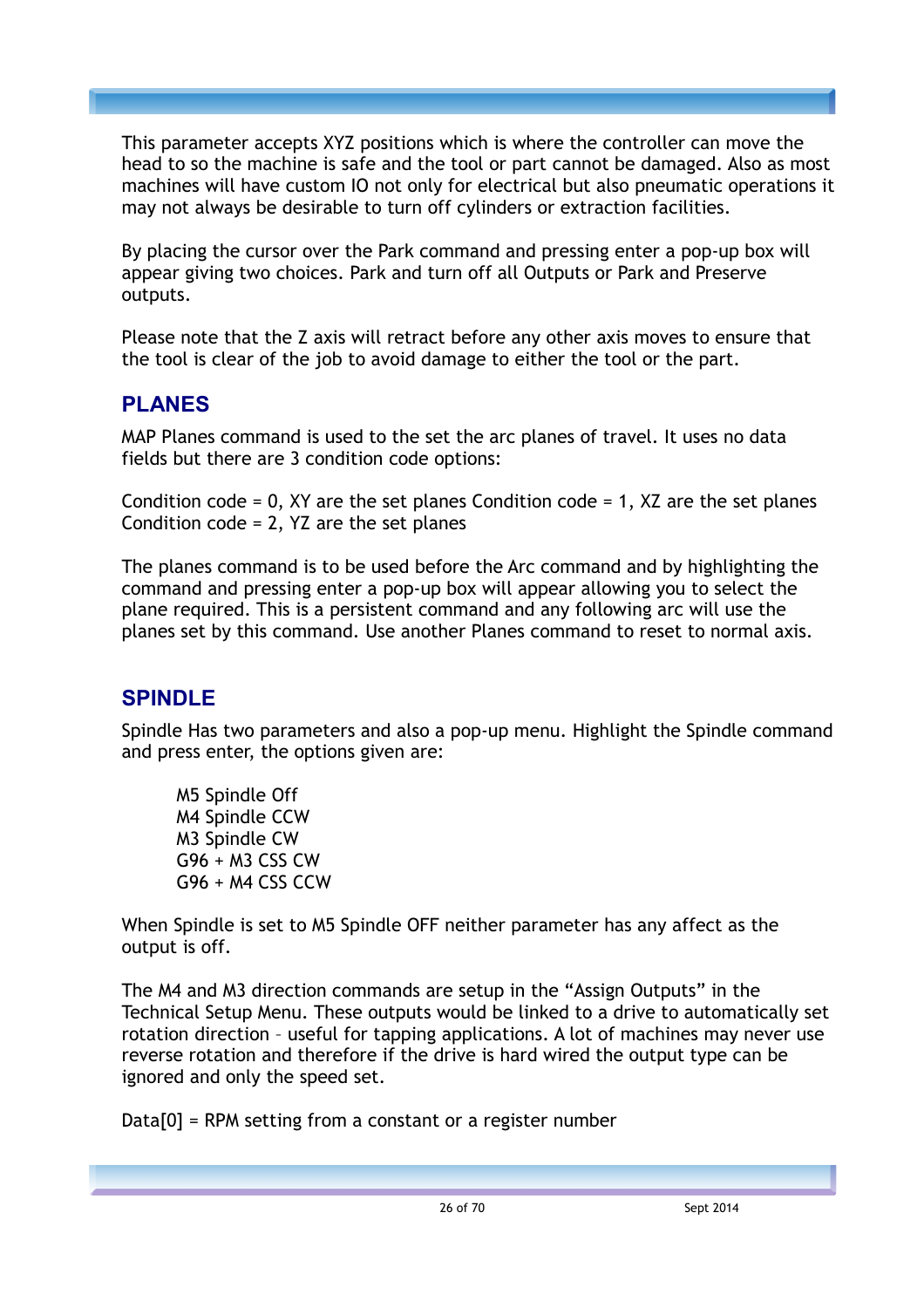This parameter accepts XYZ positions which is where the controller can move the head to so the machine is safe and the tool or part cannot be damaged. Also as most machines will have custom IO not only for electrical but also pneumatic operations it may not always be desirable to turn off cylinders or extraction facilities.

By placing the cursor over the Park command and pressing enter a pop-up box will appear giving two choices. Park and turn off all Outputs or Park and Preserve outputs.

Please note that the Z axis will retract before any other axis moves to ensure that the tool is clear of the job to avoid damage to either the tool or the part.

## PLANES

MAP Planes command is used to the set the arc planes of travel. It uses no data fields but there are 3 condition code options:

Condition code = 0, XY are the set planes Condition code = 1, XZ are the set planes Condition code = 2, YZ are the set planes

The planes command is to be used before the Arc command and by highlighting the command and pressing enter a pop-up box will appear allowing you to select the plane required. This is a persistent command and any following arc will use the planes set by this command. Use another Planes command to reset to normal axis.

## SPINDLE

Spindle Has two parameters and also a pop-up menu. Highlight the Spindle command and press enter, the options given are:

M5 Spindle Off
M4 Spindle CCW
M3 Spindle CW
G96 + M3 CSS CW
G96 + M4 CSS CCW

When Spindle is set to M5 Spindle OFF neither parameter has any affect as the output is off.

The M4 and M3 direction commands are setup in the "Assign Outputs" in the Technical Setup Menu. These outputs would be linked to a drive to automatically set rotation direction – useful for tapping applications. A lot of machines may never use reverse rotation and therefore if the drive is hard wired the output type can be ignored and only the speed set.

Data[0] = RPM setting from a constant or a register number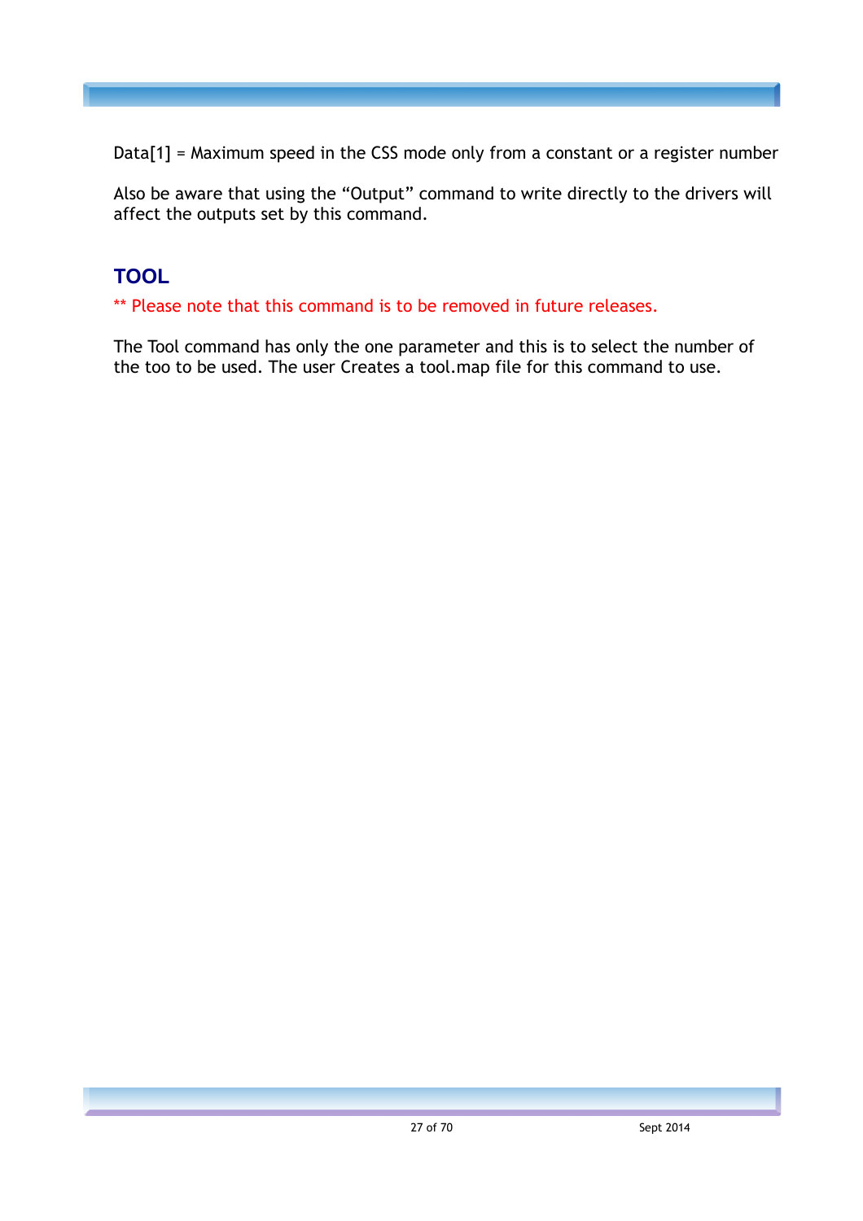Data[1] = Maximum speed in the CSS mode only from a constant or a register number

Also be aware that using the "Output" command to write directly to the drivers will affect the outputs set by this command.

## TOOL

** Please note that this command is to be removed in future releases.

The Tool command has only the one parameter and this is to select the number of the too to be used. The user Creates a tool.map file for this command to use.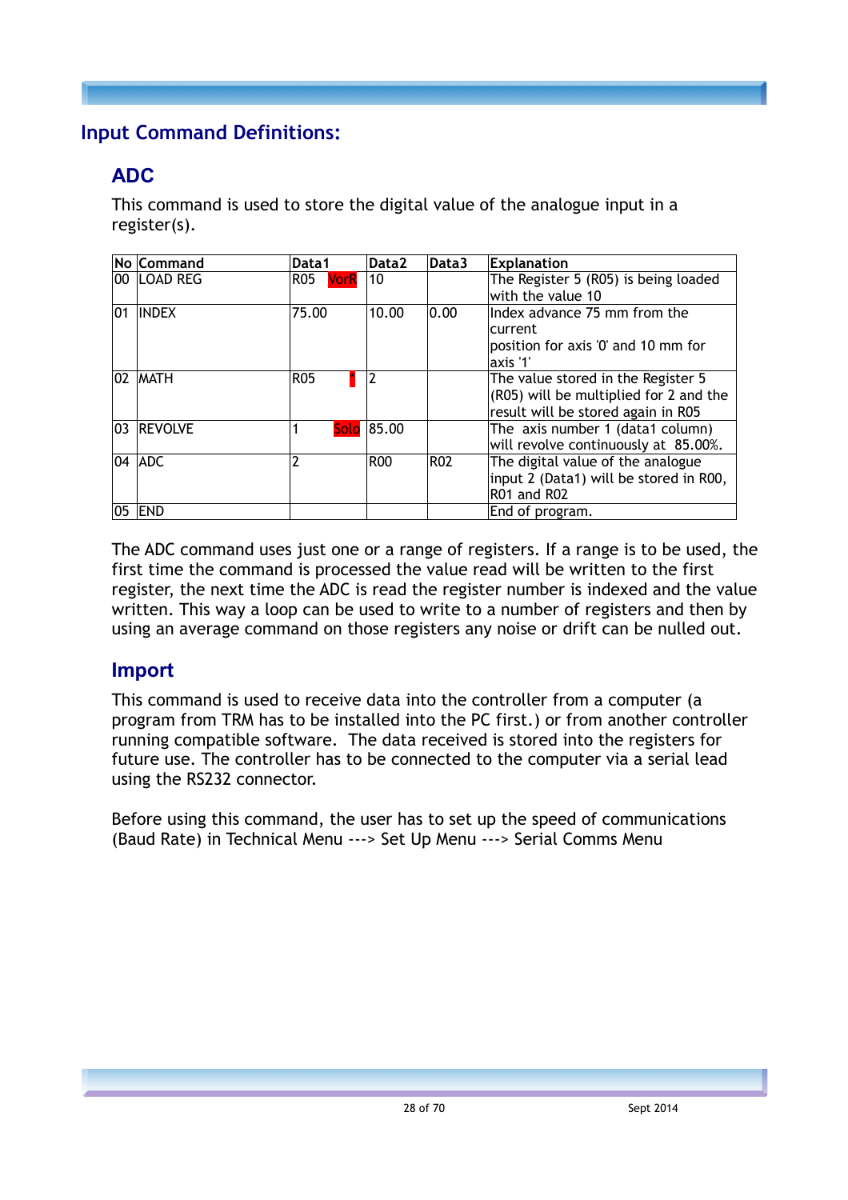## Input Command Definitions:

### ADC

This command is used to store the digital value of the analogue input in a register(s).

| No | Command | Data1 | Data2 | Data3 | Explanation |
|---|---|---|---|---|---|
| 00 | LOAD REG | R05 VorR | 10 | | The Register 5 (R05) is being loaded with the value 10 |
| 01 | INDEX | 75.00 | 10.00 | 0.00 | Index advance 75 mm from the current position for axis '0' and 10 mm for axis '1' |
| 02 | MATH | R05 * | 2 | | The value stored in the Register 5 (R05) will be multiplied for 2 and the result will be stored again in R05 |
| 03 | REVOLVE | 1 Solo | 85.00 | | The axis number 1 (data1 column) will revolve continuously at 85.00%. |
| 04 | ADC | 2 | R00 | R02 | The digital value of the analogue input 2 (Data1) will be stored in R00, R01 and R02 |
| 05 | END | | | | End of program. |

The ADC command uses just one or a range of registers. If a range is to be used, the first time the command is processed the value read will be written to the first register, the next time the ADC is read the register number is indexed and the value written. This way a loop can be used to write to a number of registers and then by using an average command on those registers any noise or drift can be nulled out.

### Import

This command is used to receive data into the controller from a computer (a program from TRM has to be installed into the PC first.) or from another controller running compatible software. The data received is stored into the registers for future use. The controller has to be connected to the computer via a serial lead using the RS232 connector.

Before using this command, the user has to set up the speed of communications (Baud Rate) in Technical Menu ---> Set Up Menu ---> Serial Comms Menu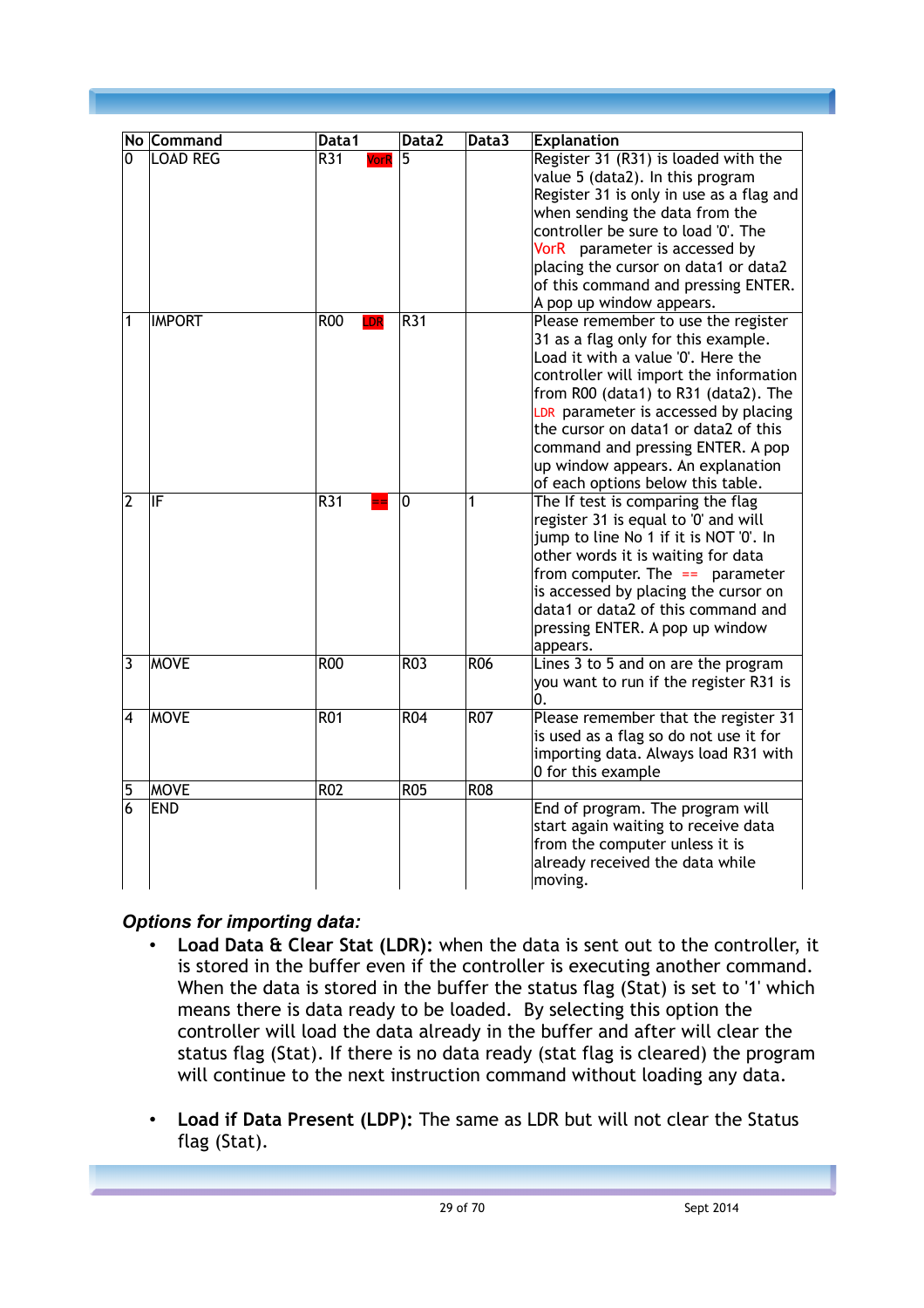| No | Command | Data1 | | Data2 | Data3 | Explanation |
|---|---|---|---|---|---|---|
| 0 | LOAD REG | R31 | VorR | 5 | | Register 31 (R31) is loaded with the value 5 (data2). In this program Register 31 is only in use as a flag and when sending the data from the controller be sure to load '0'. The VorR parameter is accessed by placing the cursor on data1 or data2 of this command and pressing ENTER. A pop up window appears. |
| 1 | IMPORT | R00 | LDR | R31 | | Please remember to use the register 31 as a flag only for this example. Load it with a value '0'. Here the controller will import the information from R00 (data1) to R31 (data2). The LDR parameter is accessed by placing the cursor on data1 or data2 of this command and pressing ENTER. A pop up window appears. An explanation of each options below this table. |
| 2 | IF | R31 | == | 0 | 1 | The If test is comparing the flag register 31 is equal to '0' and will jump to line No 1 if it is NOT '0'. In other words it is waiting for data from computer. The == parameter is accessed by placing the cursor on data1 or data2 of this command and pressing ENTER. A pop up window appears. |
| 3 | MOVE | R00 | | R03 | R06 | Lines 3 to 5 and on are the program you want to run if the register R31 is 0. |
| 4 | MOVE | R01 | | R04 | R07 | Please remember that the register 31 is used as a flag so do not use it for importing data. Always load R31 with 0 for this example |
| 5 | MOVE | R02 | | R05 | R08 | |
| 6 | END | | | | | End of program. The program will start again waiting to receive data from the computer unless it is already received the data while moving. |

***Options for importing data:***

- **Load Data & Clear Stat (LDR):** when the data is sent out to the controller, it is stored in the buffer even if the controller is executing another command. When the data is stored in the buffer the status flag (Stat) is set to '1' which means there is data ready to be loaded. By selecting this option the controller will load the data already in the buffer and after will clear the status flag (Stat). If there is no data ready (stat flag is cleared) the program will continue to the next instruction command without loading any data.

- **Load if Data Present (LDP):** The same as LDR but will not clear the Status flag (Stat).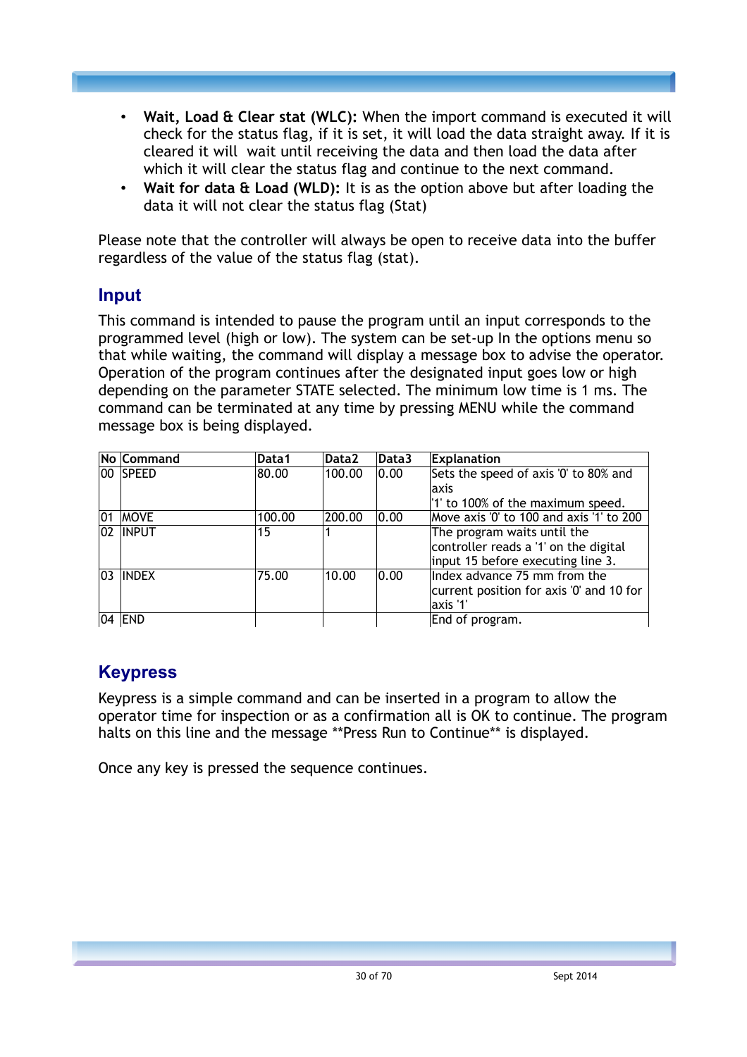- **Wait, Load & Clear stat (WLC):** When the import command is executed it will check for the status flag, if it is set, it will load the data straight away. If it is cleared it will  wait until receiving the data and then load the data after which it will clear the status flag and continue to the next command.
- **Wait for data & Load (WLD):** It is as the option above but after loading the data it will not clear the status flag (Stat)

Please note that the controller will always be open to receive data into the buffer regardless of the value of the status flag (stat).

## Input

This command is intended to pause the program until an input corresponds to the programmed level (high or low). The system can be set-up In the options menu so that while waiting, the command will display a message box to advise the operator. Operation of the program continues after the designated input goes low or high depending on the parameter STATE selected. The minimum low time is 1 ms. The command can be terminated at any time by pressing MENU while the command message box is being displayed.

| No | Command | Data1 | Data2 | Data3 | Explanation |
|---|---|---|---|---|---|
| 00 | SPEED | 80.00 | 100.00 | 0.00 | Sets the speed of axis '0' to 80% and axis '1' to 100% of the maximum speed. |
| 01 | MOVE | 100.00 | 200.00 | 0.00 | Move axis '0' to 100 and axis '1' to 200 |
| 02 | INPUT | 15 | 1 | | The program waits until the controller reads a '1' on the digital input 15 before executing line 3. |
| 03 | INDEX | 75.00 | 10.00 | 0.00 | Index advance 75 mm from the current position for axis '0' and 10 for axis '1' |
| 04 | END | | | | End of program. |

## Keypress

Keypress is a simple command and can be inserted in a program to allow the operator time for inspection or as a confirmation all is OK to continue. The program halts on this line and the message **Press Run to Continue** is displayed.

Once any key is pressed the sequence continues.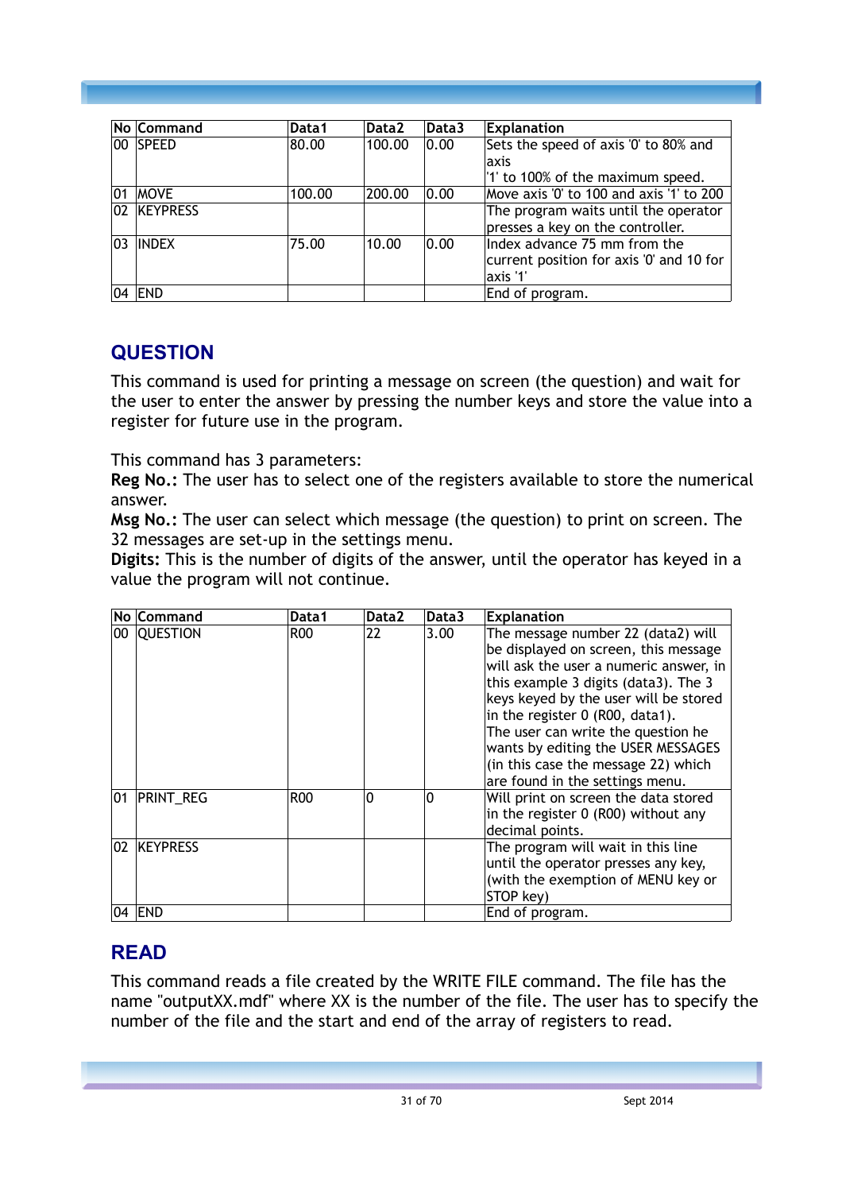| No | Command | Data1 | Data2 | Data3 | Explanation |
|---|---|---|---|---|---|
| 00 | SPEED | 80.00 | 100.00 | 0.00 | Sets the speed of axis '0' to 80% and axis '1' to 100% of the maximum speed. |
| 01 | MOVE | 100.00 | 200.00 | 0.00 | Move axis '0' to 100 and axis '1' to 200 |
| 02 | KEYPRESS | | | | The program waits until the operator presses a key on the controller. |
| 03 | INDEX | 75.00 | 10.00 | 0.00 | Index advance 75 mm from the current position for axis '0' and 10 for axis '1' |
| 04 | END | | | | End of program. |

## QUESTION

This command is used for printing a message on screen (the question) and wait for the user to enter the answer by pressing the number keys and store the value into a register for future use in the program.

This command has 3 parameters:
**Reg No.:** The user has to select one of the registers available to store the numerical answer.
**Msg No.:** The user can select which message (the question) to print on screen. The 32 messages are set-up in the settings menu.
**Digits:** This is the number of digits of the answer, until the operator has keyed in a value the program will not continue.

| No | Command | Data1 | Data2 | Data3 | Explanation |
|---|---|---|---|---|---|
| 00 | QUESTION | R00 | 22 | 3.00 | The message number 22 (data2) will be displayed on screen, this message will ask the user a numeric answer, in this example 3 digits (data3). The 3 keys keyed by the user will be stored in the register 0 (R00, data1). The user can write the question he wants by editing the USER MESSAGES (in this case the message 22) which are found in the settings menu. |
| 01 | PRINT_REG | R00 | 0 | 0 | Will print on screen the data stored in the register 0 (R00) without any decimal points. |
| 02 | KEYPRESS | | | | The program will wait in this line until the operator presses any key, (with the exemption of MENU key or STOP key) |
| 04 | END | | | | End of program. |

## READ

This command reads a file created by the WRITE FILE command. The file has the name "outputXX.mdf" where XX is the number of the file. The user has to specify the number of the file and the start and end of the array of registers to read.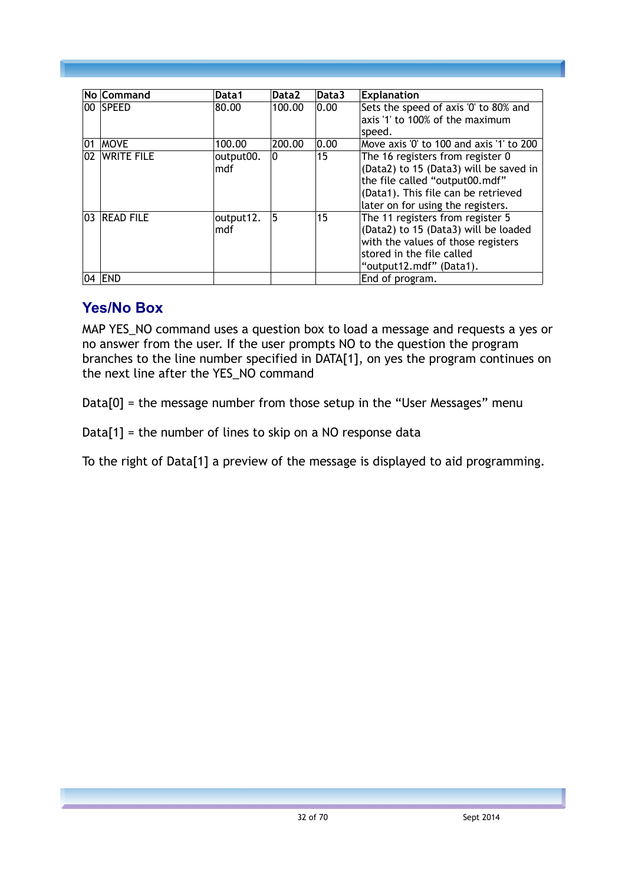| No | Command | Data1 | Data2 | Data3 | Explanation |
|---|---|---|---|---|---|
| 00 | SPEED | 80.00 | 100.00 | 0.00 | Sets the speed of axis '0' to 80% and axis '1' to 100% of the maximum speed. |
| 01 | MOVE | 100.00 | 200.00 | 0.00 | Move axis '0' to 100 and axis '1' to 200 |
| 02 | WRITE FILE | output00.mdf | 0 | 15 | The 16 registers from register 0 (Data2) to 15 (Data3) will be saved in the file called “output00.mdf” (Data1). This file can be retrieved later on for using the registers. |
| 03 | READ FILE | output12.mdf | 5 | 15 | The 11 registers from register 5 (Data2) to 15 (Data3) will be loaded with the values of those registers stored in the file called “output12.mdf” (Data1). |
| 04 | END | | | | End of program. |

## Yes/No Box

MAP YES_NO command uses a question box to load a message and requests a yes or no answer from the user. If the user prompts NO to the question the program branches to the line number specified in DATA[1], on yes the program continues on the next line after the YES_NO command

Data[0] = the message number from those setup in the “User Messages” menu

Data[1] = the number of lines to skip on a NO response data

To the right of Data[1] a preview of the message is displayed to aid programming.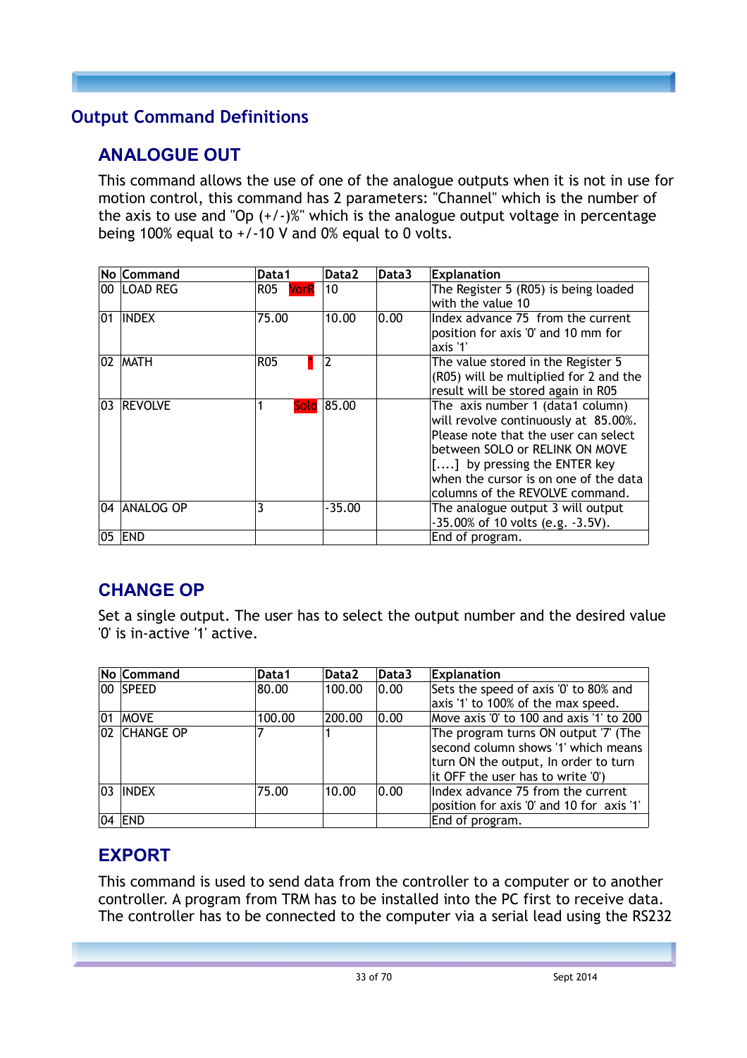## Output Command Definitions

### ANALOGUE OUT

This command allows the use of one of the analogue outputs when it is not in use for motion control, this command has 2 parameters: "Channel" which is the number of the axis to use and "Op (+/-)%" which is the analogue output voltage in percentage being 100% equal to +/-10 V and 0% equal to 0 volts.

| No | Command | Data1 | Data2 | Data3 | Explanation |
|---|---|---|---|---|---|
| 00 | LOAD REG | R05 VorR | 10 | | The Register 5 (R05) is being loaded with the value 10 |
| 01 | INDEX | 75.00 | 10.00 | 0.00 | Index advance 75 from the current position for axis '0' and 10 mm for axis '1' |
| 02 | MATH | R05 * | 2 | | The value stored in the Register 5 (R05) will be multiplied for 2 and the result will be stored again in R05 |
| 03 | REVOLVE | 1 Solo | 85.00 | | The axis number 1 (data1 column) will revolve continuously at 85.00%. Please note that the user can select between SOLO or RELINK ON MOVE [....] by pressing the ENTER key when the cursor is on one of the data columns of the REVOLVE command. |
| 04 | ANALOG OP | 3 | -35.00 | | The analogue output 3 will output -35.00% of 10 volts (e.g. -3.5V). |
| 05 | END | | | | End of program. |

### CHANGE OP

Set a single output. The user has to select the output number and the desired value '0' is in-active '1' active.

| No | Command | Data1 | Data2 | Data3 | Explanation |
|---|---|---|---|---|---|
| 00 | SPEED | 80.00 | 100.00 | 0.00 | Sets the speed of axis '0' to 80% and axis '1' to 100% of the max speed. |
| 01 | MOVE | 100.00 | 200.00 | 0.00 | Move axis '0' to 100 and axis '1' to 200 |
| 02 | CHANGE OP | 7 | 1 | | The program turns ON output '7' (The second column shows '1' which means turn ON the output, In order to turn it OFF the user has to write '0') |
| 03 | INDEX | 75.00 | 10.00 | 0.00 | Index advance 75 from the current position for axis '0' and 10 for axis '1' |
| 04 | END | | | | End of program. |

### EXPORT

This command is used to send data from the controller to a computer or to another controller. A program from TRM has to be installed into the PC first to receive data. The controller has to be connected to the computer via a serial lead using the RS232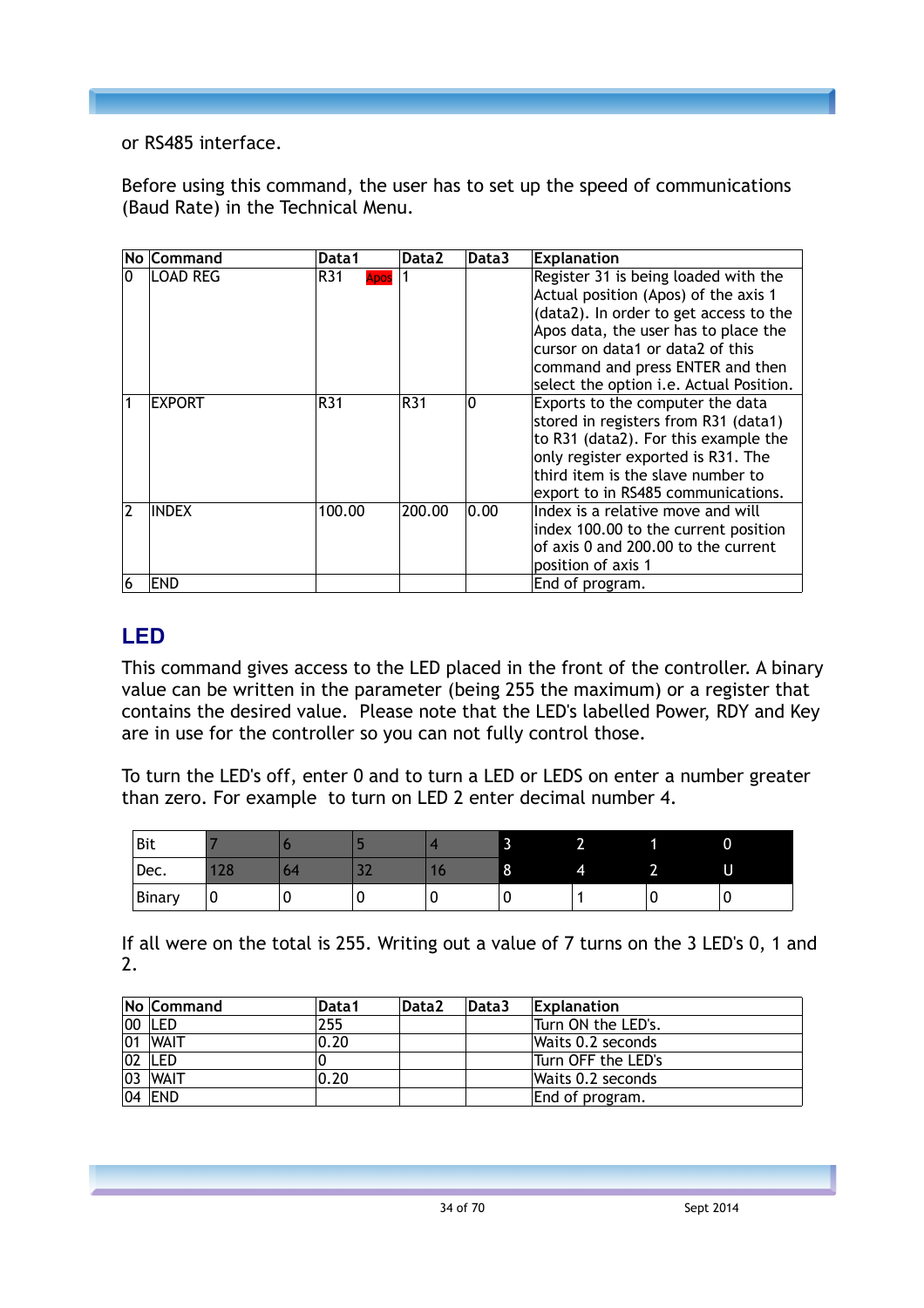or RS485 interface.

Before using this command, the user has to set up the speed of communications (Baud Rate) in the Technical Menu.

| No | Command | Data1 | Data2 | Data3 | Explanation |
|---|---|---|---|---|---|
| 0 | LOAD REG | R31 Apos | 1 | | Register 31 is being loaded with the Actual position (Apos) of the axis 1 (data2). In order to get access to the Apos data, the user has to place the cursor on data1 or data2 of this command and press ENTER and then select the option i.e. Actual Position. |
| 1 | EXPORT | R31 | R31 | 0 | Exports to the computer the data stored in registers from R31 (data1) to R31 (data2). For this example the only register exported is R31. The third item is the slave number to export to in RS485 communications. |
| 2 | INDEX | 100.00 | 200.00 | 0.00 | Index is a relative move and will index 100.00 to the current position of axis 0 and 200.00 to the current position of axis 1 |
| 6 | END | | | | End of program. |

## LED

This command gives access to the LED placed in the front of the controller. A binary value can be written in the parameter (being 255 the maximum) or a register that contains the desired value. Please note that the LED's labelled Power, RDY and Key are in use for the controller so you can not fully control those.

To turn the LED's off, enter 0 and to turn a LED or LEDS on enter a number greater than zero. For example to turn on LED 2 enter decimal number 4.

| Bit | 7 | 6 | 5 | 4 | 3 | 2 | 1 | 0 |
|---|---|---|---|---|---|---|---|---|
| Dec. | 128 | 64 | 32 | 16 | 8 | 4 | 2 | U |
| Binary | 0 | 0 | 0 | 0 | 0 | 1 | 0 | 0 |

If all were on the total is 255. Writing out a value of 7 turns on the 3 LED's 0, 1 and 2.

| No | Command | Data1 | Data2 | Data3 | Explanation |
|---|---|---|---|---|---|
| 00 | LED | 255 | | | Turn ON the LED's. |
| 01 | WAIT | 0.20 | | | Waits 0.2 seconds |
| 02 | LED | 0 | | | Turn OFF the LED's |
| 03 | WAIT | 0.20 | | | Waits 0.2 seconds |
| 04 | END | | | | End of program. |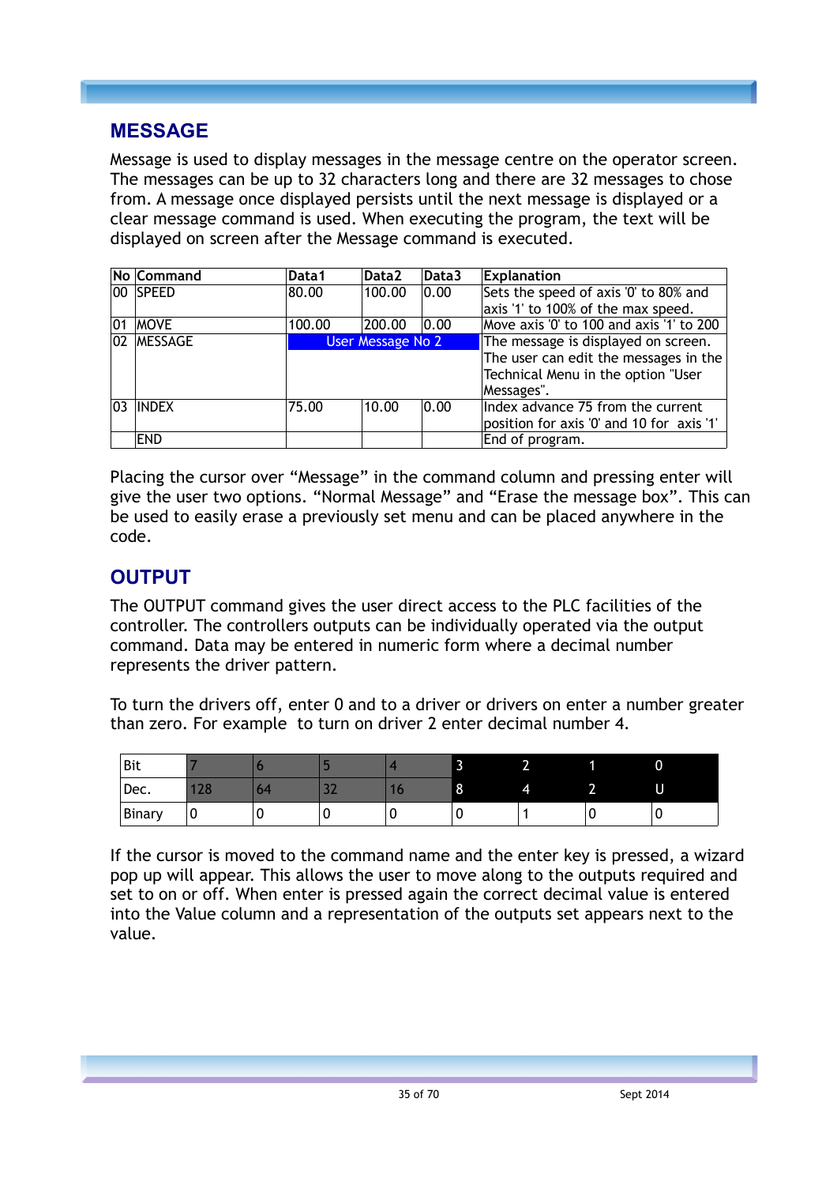## MESSAGE

Message is used to display messages in the message centre on the operator screen. The messages can be up to 32 characters long and there are 32 messages to chose from. A message once displayed persists until the next message is displayed or a clear message command is used. When executing the program, the text will be displayed on screen after the Message command is executed.

| No | Command | Data1 | Data2 | Data3 | Explanation |
|---|---|---|---|---|---|
| 00 | SPEED | 80.00 | 100.00 | 0.00 | Sets the speed of axis '0' to 80% and axis '1' to 100% of the max speed. |
| 01 | MOVE | 100.00 | 200.00 | 0.00 | Move axis '0' to 100 and axis '1' to 200 |
| 02 | MESSAGE | User Message No 2 | | | The message is displayed on screen. The user can edit the messages in the Technical Menu in the option "User Messages". |
| 03 | INDEX | 75.00 | 10.00 | 0.00 | Index advance 75 from the current position for axis '0' and 10 for axis '1' |
| | END | | | | End of program. |

Placing the cursor over "Message" in the command column and pressing enter will give the user two options. "Normal Message" and "Erase the message box". This can be used to easily erase a previously set menu and can be placed anywhere in the code.

## OUTPUT

The OUTPUT command gives the user direct access to the PLC facilities of the controller. The controllers outputs can be individually operated via the output command. Data may be entered in numeric form where a decimal number represents the driver pattern.

To turn the drivers off, enter 0 and to a driver or drivers on enter a number greater than zero. For example to turn on driver 2 enter decimal number 4.

| Bit | 7 | 6 | 5 | 4 | 3 | 2 | 1 | 0 |
|---|---|---|---|---|---|---|---|---|
| Dec. | 128 | 64 | 32 | 16 | 8 | 4 | 2 | U |
| Binary | 0 | 0 | 0 | 0 | 0 | 1 | 0 | 0 |

If the cursor is moved to the command name and the enter key is pressed, a wizard pop up will appear. This allows the user to move along to the outputs required and set to on or off. When enter is pressed again the correct decimal value is entered into the Value column and a representation of the outputs set appears next to the value.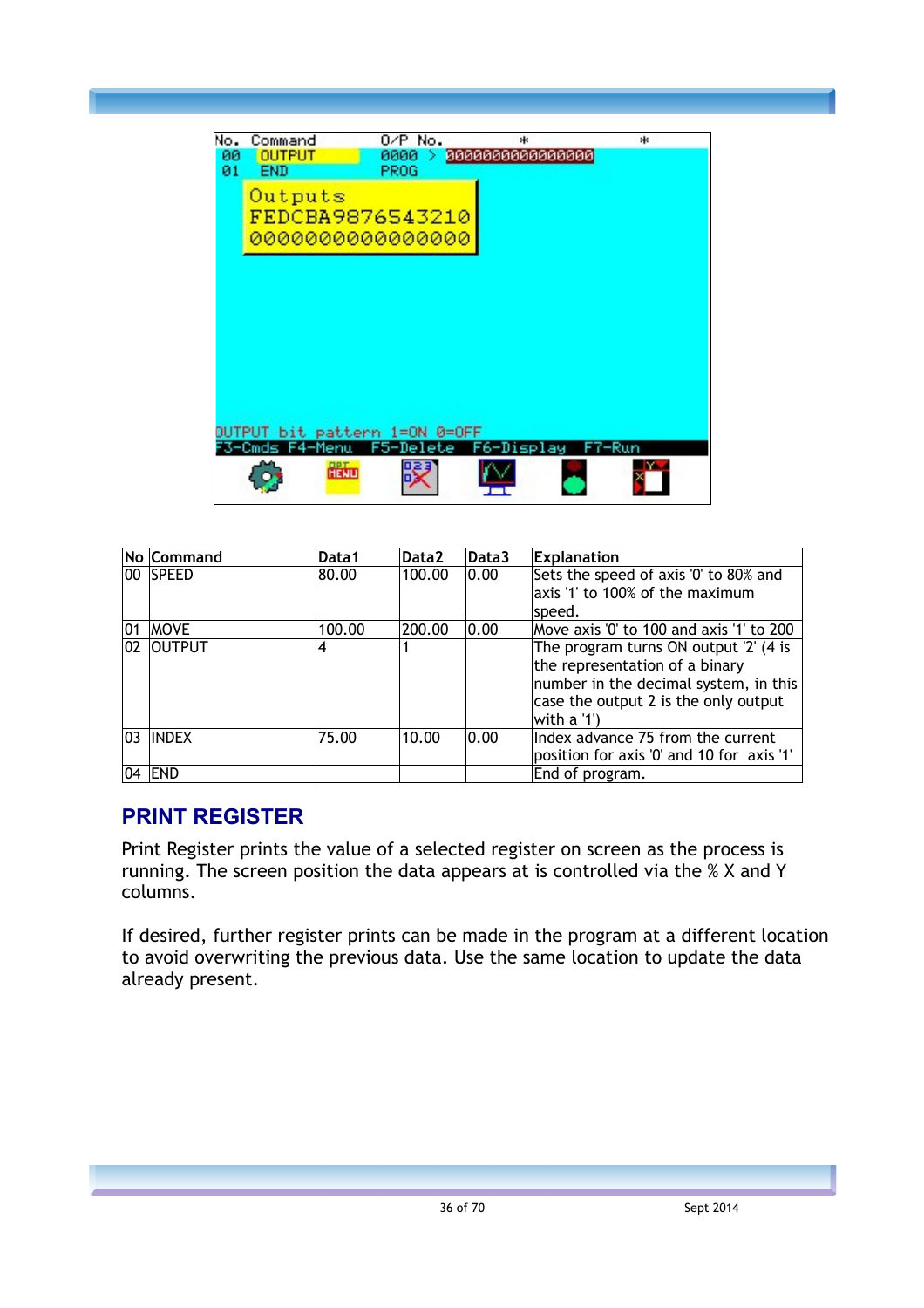| No | Command | Data1 | Data2 | Data3 | Explanation |
|---|---|---|---|---|---|
| 00 | SPEED | 80.00 | 100.00 | 0.00 | Sets the speed of axis '0' to 80% and axis '1' to 100% of the maximum speed. |
| 01 | MOVE | 100.00 | 200.00 | 0.00 | Move axis '0' to 100 and axis '1' to 200 |
| 02 | OUTPUT | 4 | 1 | | The program turns ON output '2' (4 is the representation of a binary number in the decimal system, in this case the output 2 is the only output with a '1') |
| 03 | INDEX | 75.00 | 10.00 | 0.00 | Index advance 75 from the current position for axis '0' and 10 for axis '1' |
| 04 | END | | | | End of program. |

## PRINT REGISTER

Print Register prints the value of a selected register on screen as the process is running. The screen position the data appears at is controlled via the % X and Y columns.

If desired, further register prints can be made in the program at a different location to avoid overwriting the previous data. Use the same location to update the data already present.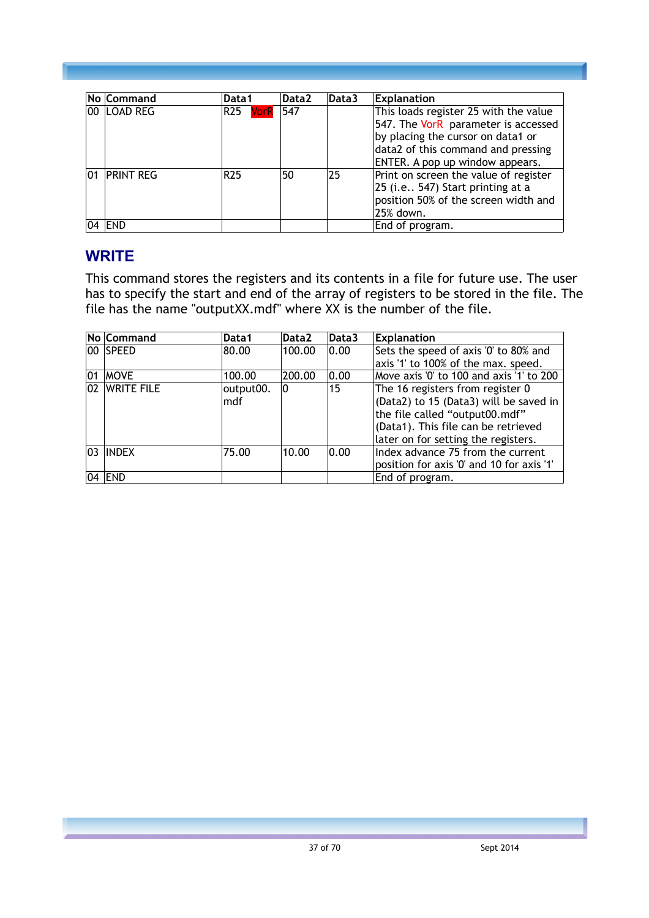| No | Command | Data1 | Data2 | Data3 | Explanation |
|---|---|---|---|---|---|
| 00 | LOAD REG | R25 VorR | 547 | | This loads register 25 with the value 547. The VorR parameter is accessed by placing the cursor on data1 or data2 of this command and pressing ENTER. A pop up window appears. |
| 01 | PRINT REG | R25 | 50 | 25 | Print on screen the value of register 25 (i.e.. 547) Start printing at a position 50% of the screen width and 25% down. |
| 04 | END | | | | End of program. |

## WRITE

This command stores the registers and its contents in a file for future use. The user has to specify the start and end of the array of registers to be stored in the file. The file has the name "outputXX.mdf" where XX is the number of the file.

| No | Command | Data1 | Data2 | Data3 | Explanation |
|---|---|---|---|---|---|
| 00 | SPEED | 80.00 | 100.00 | 0.00 | Sets the speed of axis '0' to 80% and axis '1' to 100% of the max. speed. |
| 01 | MOVE | 100.00 | 200.00 | 0.00 | Move axis '0' to 100 and axis '1' to 200 |
| 02 | WRITE FILE | output00.mdf | 0 | 15 | The 16 registers from register 0 (Data2) to 15 (Data3) will be saved in the file called "output00.mdf" (Data1). This file can be retrieved later on for setting the registers. |
| 03 | INDEX | 75.00 | 10.00 | 0.00 | Index advance 75 from the current position for axis '0' and 10 for axis '1' |
| 04 | END | | | | End of program. |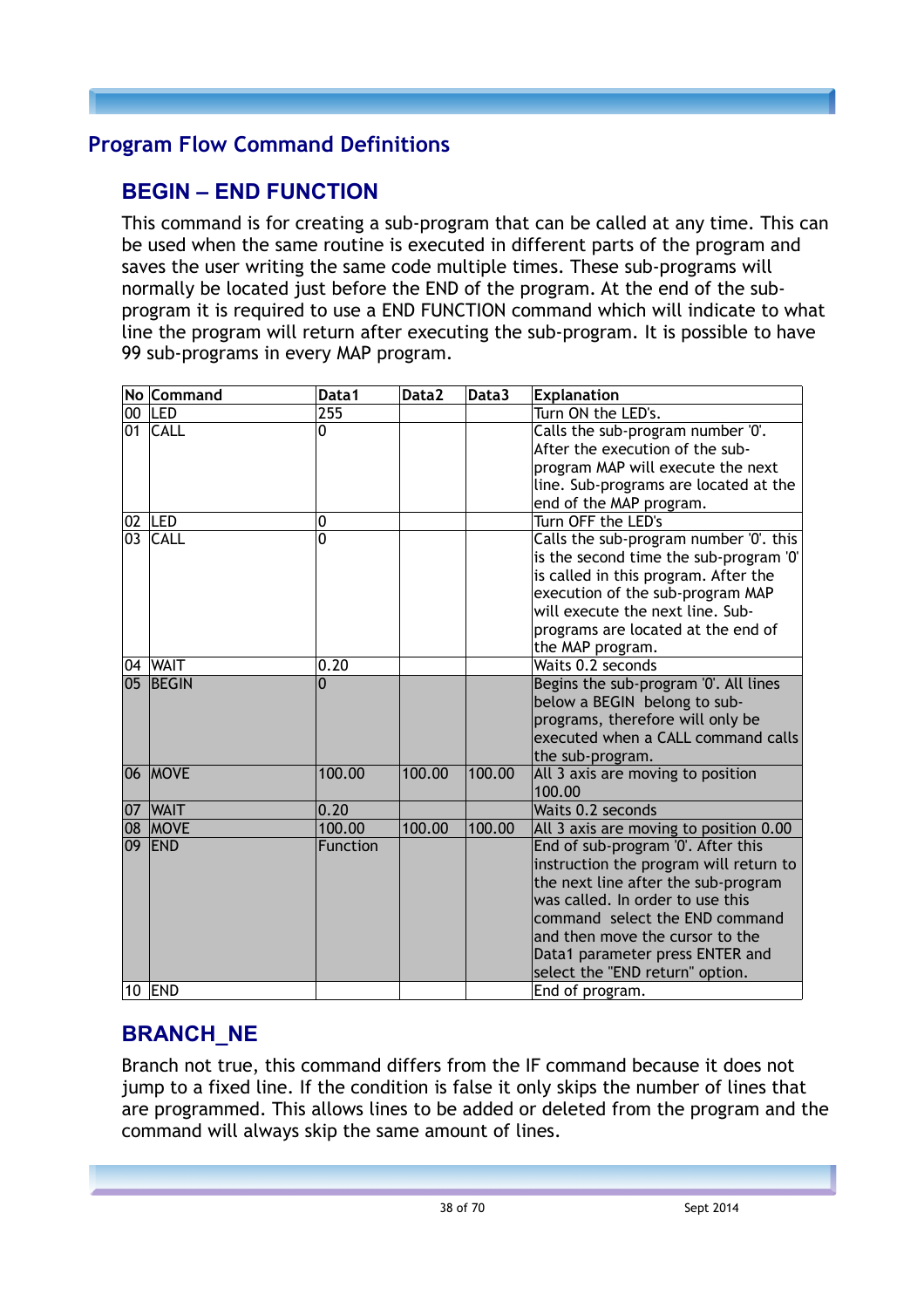## Program Flow Command Definitions

### BEGIN – END FUNCTION

This command is for creating a sub-program that can be called at any time. This can be used when the same routine is executed in different parts of the program and saves the user writing the same code multiple times. These sub-programs will normally be located just before the END of the program. At the end of the sub-program it is required to use a END FUNCTION command which will indicate to what line the program will return after executing the sub-program. It is possible to have 99 sub-programs in every MAP program.

| No | Command | Data1 | Data2 | Data3 | Explanation |
|---|---|---|---|---|---|
| 00 | LED | 255 | | | Turn ON the LED's. |
| 01 | CALL | 0 | | | Calls the sub-program number '0'. After the execution of the sub-program MAP will execute the next line. Sub-programs are located at the end of the MAP program. |
| 02 | LED | 0 | | | Turn OFF the LED's |
| 03 | CALL | 0 | | | Calls the sub-program number '0'. this is the second time the sub-program '0' is called in this program. After the execution of the sub-program MAP will execute the next line. Sub-programs are located at the end of the MAP program. |
| 04 | WAIT | 0.20 | | | Waits 0.2 seconds |
| 05 | BEGIN | 0 | | | Begins the sub-program '0'. All lines below a BEGIN belong to sub-programs, therefore will only be executed when a CALL command calls the sub-program. |
| 06 | MOVE | 100.00 | 100.00 | 100.00 | All 3 axis are moving to position 100.00 |
| 07 | WAIT | 0.20 | | | Waits 0.2 seconds |
| 08 | MOVE | 100.00 | 100.00 | 100.00 | All 3 axis are moving to position 0.00 |
| 09 | END | Function | | | End of sub-program '0'. After this instruction the program will return to the next line after the sub-program was called. In order to use this command select the END command and then move the cursor to the Data1 parameter press ENTER and select the "END return" option. |
| 10 | END | | | | End of program. |

### BRANCH_NE

Branch not true, this command differs from the IF command because it does not jump to a fixed line. If the condition is false it only skips the number of lines that are programmed. This allows lines to be added or deleted from the program and the command will always skip the same amount of lines.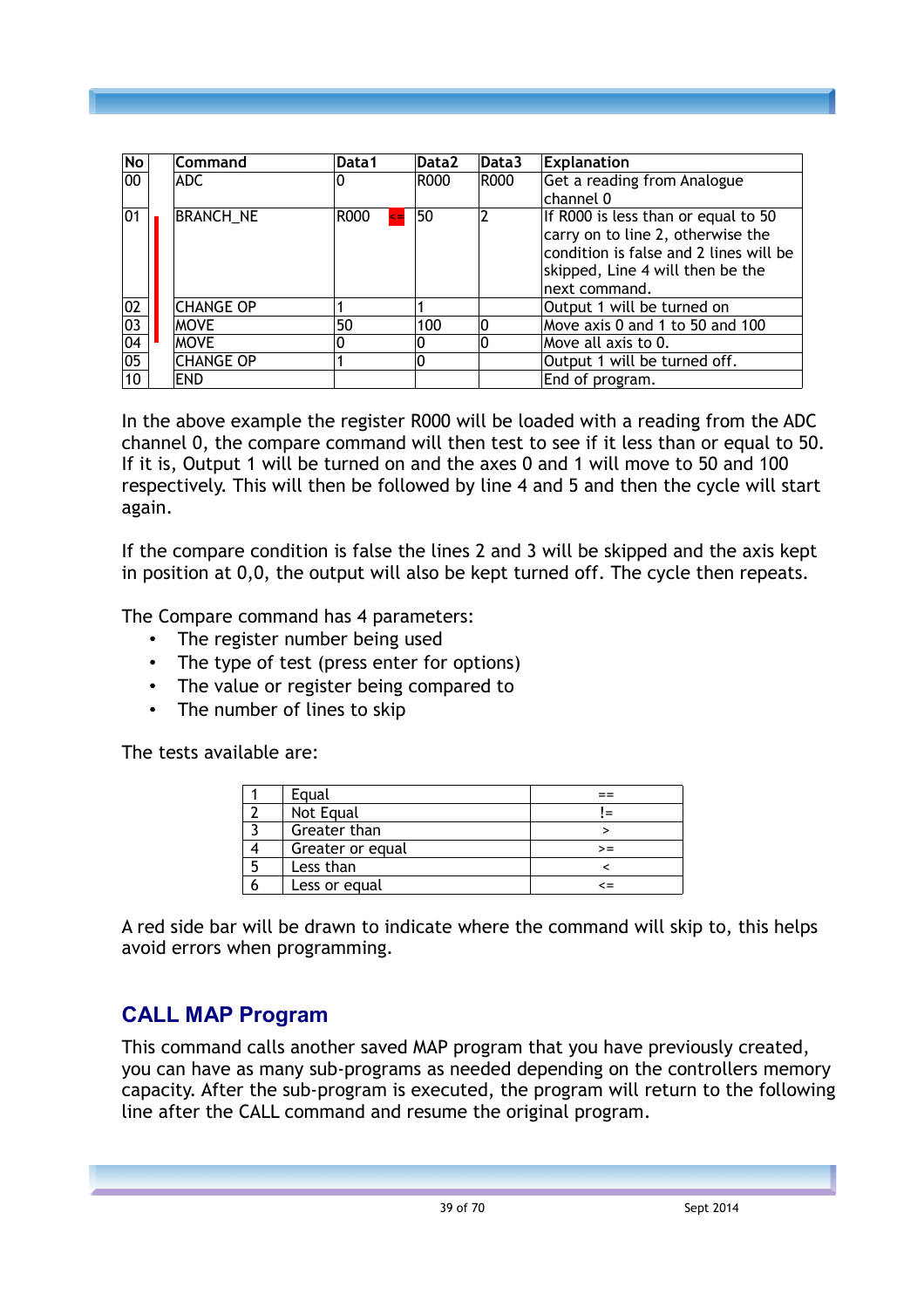| No | | Command | Data1 | | Data2 | Data3 | Explanation |
|---|---|---|---|---|---|---|---|
| 00 | | ADC | 0 | | R000 | R000 | Get a reading from Analogue channel 0 |
| 01 | | BRANCH_NE | R000 | <= | 50 | 2 | If R000 is less than or equal to 50 carry on to line 2, otherwise the condition is false and 2 lines will be skipped, Line 4 will then be the next command. |
| 02 | | CHANGE OP | 1 | | 1 | | Output 1 will be turned on |
| 03 | | MOVE | 50 | | 100 | 0 | Move axis 0 and 1 to 50 and 100 |
| 04 | | MOVE | 0 | | 0 | 0 | Move all axis to 0. |
| 05 | | CHANGE OP | 1 | | 0 | | Output 1 will be turned off. |
| 10 | | END | | | | | End of program. |

In the above example the register R000 will be loaded with a reading from the ADC channel 0, the compare command will then test to see if it less than or equal to 50. If it is, Output 1 will be turned on and the axes 0 and 1 will move to 50 and 100 respectively. This will then be followed by line 4 and 5 and then the cycle will start again.

If the compare condition is false the lines 2 and 3 will be skipped and the axis kept in position at 0,0, the output will also be kept turned off. The cycle then repeats.

The Compare command has 4 parameters:

- The register number being used
- The type of test (press enter for options)
- The value or register being compared to
- The number of lines to skip

The tests available are:

| 1 | Equal | == |
|---|---|---|
| 2 | Not Equal | != |
| 3 | Greater than | > |
| 4 | Greater or equal | >= |
| 5 | Less than | < |
| 6 | Less or equal | <= |

A red side bar will be drawn to indicate where the command will skip to, this helps avoid errors when programming.

## CALL MAP Program

This command calls another saved MAP program that you have previously created, you can have as many sub-programs as needed depending on the controllers memory capacity. After the sub-program is executed, the program will return to the following line after the CALL command and resume the original program.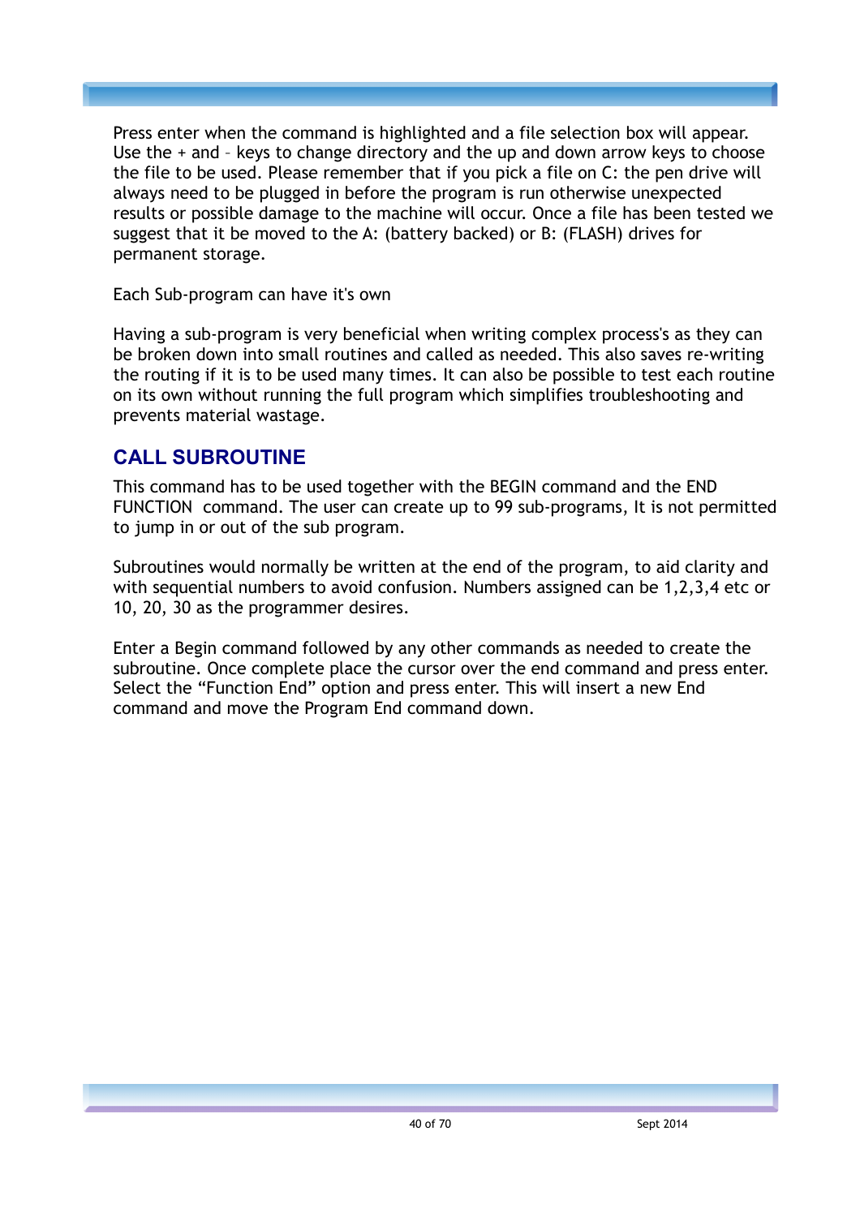Press enter when the command is highlighted and a file selection box will appear. Use the + and – keys to change directory and the up and down arrow keys to choose the file to be used. Please remember that if you pick a file on C: the pen drive will always need to be plugged in before the program is run otherwise unexpected results or possible damage to the machine will occur. Once a file has been tested we suggest that it be moved to the A: (battery backed) or B: (FLASH) drives for permanent storage.

Each Sub-program can have it's own

Having a sub-program is very beneficial when writing complex process's as they can be broken down into small routines and called as needed. This also saves re-writing the routing if it is to be used many times. It can also be possible to test each routine on its own without running the full program which simplifies troubleshooting and prevents material wastage.

## CALL SUBROUTINE

This command has to be used together with the BEGIN command and the END FUNCTION command. The user can create up to 99 sub-programs, It is not permitted to jump in or out of the sub program.

Subroutines would normally be written at the end of the program, to aid clarity and with sequential numbers to avoid confusion. Numbers assigned can be 1,2,3,4 etc or 10, 20, 30 as the programmer desires.

Enter a Begin command followed by any other commands as needed to create the subroutine. Once complete place the cursor over the end command and press enter. Select the “Function End” option and press enter. This will insert a new End command and move the Program End command down.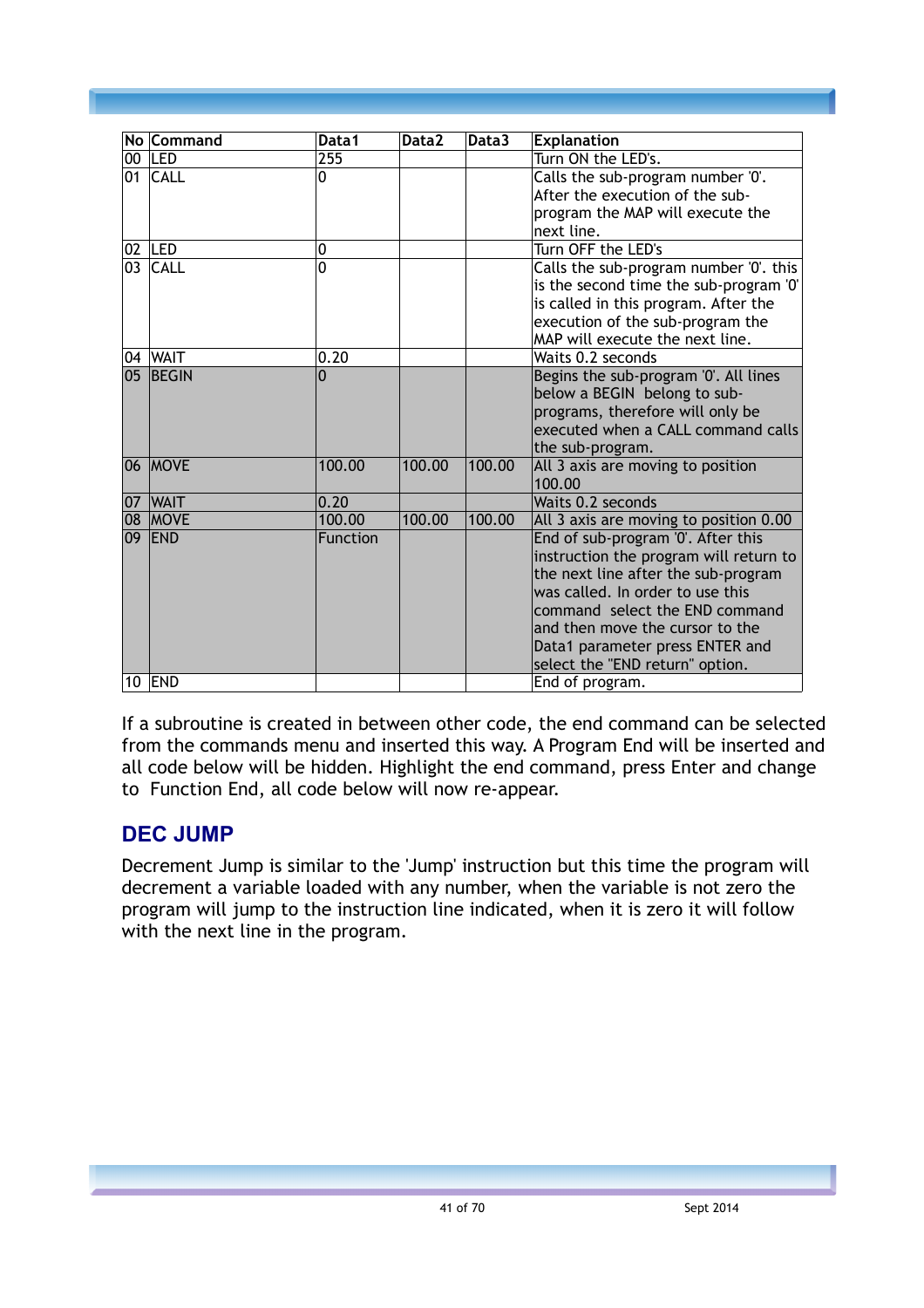| No | Command | Data1 | Data2 | Data3 | Explanation |
|---|---|---|---|---|---|
| 00 | LED | 255 | | | Turn ON the LED's. |
| 01 | CALL | 0 | | | Calls the sub-program number '0'. After the execution of the sub-program the MAP will execute the next line. |
| 02 | LED | 0 | | | Turn OFF the LED's |
| 03 | CALL | 0 | | | Calls the sub-program number '0'. this is the second time the sub-program '0' is called in this program. After the execution of the sub-program the MAP will execute the next line. |
| 04 | WAIT | 0.20 | | | Waits 0.2 seconds |
| 05 | BEGIN | 0 | | | Begins the sub-program '0'. All lines below a BEGIN belong to sub-programs, therefore will only be executed when a CALL command calls the sub-program. |
| 06 | MOVE | 100.00 | 100.00 | 100.00 | All 3 axis are moving to position 100.00 |
| 07 | WAIT | 0.20 | | | Waits 0.2 seconds |
| 08 | MOVE | 100.00 | 100.00 | 100.00 | All 3 axis are moving to position 0.00 |
| 09 | END | Function | | | End of sub-program '0'. After this instruction the program will return to the next line after the sub-program was called. In order to use this command select the END command and then move the cursor to the Data1 parameter press ENTER and select the "END return" option. |
| 10 | END | | | | End of program. |

If a subroutine is created in between other code, the end command can be selected from the commands menu and inserted this way. A Program End will be inserted and all code below will be hidden. Highlight the end command, press Enter and change to Function End, all code below will now re-appear.

## DEC JUMP

Decrement Jump is similar to the 'Jump' instruction but this time the program will decrement a variable loaded with any number, when the variable is not zero the program will jump to the instruction line indicated, when it is zero it will follow with the next line in the program.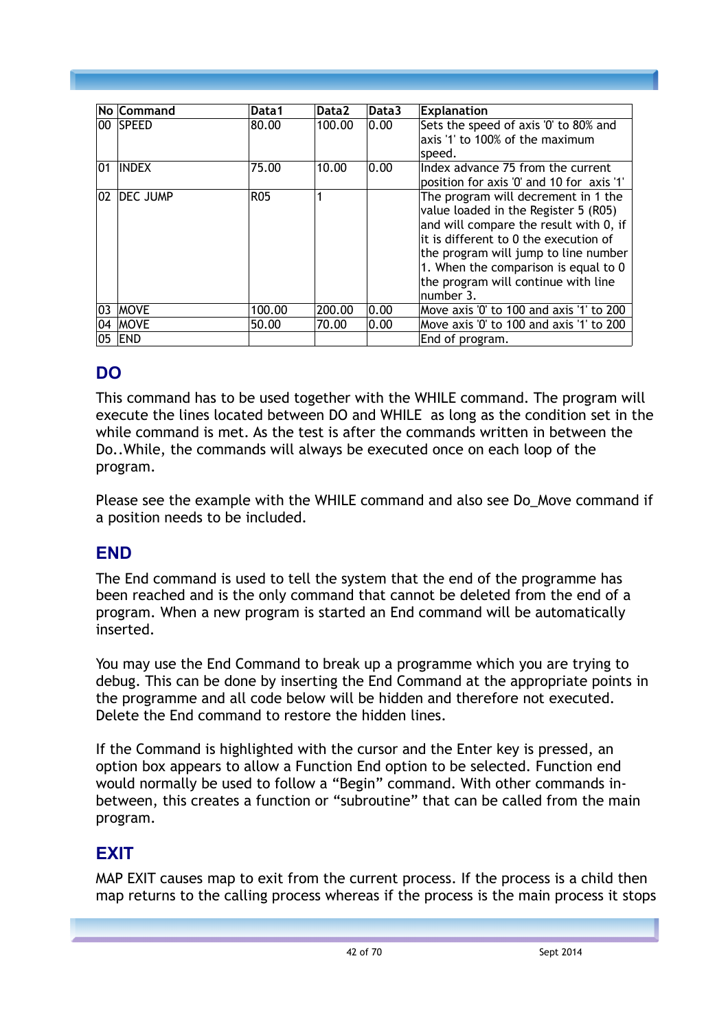| No | Command | Data1 | Data2 | Data3 | Explanation |
|---|---|---|---|---|---|
| 00 | SPEED | 80.00 | 100.00 | 0.00 | Sets the speed of axis '0' to 80% and axis '1' to 100% of the maximum speed. |
| 01 | INDEX | 75.00 | 10.00 | 0.00 | Index advance 75 from the current position for axis '0' and 10 for axis '1' |
| 02 | DEC JUMP | R05 | 1 | | The program will decrement in 1 the value loaded in the Register 5 (R05) and will compare the result with 0, if it is different to 0 the execution of the program will jump to line number 1. When the comparison is equal to 0 the program will continue with line number 3. |
| 03 | MOVE | 100.00 | 200.00 | 0.00 | Move axis '0' to 100 and axis '1' to 200 |
| 04 | MOVE | 50.00 | 70.00 | 0.00 | Move axis '0' to 100 and axis '1' to 200 |
| 05 | END | | | | End of program. |

## DO

This command has to be used together with the WHILE command. The program will execute the lines located between DO and WHILE as long as the condition set in the while command is met. As the test is after the commands written in between the Do..While, the commands will always be executed once on each loop of the program.

Please see the example with the WHILE command and also see Do_Move command if a position needs to be included.

## END

The End command is used to tell the system that the end of the programme has been reached and is the only command that cannot be deleted from the end of a program. When a new program is started an End command will be automatically inserted.

You may use the End Command to break up a programme which you are trying to debug. This can be done by inserting the End Command at the appropriate points in the programme and all code below will be hidden and therefore not executed. Delete the End command to restore the hidden lines.

If the Command is highlighted with the cursor and the Enter key is pressed, an option box appears to allow a Function End option to be selected. Function end would normally be used to follow a “Begin” command. With other commands in-between, this creates a function or “subroutine” that can be called from the main program.

## EXIT

MAP EXIT causes map to exit from the current process. If the process is a child then map returns to the calling process whereas if the process is the main process it stops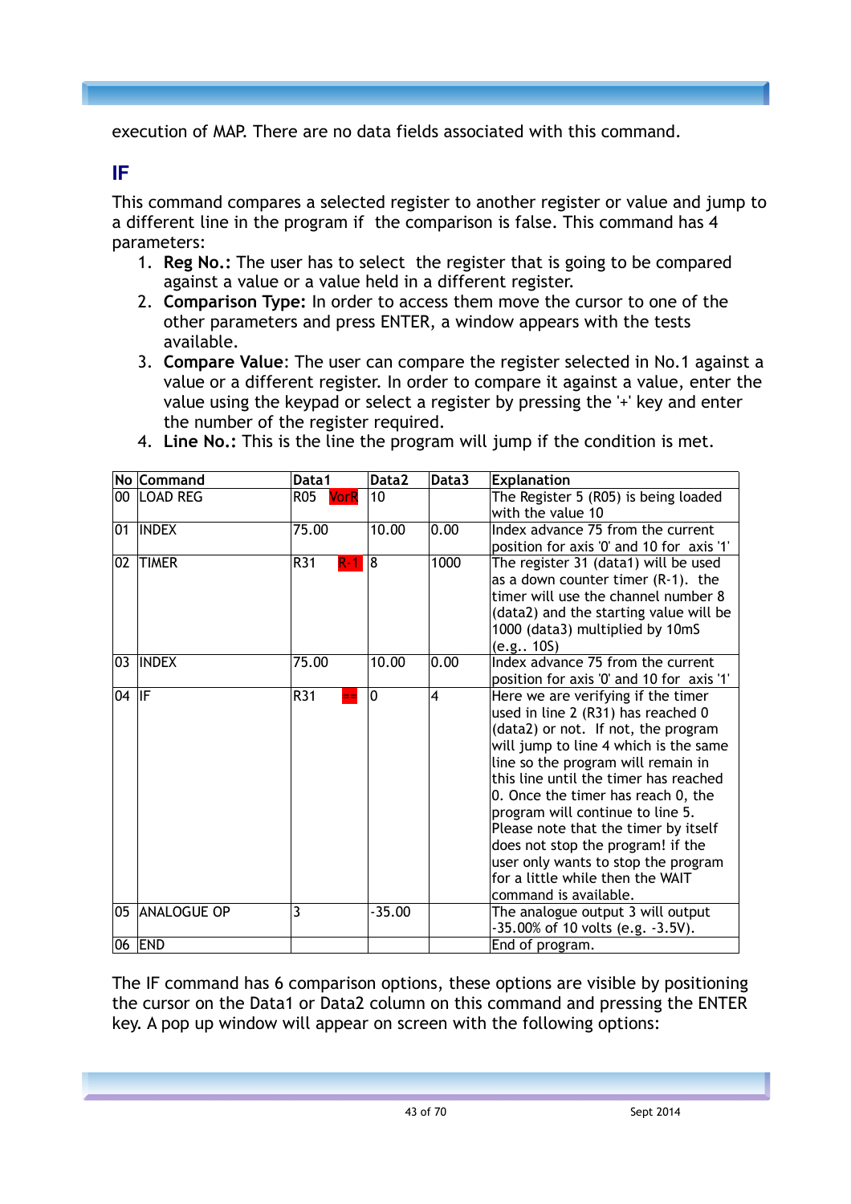execution of MAP. There are no data fields associated with this command.

## IF

This command compares a selected register to another register or value and jump to a different line in the program if the comparison is false. This command has 4 parameters:

1. **Reg No.:** The user has to select the register that is going to be compared against a value or a value held in a different register.
2. **Comparison Type:** In order to access them move the cursor to one of the other parameters and press ENTER, a window appears with the tests available.
3. **Compare Value**: The user can compare the register selected in No.1 against a value or a different register. In order to compare it against a value, enter the value using the keypad or select a register by pressing the '+' key and enter the number of the register required.
4. **Line No.:** This is the line the program will jump if the condition is met.

| No | Command | Data1 | Data2 | Data3 | Explanation |
|---|---|---|---|---|---|
| 00 | LOAD REG | R05 VorR | 10 | | The Register 5 (R05) is being loaded with the value 10 |
| 01 | INDEX | 75.00 | 10.00 | 0.00 | Index advance 75 from the current position for axis '0' and 10 for axis '1' |
| 02 | TIMER | R31 R-1 | 8 | 1000 | The register 31 (data1) will be used as a down counter timer (R-1). the timer will use the channel number 8 (data2) and the starting value will be 1000 (data3) multiplied by 10mS (e.g.. 10S) |
| 03 | INDEX | 75.00 | 10.00 | 0.00 | Index advance 75 from the current position for axis '0' and 10 for axis '1' |
| 04 | IF | R31 == | 0 | 4 | Here we are verifying if the timer used in line 2 (R31) has reached 0 (data2) or not. If not, the program will jump to line 4 which is the same line so the program will remain in this line until the timer has reached 0. Once the timer has reach 0, the program will continue to line 5. Please note that the timer by itself does not stop the program! if the user only wants to stop the program for a little while then the WAIT command is available. |
| 05 | ANALOGUE OP | 3 | -35.00 | | The analogue output 3 will output -35.00% of 10 volts (e.g. -3.5V). |
| 06 | END | | | | End of program. |

The IF command has 6 comparison options, these options are visible by positioning the cursor on the Data1 or Data2 column on this command and pressing the ENTER key. A pop up window will appear on screen with the following options: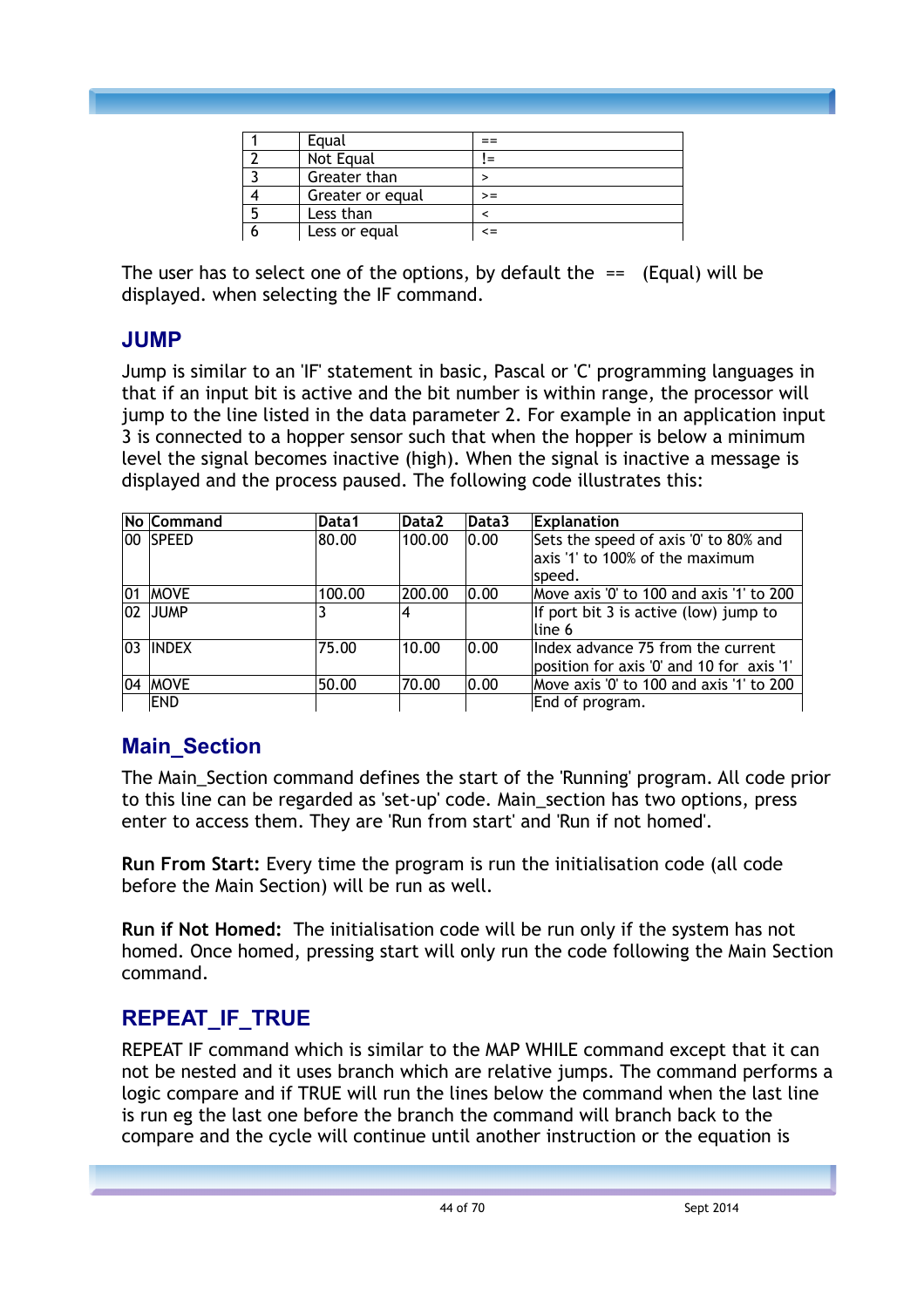| 1 | Equal | == |
|---|---|---|
| 2 | Not Equal | != |
| 3 | Greater than | > |
| 4 | Greater or equal | >= |
| 5 | Less than | < |
| 6 | Less or equal | <= |

The user has to select one of the options, by default the == (Equal) will be displayed. when selecting the IF command.

## JUMP

Jump is similar to an 'IF' statement in basic, Pascal or 'C' programming languages in that if an input bit is active and the bit number is within range, the processor will jump to the line listed in the data parameter 2. For example in an application input 3 is connected to a hopper sensor such that when the hopper is below a minimum level the signal becomes inactive (high). When the signal is inactive a message is displayed and the process paused. The following code illustrates this:

| No | Command | Data1 | Data2 | Data3 | Explanation |
|---|---|---|---|---|---|
| 00 | SPEED | 80.00 | 100.00 | 0.00 | Sets the speed of axis '0' to 80% and axis '1' to 100% of the maximum speed. |
| 01 | MOVE | 100.00 | 200.00 | 0.00 | Move axis '0' to 100 and axis '1' to 200 |
| 02 | JUMP | 3 | 4 | | If port bit 3 is active (low) jump to line 6 |
| 03 | INDEX | 75.00 | 10.00 | 0.00 | Index advance 75 from the current position for axis '0' and 10 for axis '1' |
| 04 | MOVE | 50.00 | 70.00 | 0.00 | Move axis '0' to 100 and axis '1' to 200 |
| | END | | | | End of program. |

## Main_Section

The Main_Section command defines the start of the 'Running' program. All code prior to this line can be regarded as 'set-up' code. Main_section has two options, press enter to access them. They are 'Run from start' and 'Run if not homed'.

**Run From Start:** Every time the program is run the initialisation code (all code before the Main Section) will be run as well.

**Run if Not Homed:** The initialisation code will be run only if the system has not homed. Once homed, pressing start will only run the code following the Main Section command.

## REPEAT_IF_TRUE

REPEAT IF command which is similar to the MAP WHILE command except that it can not be nested and it uses branch which are relative jumps. The command performs a logic compare and if TRUE will run the lines below the command when the last line is run eg the last one before the branch the command will branch back to the compare and the cycle will continue until another instruction or the equation is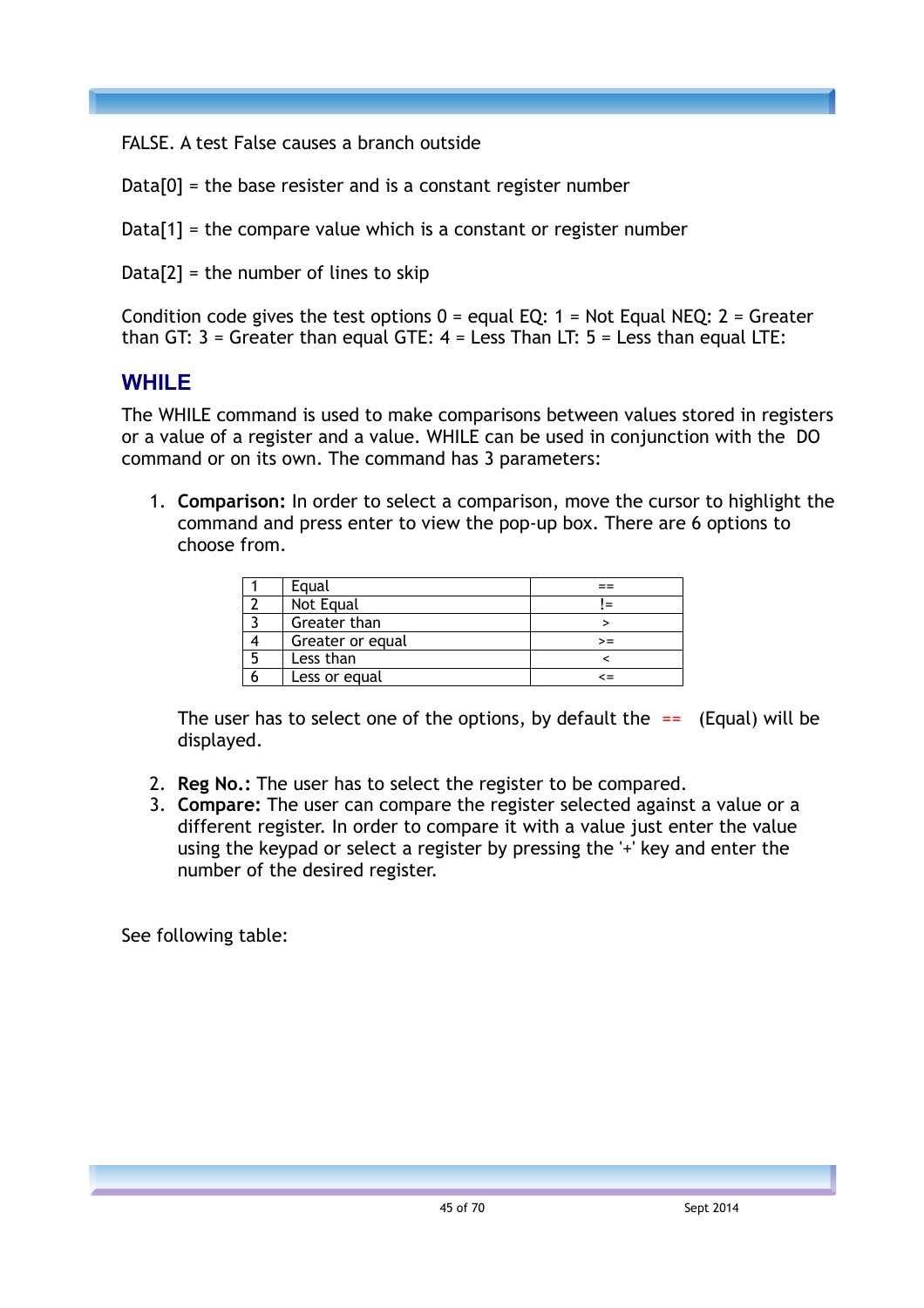FALSE. A test False causes a branch outside

Data[0] = the base resister and is a constant register number

Data[1] = the compare value which is a constant or register number

Data[2] = the number of lines to skip

Condition code gives the test options 0 = equal EQ: 1 = Not Equal NEQ: 2 = Greater than GT: 3 = Greater than equal GTE: 4 = Less Than LT: 5 = Less than equal LTE:

## WHILE

The WHILE command is used to make comparisons between values stored in registers or a value of a register and a value. WHILE can be used in conjunction with the DO command or on its own. The command has 3 parameters:

1. **Comparison:** In order to select a comparison, move the cursor to highlight the command and press enter to view the pop-up box. There are 6 options to choose from.

| | | |
|---|---|---|
| 1 | Equal | == |
| 2 | Not Equal | != |
| 3 | Greater than | > |
| 4 | Greater or equal | >= |
| 5 | Less than | < |
| 6 | Less or equal | <= |

   The user has to select one of the options, by default the == (Equal) will be displayed.

2. **Reg No.:** The user has to select the register to be compared.
3. **Compare:** The user can compare the register selected against a value or a different register. In order to compare it with a value just enter the value using the keypad or select a register by pressing the '+' key and enter the number of the desired register.

See following table: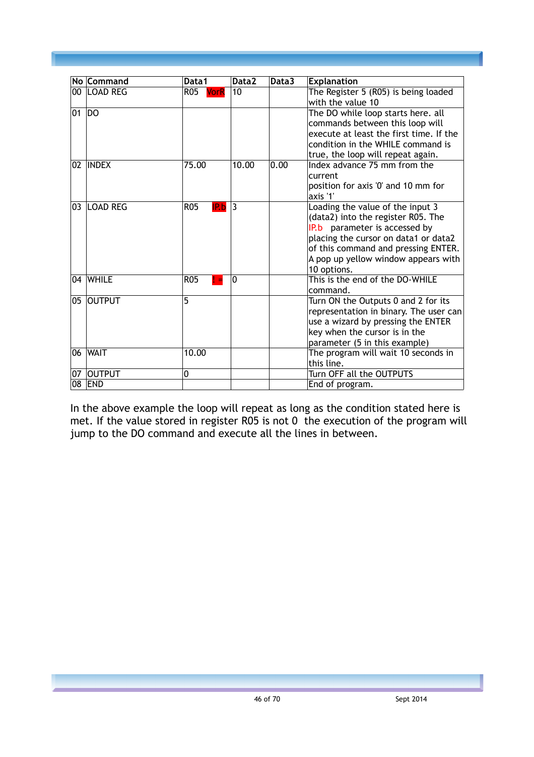| No | Command | Data1 | Data2 | Data3 | Explanation |
|---|---|---|---|---|---|
| 00 | LOAD REG | R05 VorR | 10 | | The Register 5 (R05) is being loaded with the value 10 |
| 01 | DO | | | | The DO while loop starts here. all commands between this loop will execute at least the first time. If the condition in the WHILE command is true, the loop will repeat again. |
| 02 | INDEX | 75.00 | 10.00 | 0.00 | Index advance 75 mm from the current position for axis '0' and 10 mm for axis '1' |
| 03 | LOAD REG | R05 IP.b | 3 | | Loading the value of the input 3 (data2) into the register R05. The IP.b parameter is accessed by placing the cursor on data1 or data2 of this command and pressing ENTER. A pop up yellow window appears with 10 options. |
| 04 | WHILE | R05 != | 0 | | This is the end of the DO-WHILE command. |
| 05 | OUTPUT | 5 | | | Turn ON the Outputs 0 and 2 for its representation in binary. The user can use a wizard by pressing the ENTER key when the cursor is in the parameter (5 in this example) |
| 06 | WAIT | 10.00 | | | The program will wait 10 seconds in this line. |
| 07 | OUTPUT | 0 | | | Turn OFF all the OUTPUTS |
| 08 | END | | | | End of program. |

In the above example the loop will repeat as long as the condition stated here is met. If the value stored in register R05 is not 0 the execution of the program will jump to the DO command and execute all the lines in between.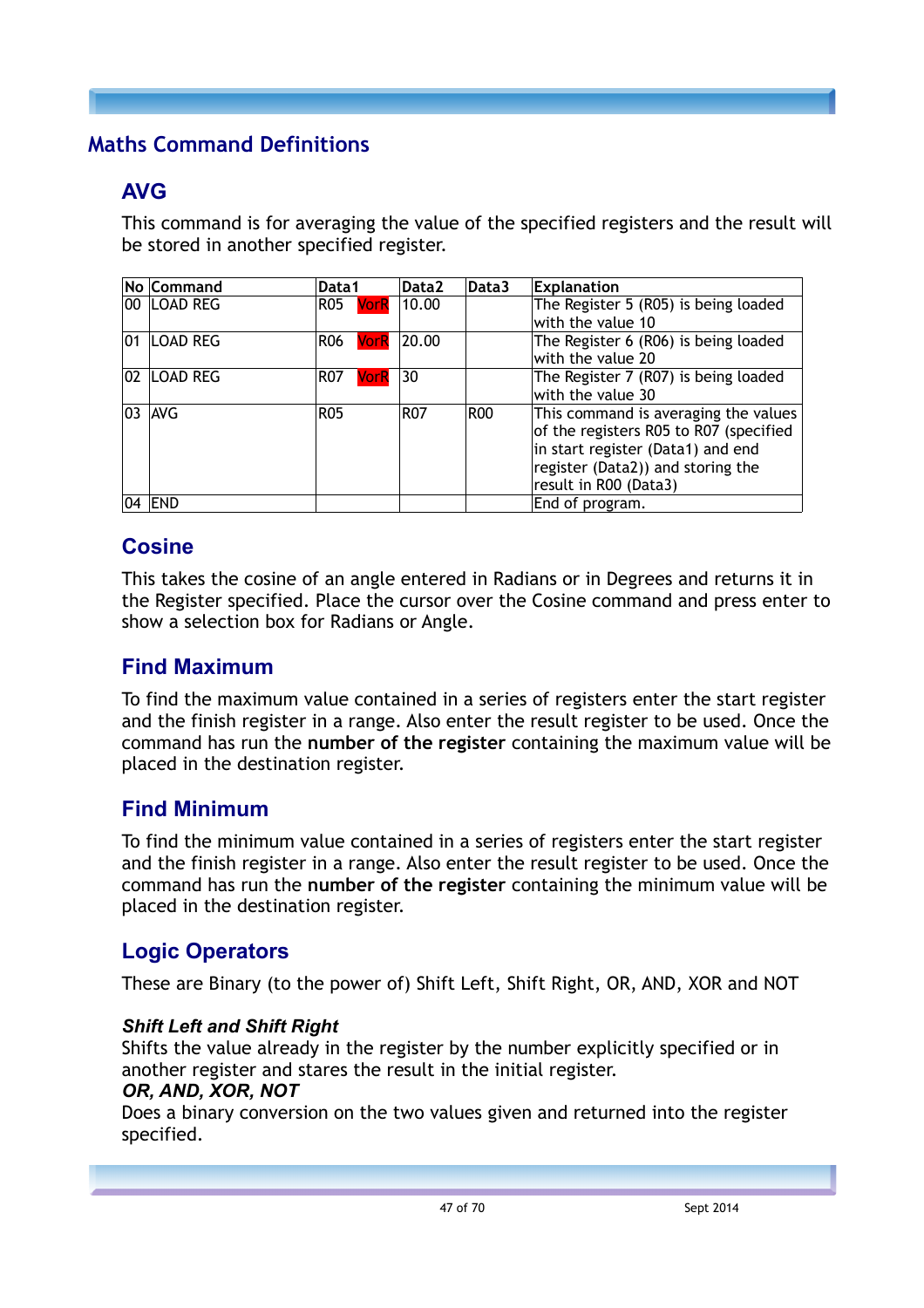## Maths Command Definitions

### AVG

This command is for averaging the value of the specified registers and the result will be stored in another specified register.

| No | Command | Data1 | Data2 | Data3 | Explanation |
|---|---|---|---|---|---|
| 00 | LOAD REG | R05 VorR | 10.00 | | The Register 5 (R05) is being loaded with the value 10 |
| 01 | LOAD REG | R06 VorR | 20.00 | | The Register 6 (R06) is being loaded with the value 20 |
| 02 | LOAD REG | R07 VorR | 30 | | The Register 7 (R07) is being loaded with the value 30 |
| 03 | AVG | R05 | R07 | R00 | This command is averaging the values of the registers R05 to R07 (specified in start register (Data1) and end register (Data2)) and storing the result in R00 (Data3) |
| 04 | END | | | | End of program. |

### Cosine

This takes the cosine of an angle entered in Radians or in Degrees and returns it in the Register specified. Place the cursor over the Cosine command and press enter to show a selection box for Radians or Angle.

### Find Maximum

To find the maximum value contained in a series of registers enter the start register and the finish register in a range. Also enter the result register to be used. Once the command has run the **number of the register** containing the maximum value will be placed in the destination register.

### Find Minimum

To find the minimum value contained in a series of registers enter the start register and the finish register in a range. Also enter the result register to be used. Once the command has run the **number of the register** containing the minimum value will be placed in the destination register.

### Logic Operators

These are Binary (to the power of) Shift Left, Shift Right, OR, AND, XOR and NOT

***Shift Left and Shift Right***

Shifts the value already in the register by the number explicitly specified or in another register and stares the result in the initial register.

***OR, AND, XOR, NOT***

Does a binary conversion on the two values given and returned into the register specified.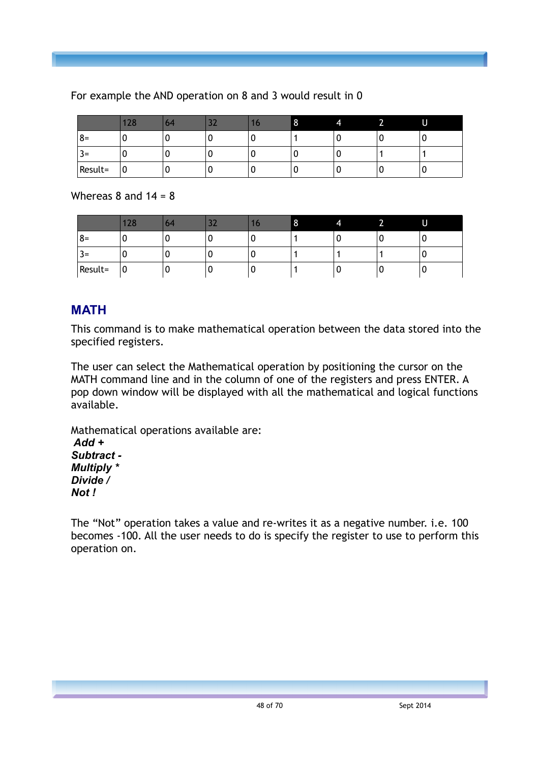For example the AND operation on 8 and 3 would result in 0

| | 128 | 64 | 32 | 16 | 8 | 4 | 2 | U |
|---|---|---|---|---|---|---|---|---|
| 8= | 0 | 0 | 0 | 0 | 1 | 0 | 0 | 0 |
| 3= | 0 | 0 | 0 | 0 | 0 | 0 | 1 | 1 |
| Result= | 0 | 0 | 0 | 0 | 0 | 0 | 0 | 0 |

Whereas 8 and 14 = 8

| | 128 | 64 | 32 | 16 | 8 | 4 | 2 | U |
|---|---|---|---|---|---|---|---|---|
| 8= | 0 | 0 | 0 | 0 | 1 | 0 | 0 | 0 |
| 3= | 0 | 0 | 0 | 0 | 1 | 1 | 1 | 0 |
| Result= | 0 | 0 | 0 | 0 | 1 | 0 | 0 | 0 |

## MATH

This command is to make mathematical operation between the data stored into the specified registers.

The user can select the Mathematical operation by positioning the cursor on the MATH command line and in the column of one of the registers and press ENTER. A pop down window will be displayed with all the mathematical and logical functions available.

Mathematical operations available are:
***Add +***
***Subtract -***
***Multiply \****
***Divide /***
***Not !***

The "Not" operation takes a value and re-writes it as a negative number. i.e. 100 becomes -100. All the user needs to do is specify the register to use to perform this operation on.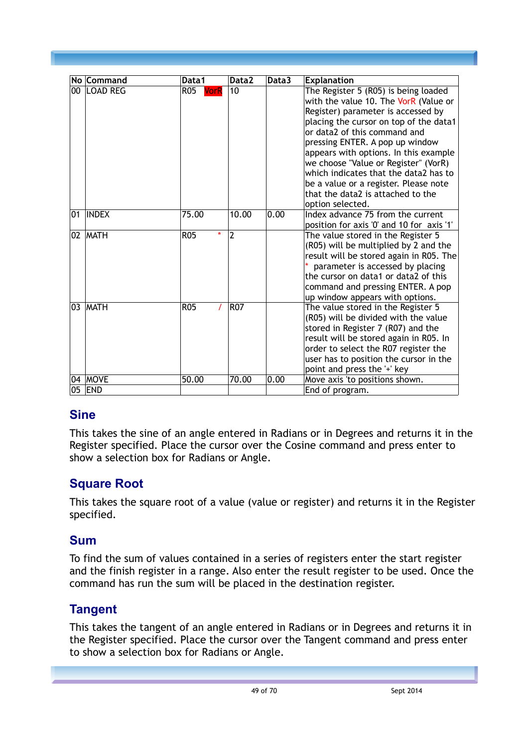| No | Command | Data1 | Data2 | Data3 | Explanation |
|---|---|---|---|---|---|
| 00 | LOAD REG | R05 VorR | 10 | | The Register 5 (R05) is being loaded with the value 10. The VorR (Value or Register) parameter is accessed by placing the cursor on top of the data1 or data2 of this command and pressing ENTER. A pop up window appears with options. In this example we choose "Value or Register" (VorR) which indicates that the data2 has to be a value or a register. Please note that the data2 is attached to the option selected. |
| 01 | INDEX | 75.00 | 10.00 | 0.00 | Index advance 75 from the current position for axis '0' and 10 for axis '1' |
| 02 | MATH | R05 * | 2 | | The value stored in the Register 5 (R05) will be multiplied by 2 and the result will be stored again in R05. The * parameter is accessed by placing the cursor on data1 or data2 of this command and pressing ENTER. A pop up window appears with options. |
| 03 | MATH | R05 / | R07 | | The value stored in the Register 5 (R05) will be divided with the value stored in Register 7 (R07) and the result will be stored again in R05. In order to select the R07 register the user has to position the cursor in the point and press the '+' key |
| 04 | MOVE | 50.00 | 70.00 | 0.00 | Move axis 'to positions shown. |
| 05 | END | | | | End of program. |

## Sine

This takes the sine of an angle entered in Radians or in Degrees and returns it in the Register specified. Place the cursor over the Cosine command and press enter to show a selection box for Radians or Angle.

## Square Root

This takes the square root of a value (value or register) and returns it in the Register specified.

## Sum

To find the sum of values contained in a series of registers enter the start register and the finish register in a range. Also enter the result register to be used. Once the command has run the sum will be placed in the destination register.

## Tangent

This takes the tangent of an angle entered in Radians or in Degrees and returns it in the Register specified. Place the cursor over the Tangent command and press enter to show a selection box for Radians or Angle.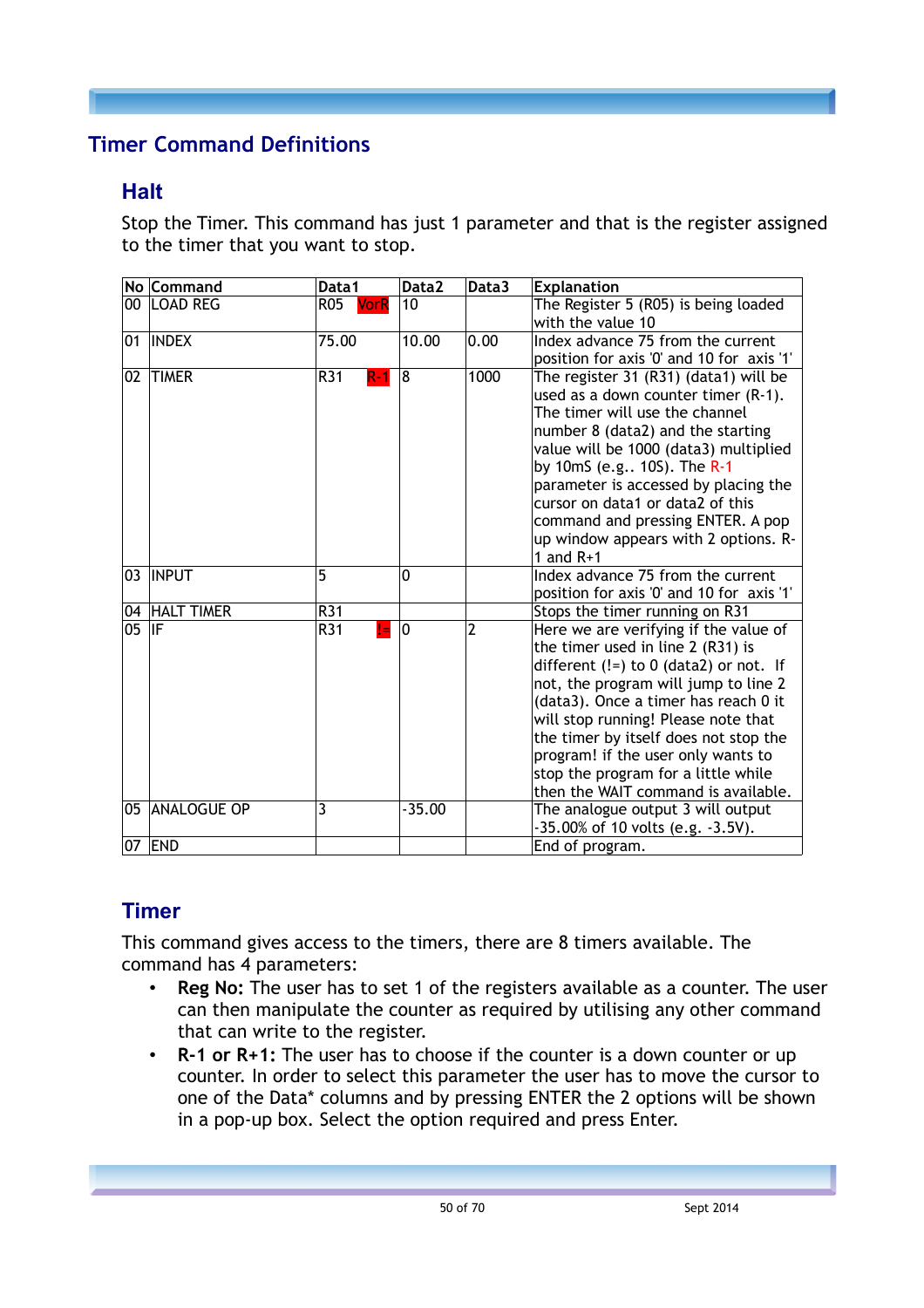# Timer Command Definitions

## Halt

Stop the Timer. This command has just 1 parameter and that is the register assigned to the timer that you want to stop.

| No | Command | Data1 | Data2 | Data3 | Explanation |
|---|---|---|---|---|---|
| 00 | LOAD REG | R05 VorR | 10 | | The Register 5 (R05) is being loaded with the value 10 |
| 01 | INDEX | 75.00 | 10.00 | 0.00 | Index advance 75 from the current position for axis '0' and 10 for axis '1' |
| 02 | TIMER | R31 R-1 | 8 | 1000 | The register 31 (R31) (data1) will be used as a down counter timer (R-1). The timer will use the channel number 8 (data2) and the starting value will be 1000 (data3) multiplied by 10mS (e.g.. 10S). The R-1 parameter is accessed by placing the cursor on data1 or data2 of this command and pressing ENTER. A pop up window appears with 2 options. R-1 and R+1 |
| 03 | INPUT | 5 | 0 | | Index advance 75 from the current position for axis '0' and 10 for axis '1' |
| 04 | HALT TIMER | R31 | | | Stops the timer running on R31 |
| 05 | IF | R31 != | 0 | 2 | Here we are verifying if the value of the timer used in line 2 (R31) is different (!=) to 0 (data2) or not. If not, the program will jump to line 2 (data3). Once a timer has reach 0 it will stop running! Please note that the timer by itself does not stop the program! if the user only wants to stop the program for a little while then the WAIT command is available. |
| 05 | ANALOGUE OP | 3 | -35.00 | | The analogue output 3 will output -35.00% of 10 volts (e.g. -3.5V). |
| 07 | END | | | | End of program. |

## Timer

This command gives access to the timers, there are 8 timers available. The command has 4 parameters:

- **Reg No:** The user has to set 1 of the registers available as a counter. The user can then manipulate the counter as required by utilising any other command that can write to the register.
- **R-1 or R+1:** The user has to choose if the counter is a down counter or up counter. In order to select this parameter the user has to move the cursor to one of the Data* columns and by pressing ENTER the 2 options will be shown in a pop-up box. Select the option required and press Enter.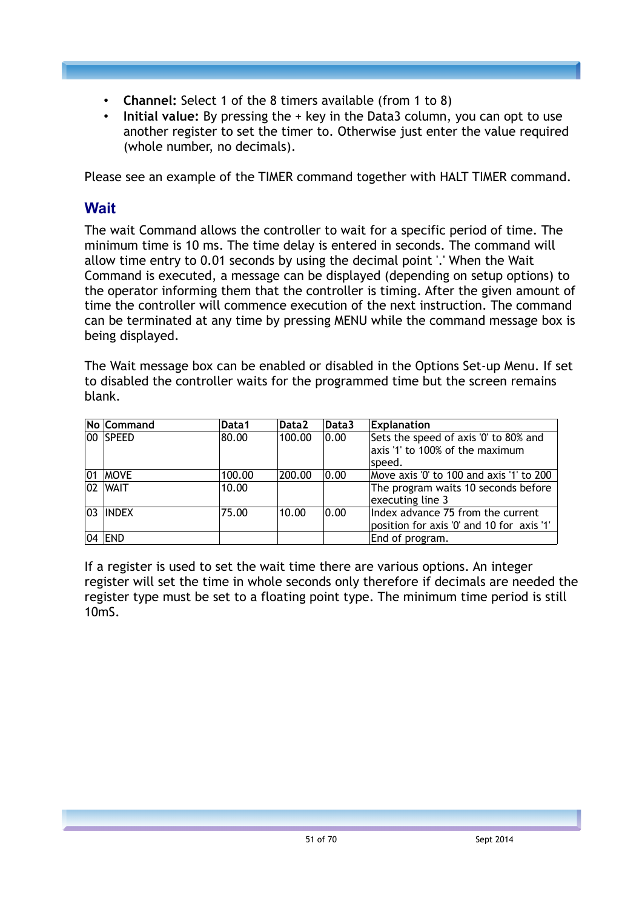- **Channel:** Select 1 of the 8 timers available (from 1 to 8)
- **Initial value:** By pressing the + key in the Data3 column, you can opt to use another register to set the timer to. Otherwise just enter the value required (whole number, no decimals).

Please see an example of the TIMER command together with HALT TIMER command.

## Wait

The wait Command allows the controller to wait for a specific period of time. The minimum time is 10 ms. The time delay is entered in seconds. The command will allow time entry to 0.01 seconds by using the decimal point '.' When the Wait Command is executed, a message can be displayed (depending on setup options) to the operator informing them that the controller is timing. After the given amount of time the controller will commence execution of the next instruction. The command can be terminated at any time by pressing MENU while the command message box is being displayed.

The Wait message box can be enabled or disabled in the Options Set-up Menu. If set to disabled the controller waits for the programmed time but the screen remains blank.

| No | Command | Data1 | Data2 | Data3 | Explanation |
|---|---|---|---|---|---|
| 00 | SPEED | 80.00 | 100.00 | 0.00 | Sets the speed of axis '0' to 80% and axis '1' to 100% of the maximum speed. |
| 01 | MOVE | 100.00 | 200.00 | 0.00 | Move axis '0' to 100 and axis '1' to 200 |
| 02 | WAIT | 10.00 | | | The program waits 10 seconds before executing line 3 |
| 03 | INDEX | 75.00 | 10.00 | 0.00 | Index advance 75 from the current position for axis '0' and 10 for axis '1' |
| 04 | END | | | | End of program. |

If a register is used to set the wait time there are various options. An integer register will set the time in whole seconds only therefore if decimals are needed the register type must be set to a floating point type. The minimum time period is still 10mS.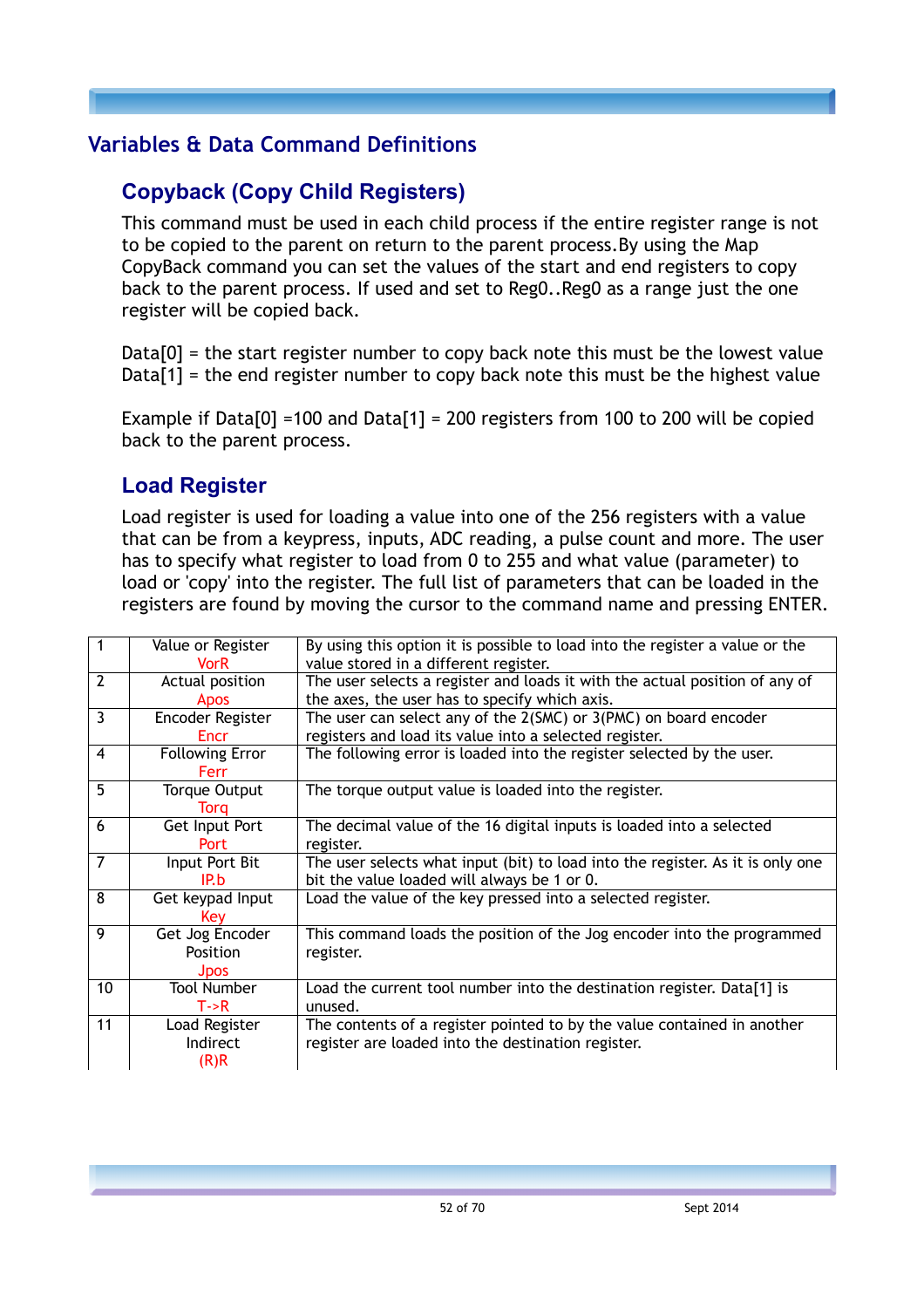# Variables & Data Command Definitions

## Copyback (Copy Child Registers)

This command must be used in each child process if the entire register range is not to be copied to the parent on return to the parent process.By using the Map CopyBack command you can set the values of the start and end registers to copy back to the parent process. If used and set to Reg0..Reg0 as a range just the one register will be copied back.

Data[0] = the start register number to copy back note this must be the lowest value
Data[1] = the end register number to copy back note this must be the highest value

Example if Data[0] =100 and Data[1] = 200 registers from 100 to 200 will be copied back to the parent process.

## Load Register

Load register is used for loading a value into one of the 256 registers with a value that can be from a keypress, inputs, ADC reading, a pulse count and more. The user has to specify what register to load from 0 to 255 and what value (parameter) to load or 'copy' into the register. The full list of parameters that can be loaded in the registers are found by moving the cursor to the command name and pressing ENTER.

| | | |
|---|---|---|
| 1 | Value or Register<br>VorR | By using this option it is possible to load into the register a value or the value stored in a different register. |
| 2 | Actual position<br>Apos | The user selects a register and loads it with the actual position of any of the axes, the user has to specify which axis. |
| 3 | Encoder Register<br>Encr | The user can select any of the 2(SMC) or 3(PMC) on board encoder registers and load its value into a selected register. |
| 4 | Following Error<br>Ferr | The following error is loaded into the register selected by the user. |
| 5 | Torque Output<br>Torq | The torque output value is loaded into the register. |
| 6 | Get Input Port<br>Port | The decimal value of the 16 digital inputs is loaded into a selected register. |
| 7 | Input Port Bit<br>IP.b | The user selects what input (bit) to load into the register. As it is only one bit the value loaded will always be 1 or 0. |
| 8 | Get keypad Input<br>Key | Load the value of the key pressed into a selected register. |
| 9 | Get Jog Encoder Position<br>Jpos | This command loads the position of the Jog encoder into the programmed register. |
| 10 | Tool Number<br>T->R | Load the current tool number into the destination register. Data[1] is unused. |
| 11 | Load Register Indirect<br>(R)R | The contents of a register pointed to by the value contained in another register are loaded into the destination register. |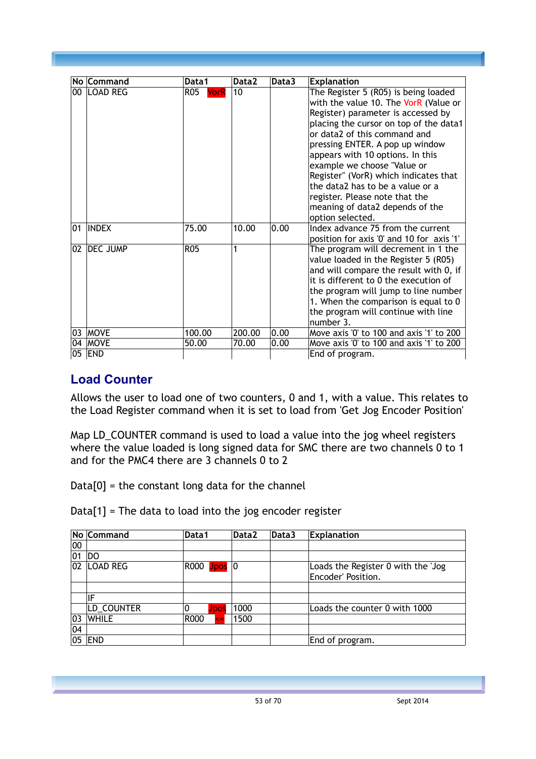| No | Command | Data1 | Data2 | Data3 | Explanation |
|---|---|---|---|---|---|
| 00 | LOAD REG | R05 VorR | 10 | | The Register 5 (R05) is being loaded with the value 10. The VorR (Value or Register) parameter is accessed by placing the cursor on top of the data1 or data2 of this command and pressing ENTER. A pop up window appears with 10 options. In this example we choose "Value or Register" (VorR) which indicates that the data2 has to be a value or a register. Please note that the meaning of data2 depends of the option selected. |
| 01 | INDEX | 75.00 | 10.00 | 0.00 | Index advance 75 from the current position for axis '0' and 10 for axis '1' |
| 02 | DEC JUMP | R05 | 1 | | The program will decrement in 1 the value loaded in the Register 5 (R05) and will compare the result with 0, if it is different to 0 the execution of the program will jump to line number 1. When the comparison is equal to 0 the program will continue with line number 3. |
| 03 | MOVE | 100.00 | 200.00 | 0.00 | Move axis '0' to 100 and axis '1' to 200 |
| 04 | MOVE | 50.00 | 70.00 | 0.00 | Move axis '0' to 100 and axis '1' to 200 |
| 05 | END | | | | End of program. |

## Load Counter

Allows the user to load one of two counters, 0 and 1, with a value. This relates to the Load Register command when it is set to load from 'Get Jog Encoder Position'

Map LD_COUNTER command is used to load a value into the jog wheel registers where the value loaded is long signed data for SMC there are two channels 0 to 1 and for the PMC4 there are 3 channels 0 to 2

Data[0] = the constant long data for the channel

Data[1] = The data to load into the jog encoder register

| No | Command | Data1 | Data2 | Data3 | Explanation |
|---|---|---|---|---|---|
| 00 | | | | | |
| 01 | DO | | | | |
| 02 | LOAD REG | R000 Jpos | 0 | | Loads the Register 0 with the 'Jog Encoder' Position. |
| | | | | | |
| | IF | | | | |
| | LD_COUNTER | 0 Jpos | 1000 | | Loads the counter 0 with 1000 |
| 03 | WHILE | R000 <= | 1500 | | |
| 04 | | | | | |
| 05 | END | | | | End of program. |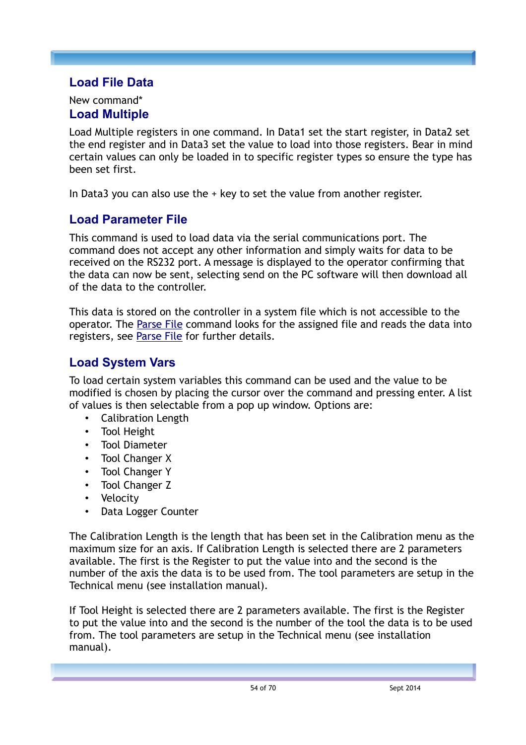## Load File Data

New command*

## Load Multiple

Load Multiple registers in one command. In Data1 set the start register, in Data2 set the end register and in Data3 set the value to load into those registers. Bear in mind certain values can only be loaded in to specific register types so ensure the type has been set first.

In Data3 you can also use the + key to set the value from another register.

## Load Parameter File

This command is used to load data via the serial communications port. The command does not accept any other information and simply waits for data to be received on the RS232 port. A message is displayed to the operator confirming that the data can now be sent, selecting send on the PC software will then download all of the data to the controller.

This data is stored on the controller in a system file which is not accessible to the operator. The Parse File command looks for the assigned file and reads the data into registers, see Parse File for further details.

## Load System Vars

To load certain system variables this command can be used and the value to be modified is chosen by placing the cursor over the command and pressing enter. A list of values is then selectable from a pop up window. Options are:

- Calibration Length
- Tool Height
- Tool Diameter
- Tool Changer X
- Tool Changer Y
- Tool Changer Z
- Velocity
- Data Logger Counter

The Calibration Length is the length that has been set in the Calibration menu as the maximum size for an axis. If Calibration Length is selected there are 2 parameters available. The first is the Register to put the value into and the second is the number of the axis the data is to be used from. The tool parameters are setup in the Technical menu (see installation manual).

If Tool Height is selected there are 2 parameters available. The first is the Register to put the value into and the second is the number of the tool the data is to be used from. The tool parameters are setup in the Technical menu (see installation manual).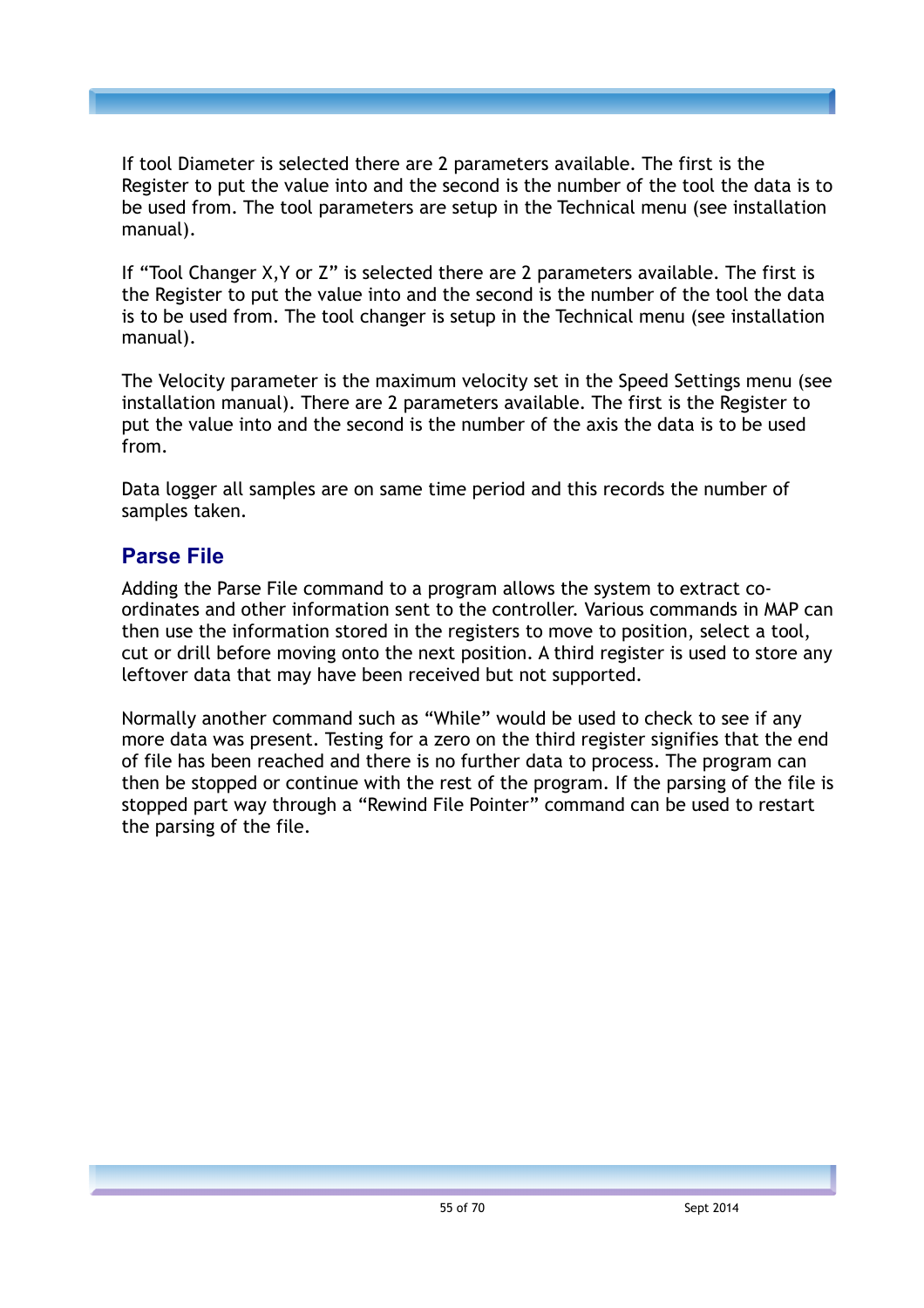If tool Diameter is selected there are 2 parameters available. The first is the Register to put the value into and the second is the number of the tool the data is to be used from. The tool parameters are setup in the Technical menu (see installation manual).

If “Tool Changer X,Y or Z” is selected there are 2 parameters available. The first is the Register to put the value into and the second is the number of the tool the data is to be used from. The tool changer is setup in the Technical menu (see installation manual).

The Velocity parameter is the maximum velocity set in the Speed Settings menu (see installation manual). There are 2 parameters available. The first is the Register to put the value into and the second is the number of the axis the data is to be used from.

Data logger all samples are on same time period and this records the number of samples taken.

## Parse File

Adding the Parse File command to a program allows the system to extract co-ordinates and other information sent to the controller. Various commands in MAP can then use the information stored in the registers to move to position, select a tool, cut or drill before moving onto the next position. A third register is used to store any leftover data that may have been received but not supported.

Normally another command such as “While” would be used to check to see if any more data was present. Testing for a zero on the third register signifies that the end of file has been reached and there is no further data to process. The program can then be stopped or continue with the rest of the program. If the parsing of the file is stopped part way through a “Rewind File Pointer” command can be used to restart the parsing of the file.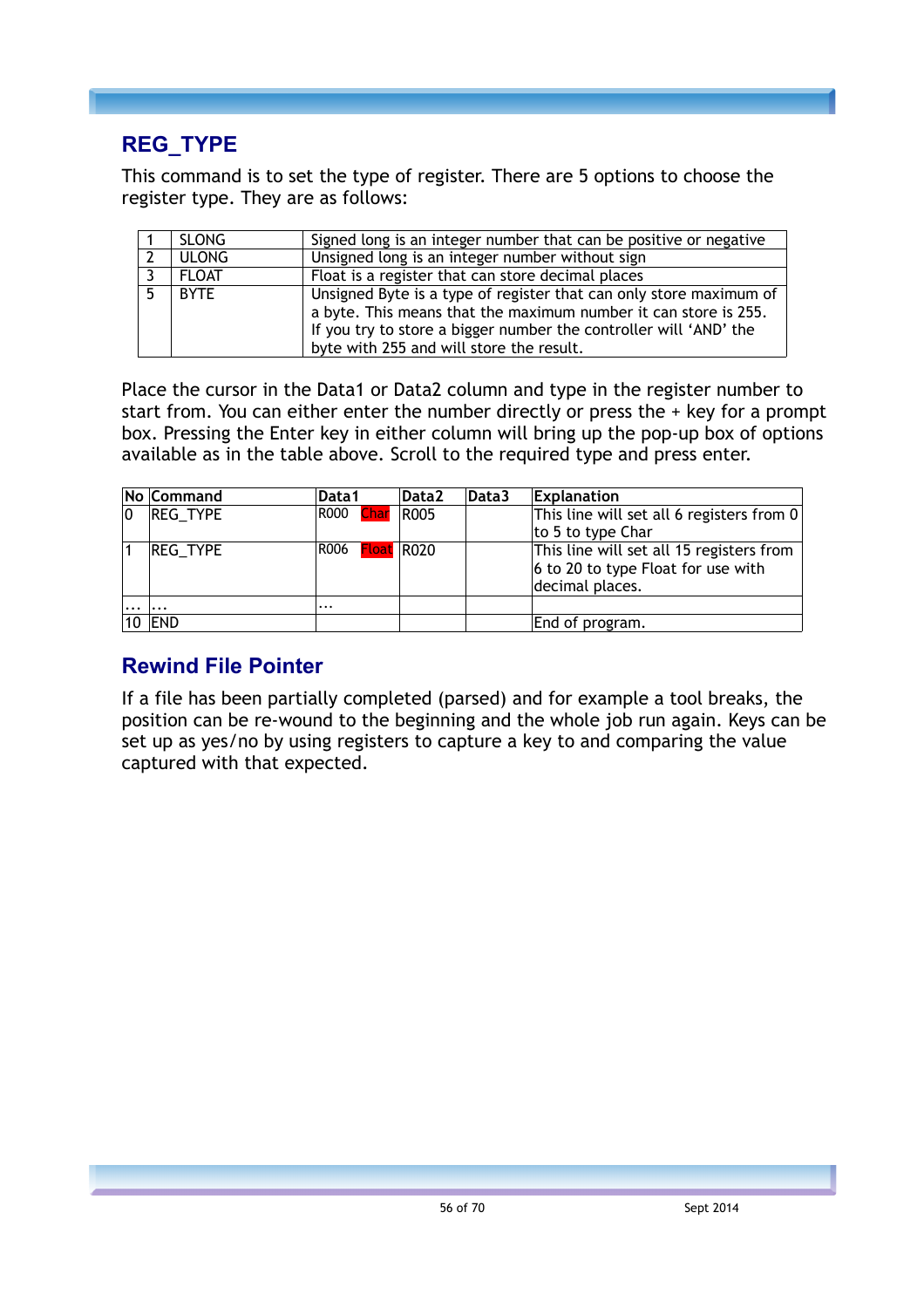## REG_TYPE

This command is to set the type of register. There are 5 options to choose the register type. They are as follows:

| | | |
|---|---|---|
| 1 | SLONG | Signed long is an integer number that can be positive or negative |
| 2 | ULONG | Unsigned long is an integer number without sign |
| 3 | FLOAT | Float is a register that can store decimal places |
| 5 | BYTE | Unsigned Byte is a type of register that can only store maximum of a byte. This means that the maximum number it can store is 255. If you try to store a bigger number the controller will 'AND' the byte with 255 and will store the result. |

Place the cursor in the Data1 or Data2 column and type in the register number to start from. You can either enter the number directly or press the + key for a prompt box. Pressing the Enter key in either column will bring up the pop-up box of options available as in the table above. Scroll to the required type and press enter.

| No | Command | Data1 | Data2 | Data3 | Explanation |
|---|---|---|---|---|---|
| 0 | REG_TYPE | R000 Char | R005 | | This line will set all 6 registers from 0 to 5 to type Char |
| 1 | REG_TYPE | R006 Float | R020 | | This line will set all 15 registers from 6 to 20 to type Float for use with decimal places. |
| ... | ... | ... | | | |
| 10 | END | | | | End of program. |

## Rewind File Pointer

If a file has been partially completed (parsed) and for example a tool breaks, the position can be re-wound to the beginning and the whole job run again. Keys can be set up as yes/no by using registers to capture a key to and comparing the value captured with that expected.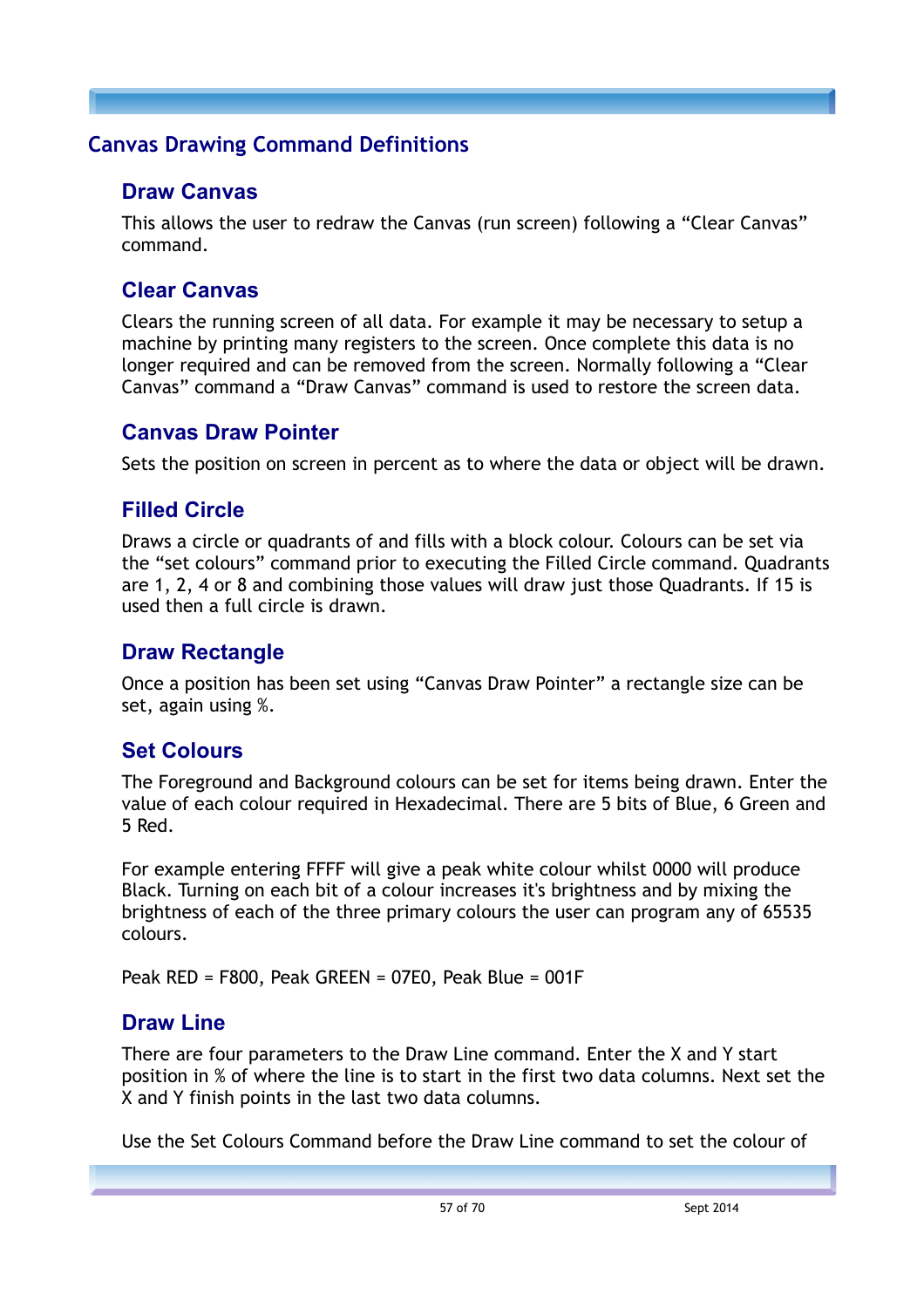## Canvas Drawing Command Definitions

### Draw Canvas

This allows the user to redraw the Canvas (run screen) following a “Clear Canvas” command.

### Clear Canvas

Clears the running screen of all data. For example it may be necessary to setup a machine by printing many registers to the screen. Once complete this data is no longer required and can be removed from the screen. Normally following a “Clear Canvas” command a “Draw Canvas” command is used to restore the screen data.

### Canvas Draw Pointer

Sets the position on screen in percent as to where the data or object will be drawn.

### Filled Circle

Draws a circle or quadrants of and fills with a block colour. Colours can be set via the “set colours” command prior to executing the Filled Circle command. Quadrants are 1, 2, 4 or 8 and combining those values will draw just those Quadrants. If 15 is used then a full circle is drawn.

### Draw Rectangle

Once a position has been set using “Canvas Draw Pointer” a rectangle size can be set, again using %.

### Set Colours

The Foreground and Background colours can be set for items being drawn. Enter the value of each colour required in Hexadecimal. There are 5 bits of Blue, 6 Green and 5 Red.

For example entering FFFF will give a peak white colour whilst 0000 will produce Black. Turning on each bit of a colour increases it's brightness and by mixing the brightness of each of the three primary colours the user can program any of 65535 colours.

Peak RED = F800, Peak GREEN = 07E0, Peak Blue = 001F

### Draw Line

There are four parameters to the Draw Line command. Enter the X and Y start position in % of where the line is to start in the first two data columns. Next set the X and Y finish points in the last two data columns.

Use the Set Colours Command before the Draw Line command to set the colour of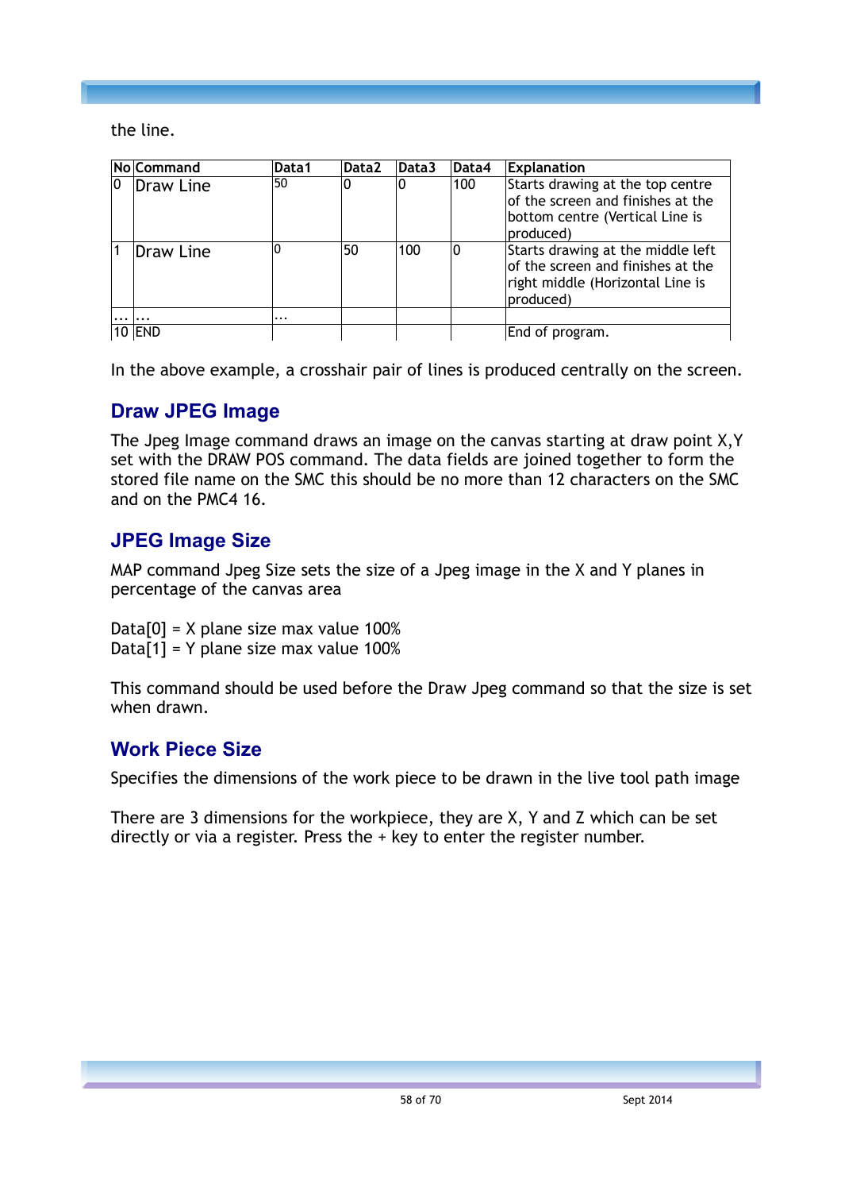the line.

| No | Command | Data1 | Data2 | Data3 | Data4 | Explanation |
|---|---|---|---|---|---|---|
| 0 | Draw Line | 50 | 0 | 0 | 100 | Starts drawing at the top centre of the screen and finishes at the bottom centre (Vertical Line is produced) |
| 1 | Draw Line | 0 | 50 | 100 | 0 | Starts drawing at the middle left of the screen and finishes at the right middle (Horizontal Line is produced) |
| … | … | … | | | | |
| 10 | END | | | | | End of program. |

In the above example, a crosshair pair of lines is produced centrally on the screen.

## Draw JPEG Image

The Jpeg Image command draws an image on the canvas starting at draw point X,Y set with the DRAW POS command. The data fields are joined together to form the stored file name on the SMC this should be no more than 12 characters on the SMC and on the PMC4 16.

## JPEG Image Size

MAP command Jpeg Size sets the size of a Jpeg image in the X and Y planes in percentage of the canvas area

Data[0] = X plane size max value 100%
Data[1] = Y plane size max value 100%

This command should be used before the Draw Jpeg command so that the size is set when drawn.

## Work Piece Size

Specifies the dimensions of the work piece to be drawn in the live tool path image

There are 3 dimensions for the workpiece, they are X, Y and Z which can be set directly or via a register. Press the + key to enter the register number.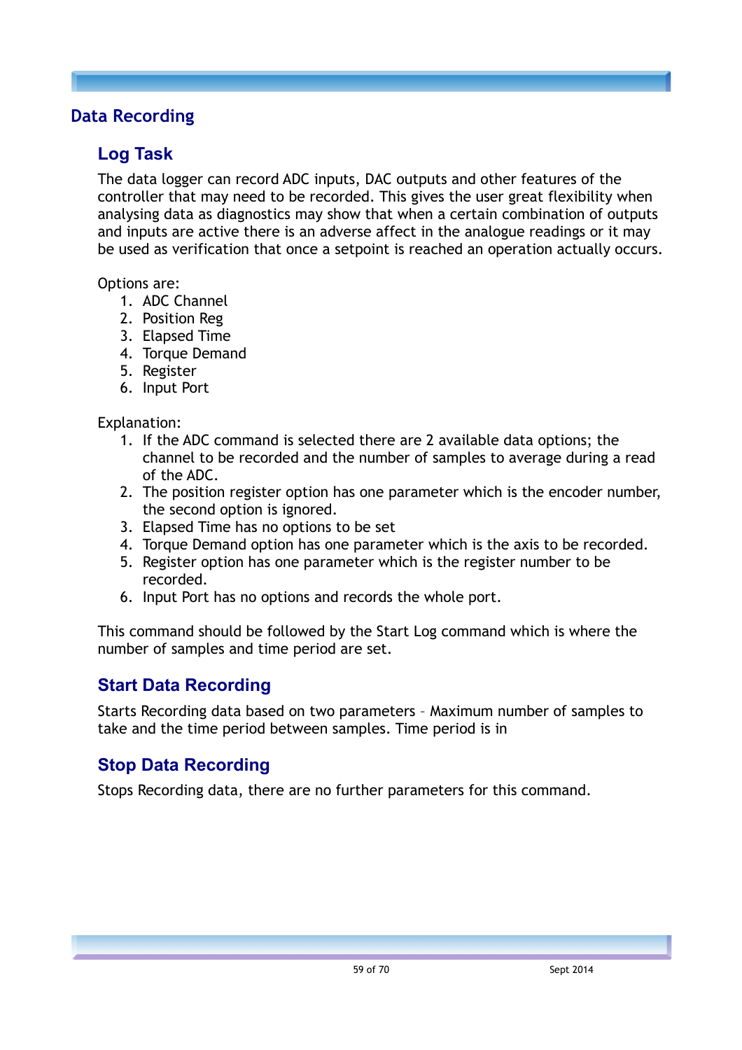# Data Recording

## Log Task

The data logger can record ADC inputs, DAC outputs and other features of the controller that may need to be recorded. This gives the user great flexibility when analysing data as diagnostics may show that when a certain combination of outputs and inputs are active there is an adverse affect in the analogue readings or it may be used as verification that once a setpoint is reached an operation actually occurs.

Options are:

1. ADC Channel
2. Position Reg
3. Elapsed Time
4. Torque Demand
5. Register
6. Input Port

Explanation:

1. If the ADC command is selected there are 2 available data options; the channel to be recorded and the number of samples to average during a read of the ADC.
2. The position register option has one parameter which is the encoder number, the second option is ignored.
3. Elapsed Time has no options to be set
4. Torque Demand option has one parameter which is the axis to be recorded.
5. Register option has one parameter which is the register number to be recorded.
6. Input Port has no options and records the whole port.

This command should be followed by the Start Log command which is where the number of samples and time period are set.

## Start Data Recording

Starts Recording data based on two parameters – Maximum number of samples to take and the time period between samples. Time period is in

## Stop Data Recording

Stops Recording data, there are no further parameters for this command.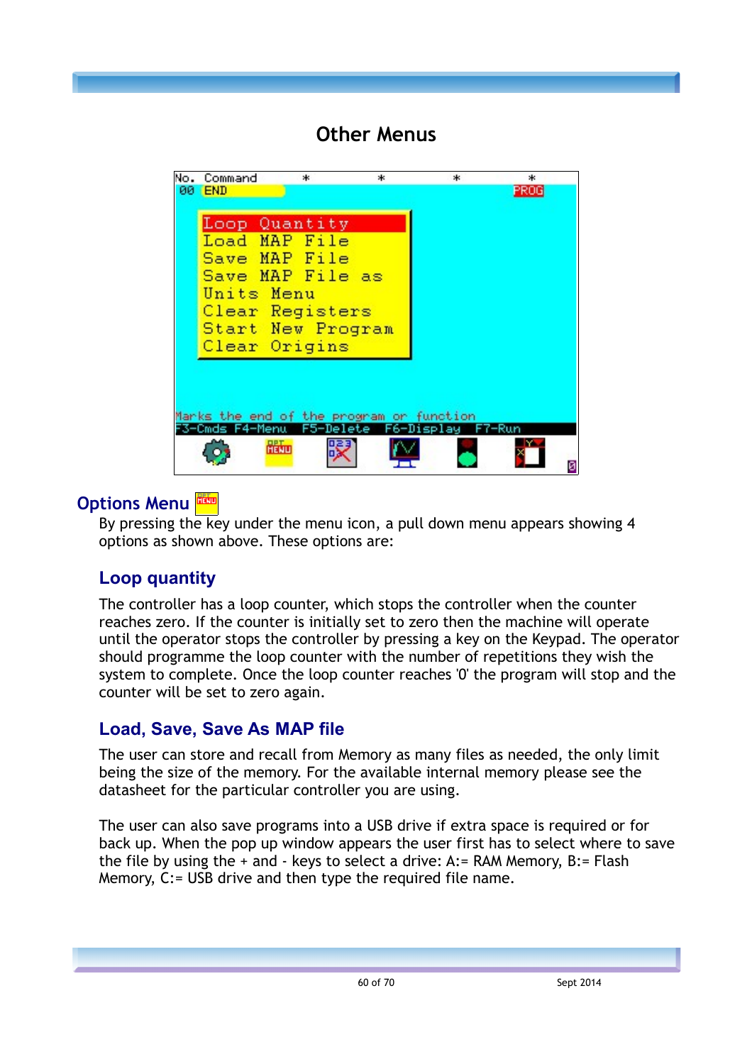# Other Menus

## Options Menu

By pressing the key under the menu icon, a pull down menu appears showing 4 options as shown above. These options are:

### Loop quantity

The controller has a loop counter, which stops the controller when the counter reaches zero. If the counter is initially set to zero then the machine will operate until the operator stops the controller by pressing a key on the Keypad. The operator should programme the loop counter with the number of repetitions they wish the system to complete. Once the loop counter reaches '0' the program will stop and the counter will be set to zero again.

### Load, Save, Save As MAP file

The user can store and recall from Memory as many files as needed, the only limit being the size of the memory. For the available internal memory please see the datasheet for the particular controller you are using.

The user can also save programs into a USB drive if extra space is required or for back up. When the pop up window appears the user first has to select where to save the file by using the + and - keys to select a drive: A:= RAM Memory, B:= Flash Memory, C:= USB drive and then type the required file name.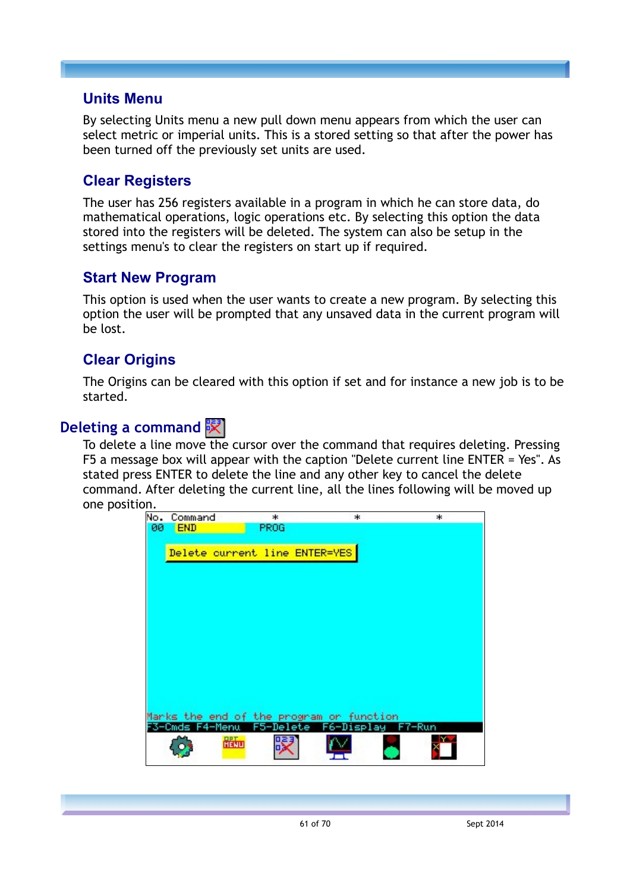## Units Menu

By selecting Units menu a new pull down menu appears from which the user can select metric or imperial units. This is a stored setting so that after the power has been turned off the previously set units are used.

## Clear Registers

The user has 256 registers available in a program in which he can store data, do mathematical operations, logic operations etc. By selecting this option the data stored into the registers will be deleted. The system can also be setup in the settings menu's to clear the registers on start up if required.

## Start New Program

This option is used when the user wants to create a new program. By selecting this option the user will be prompted that any unsaved data in the current program will be lost.

## Clear Origins

The Origins can be cleared with this option if set and for instance a new job is to be started.

# Deleting a command

To delete a line move the cursor over the command that requires deleting. Pressing F5 a message box will appear with the caption "Delete current line ENTER = Yes". As stated press ENTER to delete the line and any other key to cancel the delete command. After deleting the current line, all the lines following will be moved up one position.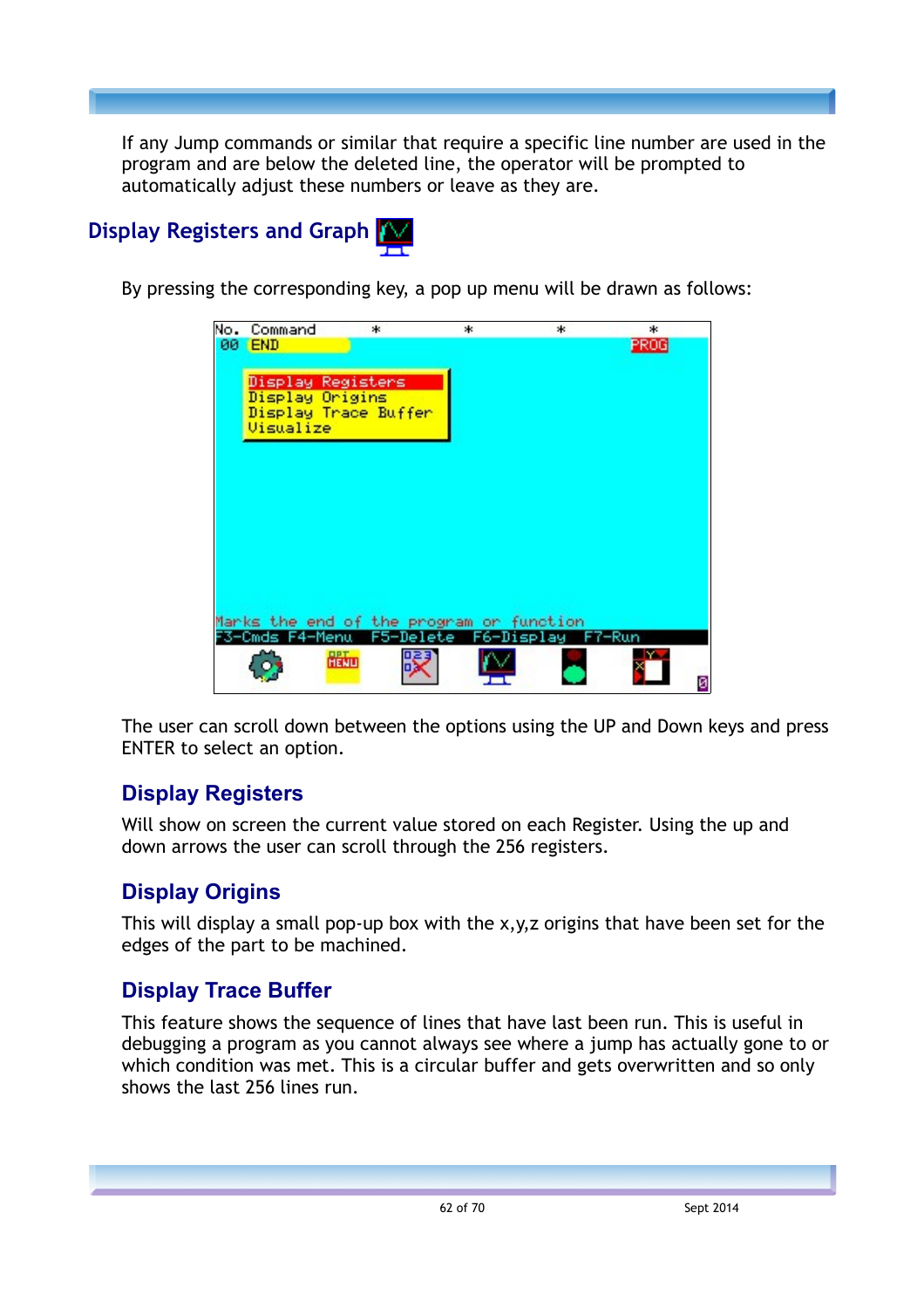If any Jump commands or similar that require a specific line number are used in the program and are below the deleted line, the operator will be prompted to automatically adjust these numbers or leave as they are.

## Display Registers and Graph

By pressing the corresponding key, a pop up menu will be drawn as follows:

The user can scroll down between the options using the UP and Down keys and press ENTER to select an option.

### Display Registers

Will show on screen the current value stored on each Register. Using the up and down arrows the user can scroll through the 256 registers.

### Display Origins

This will display a small pop-up box with the x,y,z origins that have been set for the edges of the part to be machined.

### Display Trace Buffer

This feature shows the sequence of lines that have last been run. This is useful in debugging a program as you cannot always see where a jump has actually gone to or which condition was met. This is a circular buffer and gets overwritten and so only shows the last 256 lines run.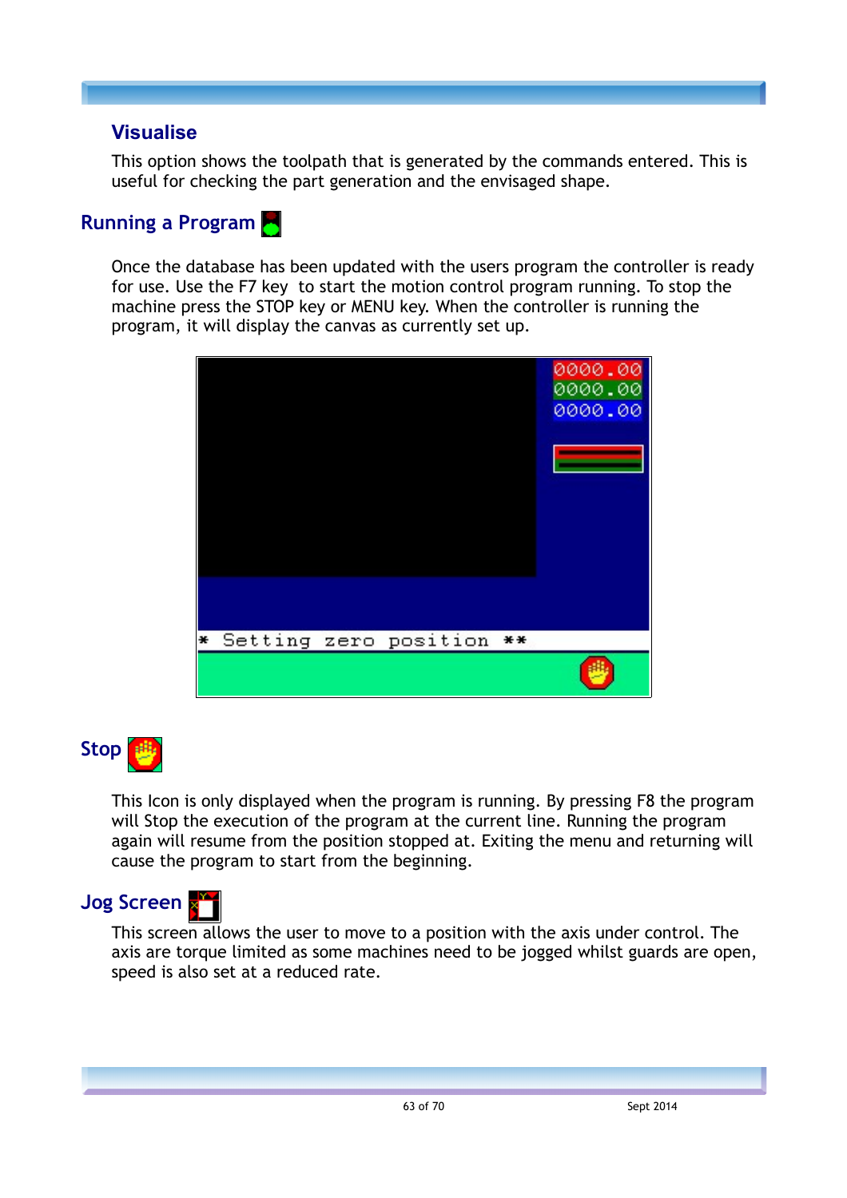### Visualise

This option shows the toolpath that is generated by the commands entered. This is useful for checking the part generation and the envisaged shape.

## Running a Program

Once the database has been updated with the users program the controller is ready for use. Use the F7 key to start the motion control program running. To stop the machine press the STOP key or MENU key. When the controller is running the program, it will display the canvas as currently set up.

## Stop

This Icon is only displayed when the program is running. By pressing F8 the program will Stop the execution of the program at the current line. Running the program again will resume from the position stopped at. Exiting the menu and returning will cause the program to start from the beginning.

## Jog Screen

This screen allows the user to move to a position with the axis under control. The axis are torque limited as some machines need to be jogged whilst guards are open, speed is also set at a reduced rate.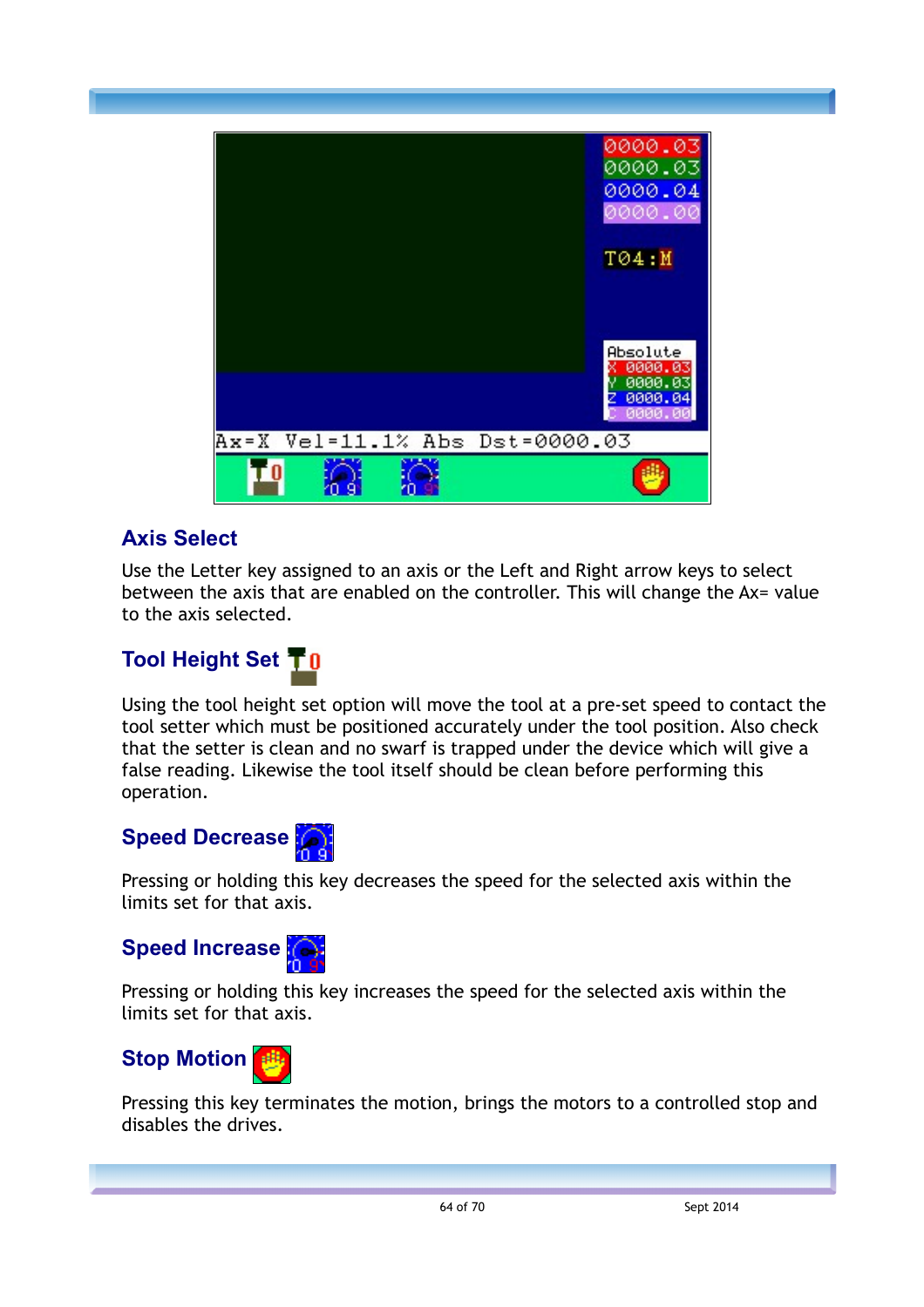## Axis Select

Use the Letter key assigned to an axis or the Left and Right arrow keys to select between the axis that are enabled on the controller. This will change the Ax= value to the axis selected.

## Tool Height Set

Using the tool height set option will move the tool at a pre-set speed to contact the tool setter which must be positioned accurately under the tool position. Also check that the setter is clean and no swarf is trapped under the device which will give a false reading. Likewise the tool itself should be clean before performing this operation.

## Speed Decrease

Pressing or holding this key decreases the speed for the selected axis within the limits set for that axis.

## Speed Increase

Pressing or holding this key increases the speed for the selected axis within the limits set for that axis.

## Stop Motion

Pressing this key terminates the motion, brings the motors to a controlled stop and disables the drives.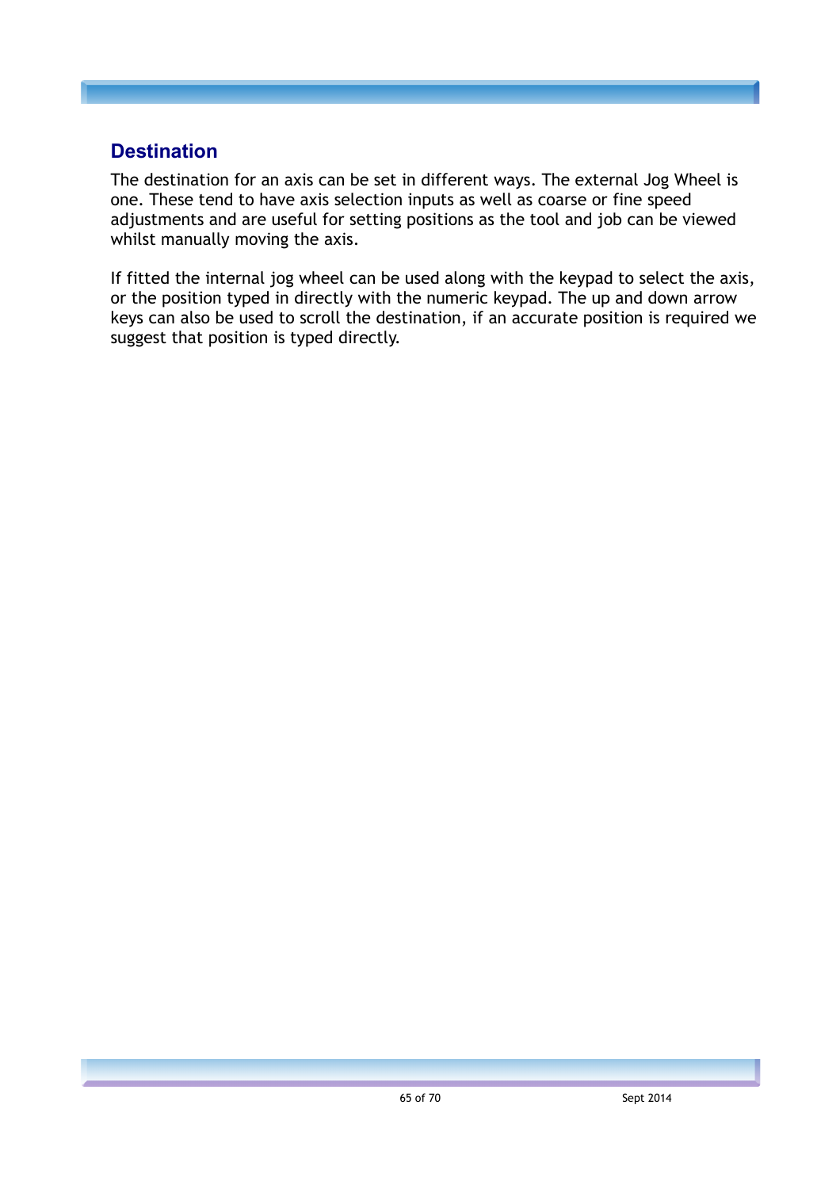## Destination

The destination for an axis can be set in different ways. The external Jog Wheel is one. These tend to have axis selection inputs as well as coarse or fine speed adjustments and are useful for setting positions as the tool and job can be viewed whilst manually moving the axis.

If fitted the internal jog wheel can be used along with the keypad to select the axis, or the position typed in directly with the numeric keypad. The up and down arrow keys can also be used to scroll the destination, if an accurate position is required we suggest that position is typed directly.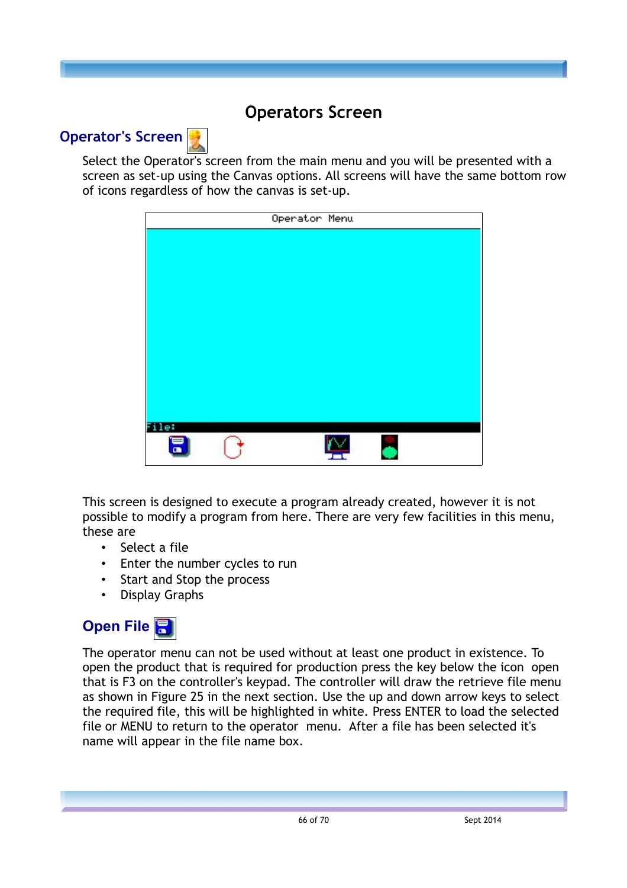# Operators Screen

## Operator's Screen

Select the Operator's screen from the main menu and you will be presented with a screen as set-up using the Canvas options. All screens will have the same bottom row of icons regardless of how the canvas is set-up.

This screen is designed to execute a program already created, however it is not possible to modify a program from here. There are very few facilities in this menu, these are

- Select a file
- Enter the number cycles to run
- Start and Stop the process
- Display Graphs

## Open File

The operator menu can not be used without at least one product in existence. To open the product that is required for production press the key below the icon open that is F3 on the controller's keypad. The controller will draw the retrieve file menu as shown in Figure 25 in the next section. Use the up and down arrow keys to select the required file, this will be highlighted in white. Press ENTER to load the selected file or MENU to return to the operator menu. After a file has been selected it's name will appear in the file name box.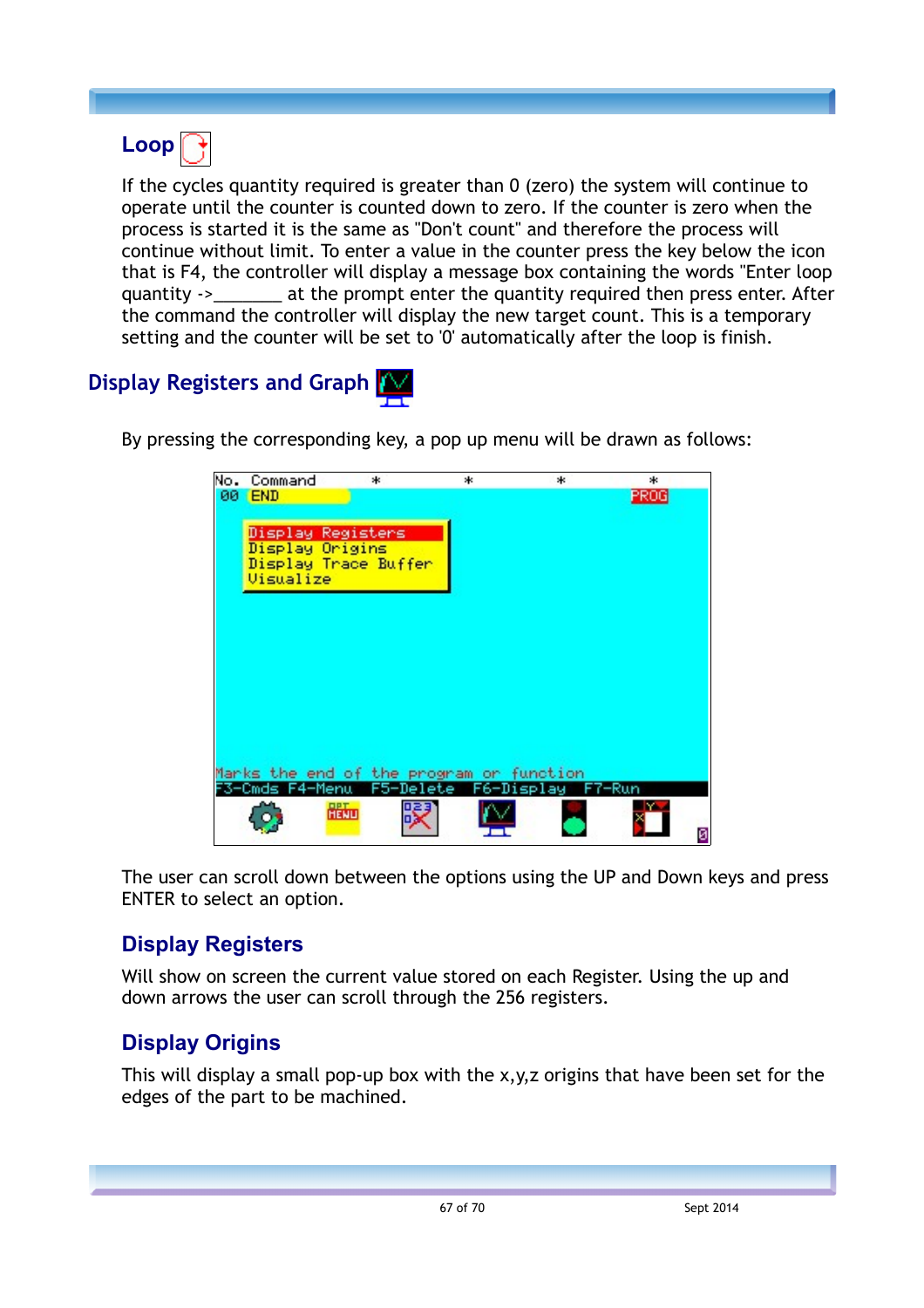## Loop

If the cycles quantity required is greater than 0 (zero) the system will continue to operate until the counter is counted down to zero. If the counter is zero when the process is started it is the same as "Don't count" and therefore the process will continue without limit. To enter a value in the counter press the key below the icon that is F4, the controller will display a message box containing the words "Enter loop quantity ->_______ at the prompt enter the quantity required then press enter. After the command the controller will display the new target count. This is a temporary setting and the counter will be set to '0' automatically after the loop is finish.

## Display Registers and Graph

By pressing the corresponding key, a pop up menu will be drawn as follows:

The user can scroll down between the options using the UP and Down keys and press ENTER to select an option.

### Display Registers

Will show on screen the current value stored on each Register. Using the up and down arrows the user can scroll through the 256 registers.

### Display Origins

This will display a small pop-up box with the x,y,z origins that have been set for the edges of the part to be machined.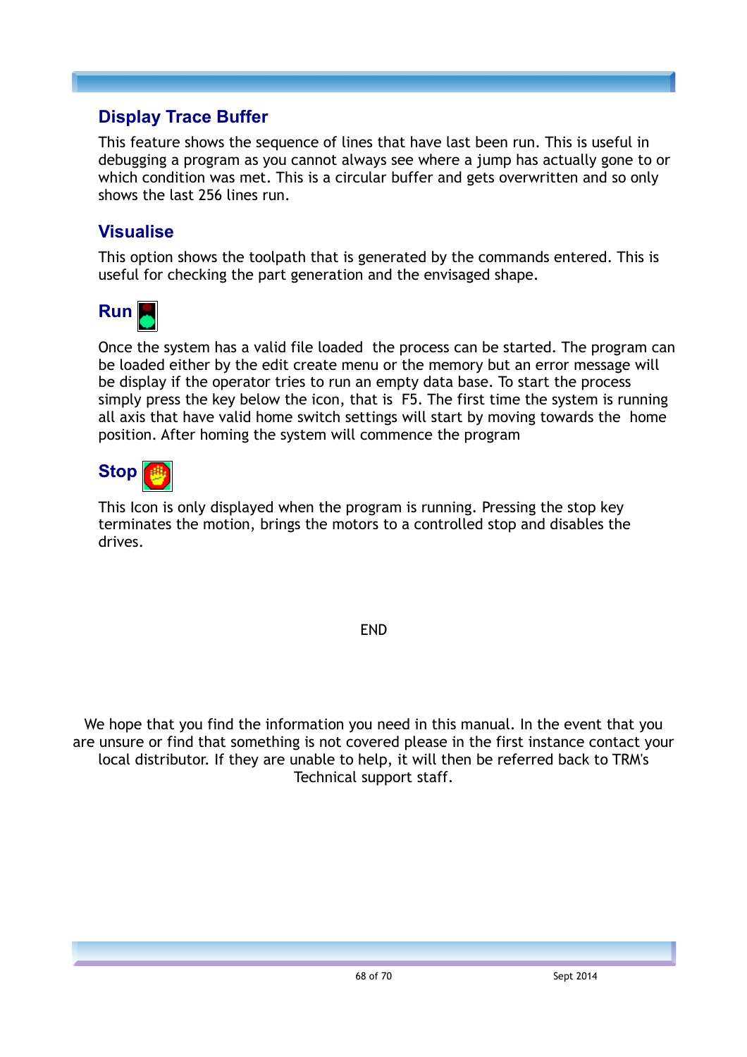## Display Trace Buffer

This feature shows the sequence of lines that have last been run. This is useful in debugging a program as you cannot always see where a jump has actually gone to or which condition was met. This is a circular buffer and gets overwritten and so only shows the last 256 lines run.

## Visualise

This option shows the toolpath that is generated by the commands entered. This is useful for checking the part generation and the envisaged shape.

## Run

Once the system has a valid file loaded the process can be started. The program can be loaded either by the edit create menu or the memory but an error message will be display if the operator tries to run an empty data base. To start the process simply press the key below the icon, that is F5. The first time the system is running all axis that have valid home switch settings will start by moving towards the home position. After homing the system will commence the program

## Stop

This Icon is only displayed when the program is running. Pressing the stop key terminates the motion, brings the motors to a controlled stop and disables the drives.

END

We hope that you find the information you need in this manual. In the event that you are unsure or find that something is not covered please in the first instance contact your local distributor. If they are unable to help, it will then be referred back to TRM's Technical support staff.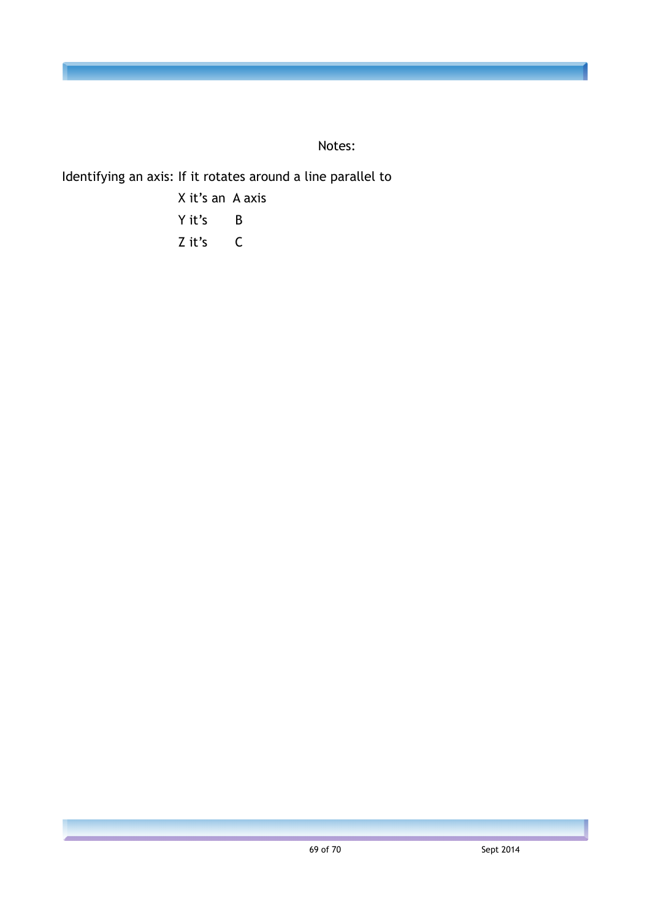Notes:

Identifying an axis: If it rotates around a line parallel to

X it's an A axis

Y it's B

Z it's C